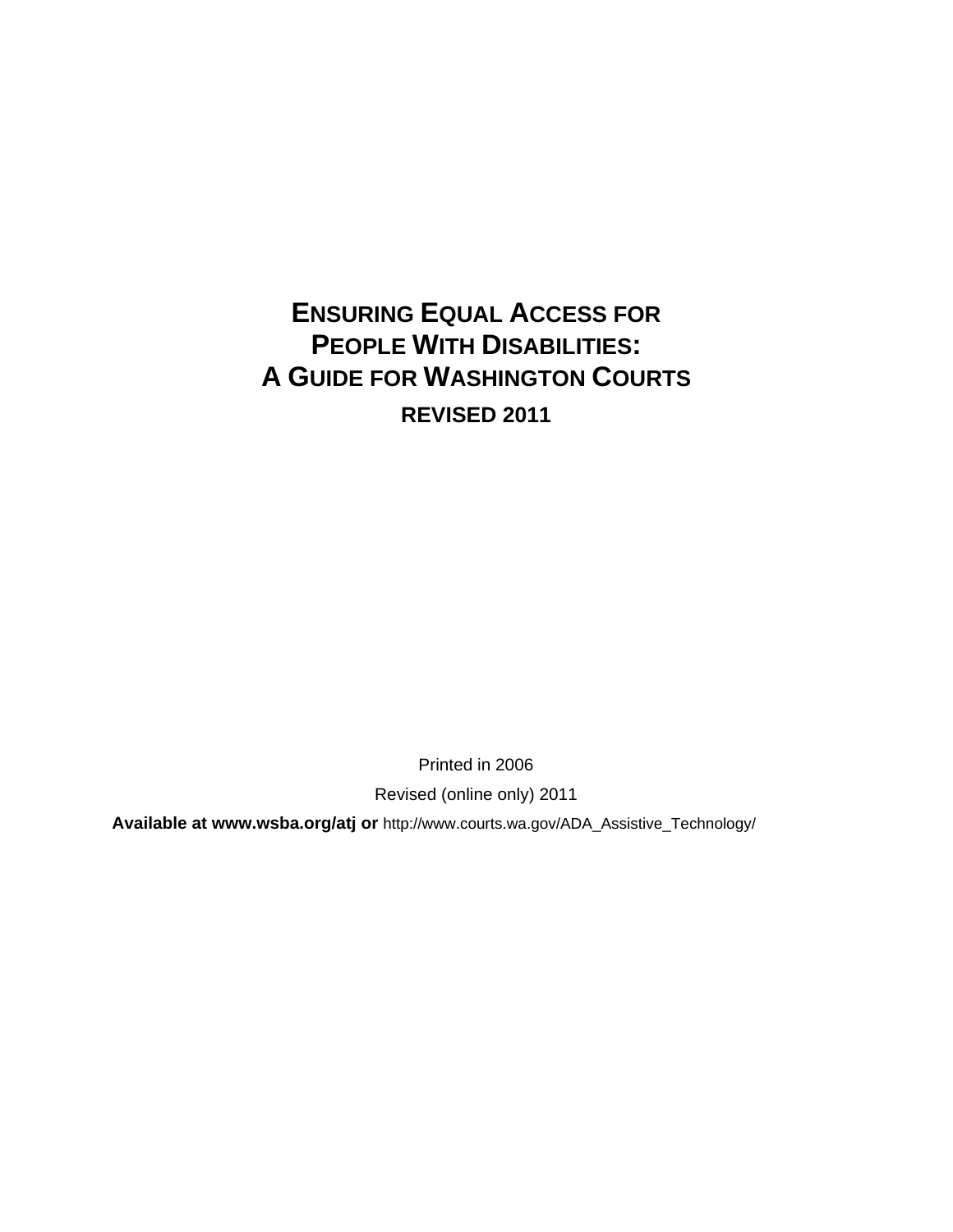# ENSURING EQUAL ACCESS FOR PEOPLE WITH DISABILITIES: A GUIDE FOR WASHINGTON COURTS

## REVISED 2011

Printed in 2006

Revised (online only) 2011

**Available at www.wsba.org/atj or** http://www.courts.wa.gov/ADA_Assistive_Technology/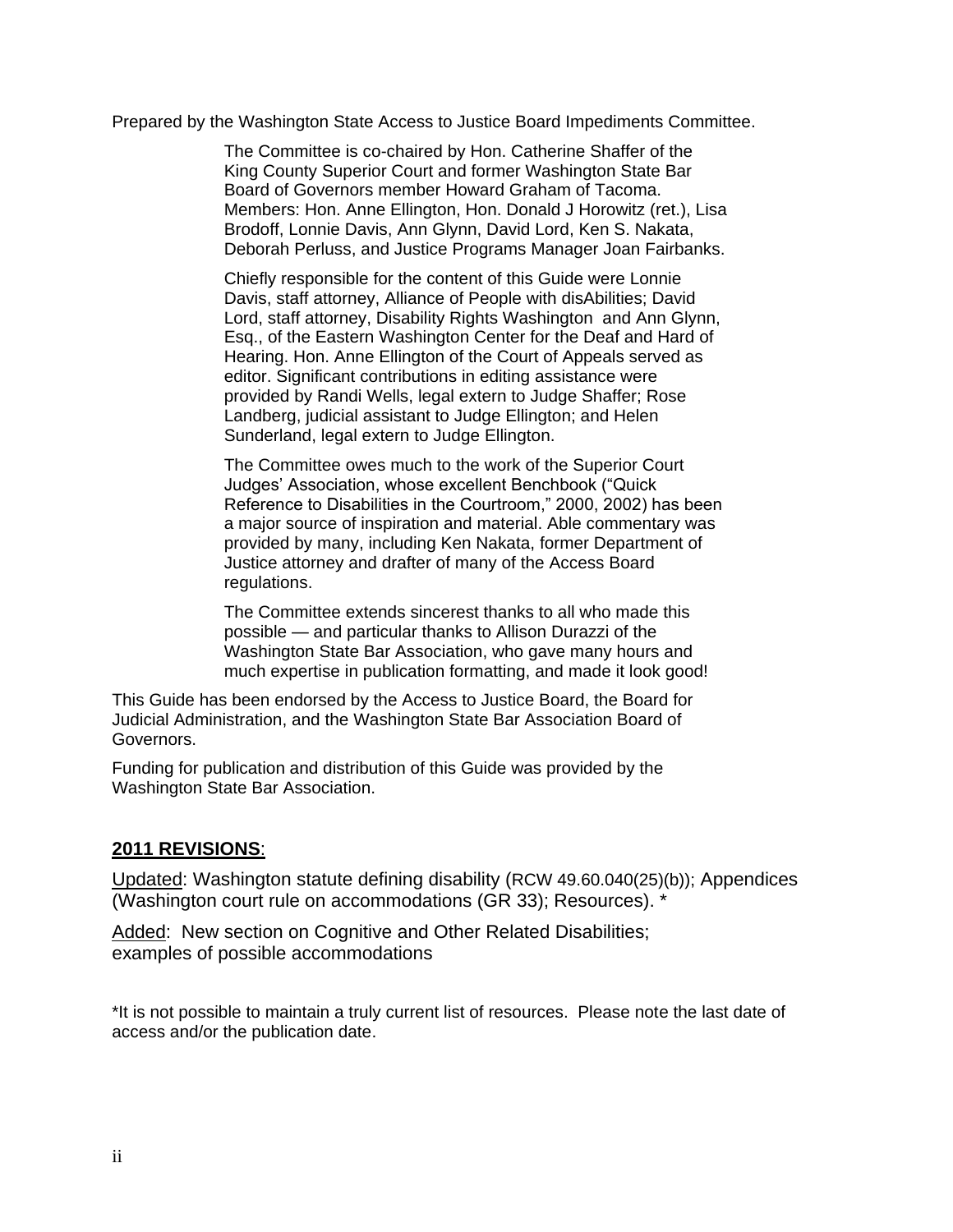Prepared by the Washington State Access to Justice Board Impediments Committee.

> The Committee is co-chaired by Hon. Catherine Shaffer of the King County Superior Court and former Washington State Bar Board of Governors member Howard Graham of Tacoma. Members: Hon. Anne Ellington, Hon. Donald J Horowitz (ret.), Lisa Brodoff, Lonnie Davis, Ann Glynn, David Lord, Ken S. Nakata, Deborah Perluss, and Justice Programs Manager Joan Fairbanks.
>
> Chiefly responsible for the content of this Guide were Lonnie Davis, staff attorney, Alliance of People with disAbilities; David Lord, staff attorney, Disability Rights Washington and Ann Glynn, Esq., of the Eastern Washington Center for the Deaf and Hard of Hearing. Hon. Anne Ellington of the Court of Appeals served as editor. Significant contributions in editing assistance were provided by Randi Wells, legal extern to Judge Shaffer; Rose Landberg, judicial assistant to Judge Ellington; and Helen Sunderland, legal extern to Judge Ellington.
>
> The Committee owes much to the work of the Superior Court Judges' Association, whose excellent Benchbook ("Quick Reference to Disabilities in the Courtroom," 2000, 2002) has been a major source of inspiration and material. Able commentary was provided by many, including Ken Nakata, former Department of Justice attorney and drafter of many of the Access Board regulations.
>
> The Committee extends sincerest thanks to all who made this possible — and particular thanks to Allison Durazzi of the Washington State Bar Association, who gave many hours and much expertise in publication formatting, and made it look good!

This Guide has been endorsed by the Access to Justice Board, the Board for Judicial Administration, and the Washington State Bar Association Board of Governors.

Funding for publication and distribution of this Guide was provided by the Washington State Bar Association.

**2011 REVISIONS**:

Updated: Washington statute defining disability (RCW 49.60.040(25)(b)); Appendices (Washington court rule on accommodations (GR 33); Resources). *

Added: New section on Cognitive and Other Related Disabilities; examples of possible accommodations

*It is not possible to maintain a truly current list of resources. Please note the last date of access and/or the publication date.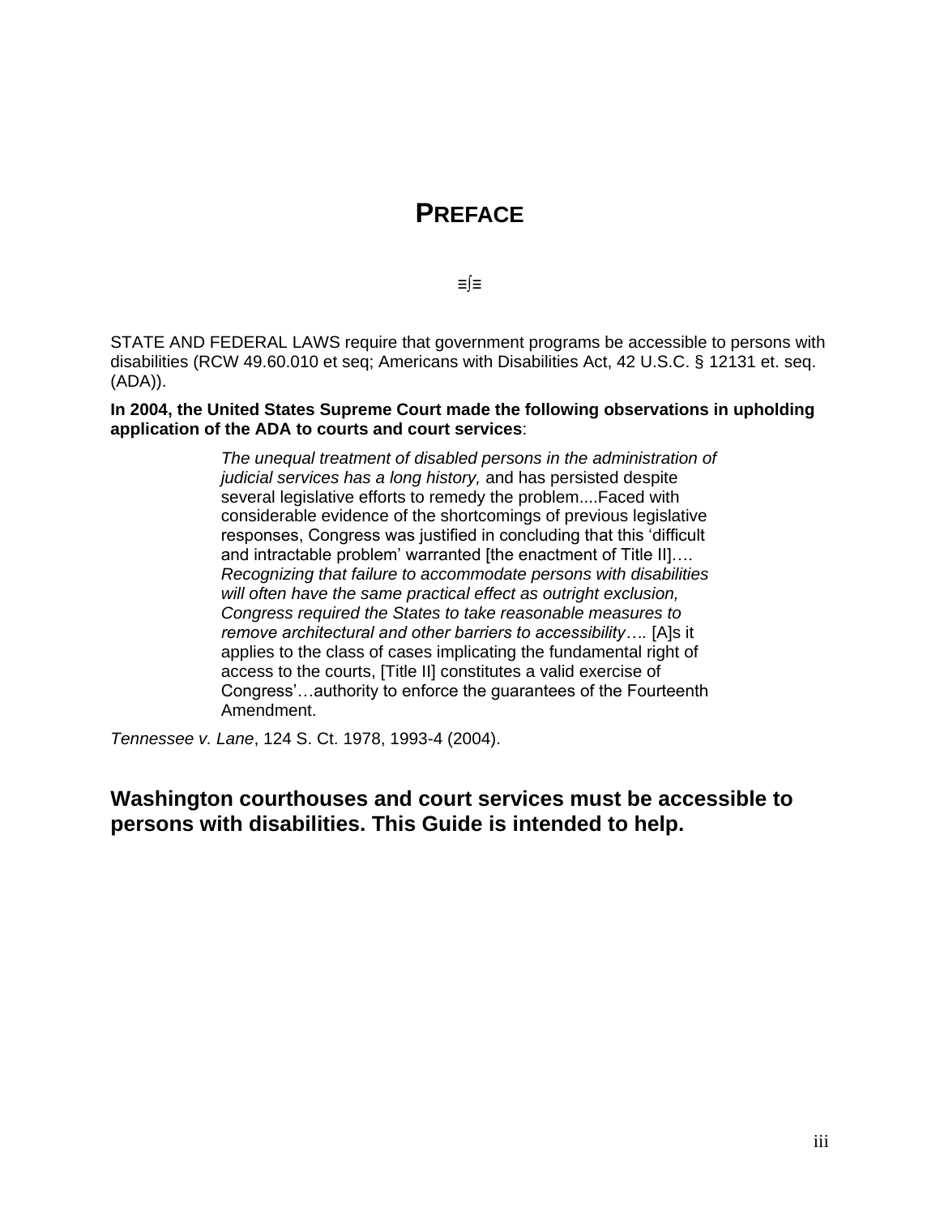# PREFACE

≡⌠≡

STATE AND FEDERAL LAWS require that government programs be accessible to persons with disabilities (RCW 49.60.010 et seq; Americans with Disabilities Act, 42 U.S.C. § 12131 et. seq. (ADA)).

**In 2004, the United States Supreme Court made the following observations in upholding application of the ADA to courts and court services**:

> *The unequal treatment of disabled persons in the administration of judicial services has a long history,* and has persisted despite several legislative efforts to remedy the problem....Faced with considerable evidence of the shortcomings of previous legislative responses, Congress was justified in concluding that this 'difficult and intractable problem' warranted [the enactment of Title II]…. *Recognizing that failure to accommodate persons with disabilities will often have the same practical effect as outright exclusion, Congress required the States to take reasonable measures to remove architectural and other barriers to accessibility….* [A]s it applies to the class of cases implicating the fundamental right of access to the courts, [Title II] constitutes a valid exercise of Congress'…authority to enforce the guarantees of the Fourteenth Amendment.

*Tennessee v. Lane*, 124 S. Ct. 1978, 1993-4 (2004).

## Washington courthouses and court services must be accessible to persons with disabilities. This Guide is intended to help.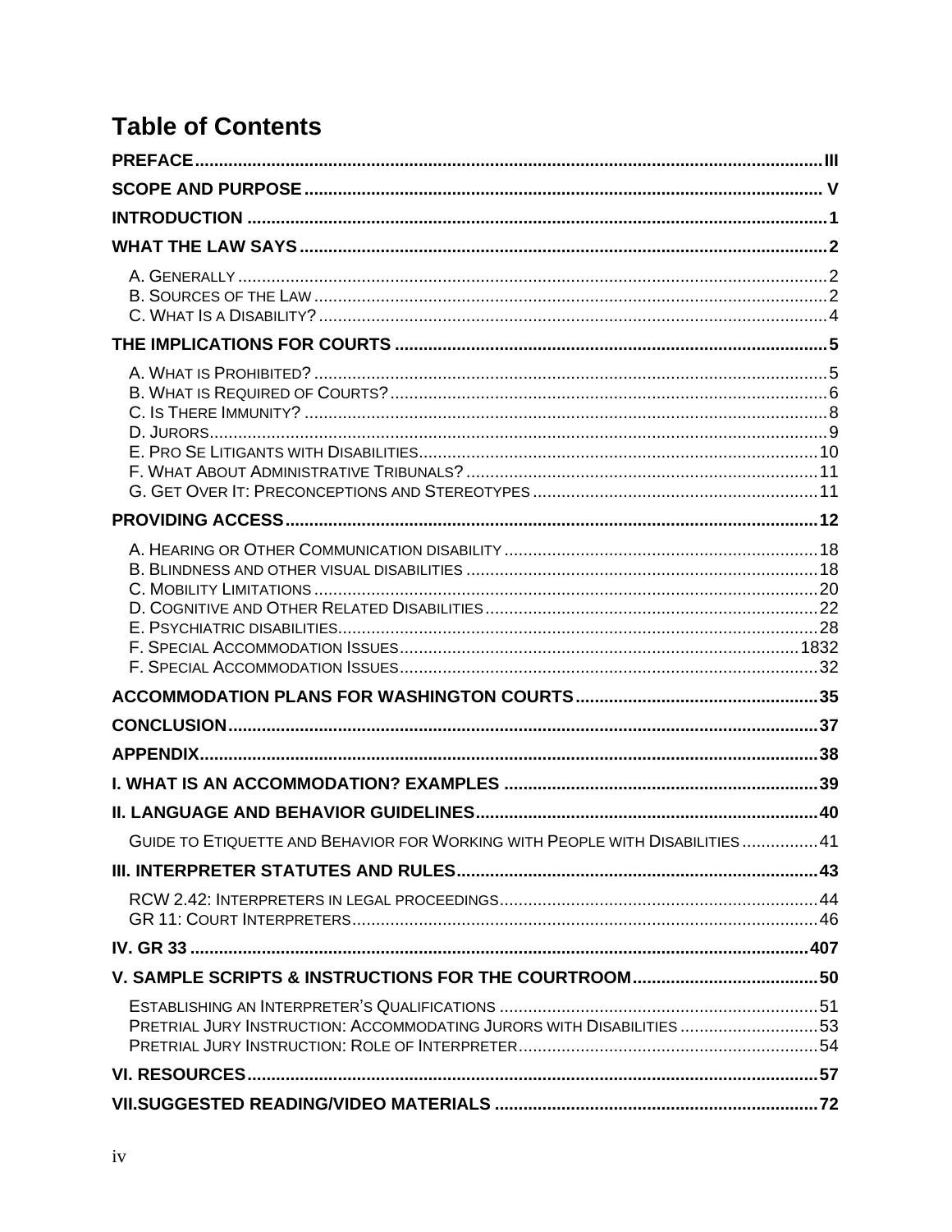# Table of Contents

**PREFACE** ..... III

**SCOPE AND PURPOSE** ..... V

**INTRODUCTION** ..... 1

**WHAT THE LAW SAYS** ..... 2

A. Generally ..... 2
B. Sources of the Law ..... 2
C. What Is a Disability? ..... 4

**THE IMPLICATIONS FOR COURTS** ..... 5

A. What is Prohibited? ..... 5
B. What is Required of Courts? ..... 6
C. Is There Immunity? ..... 8
D. Jurors ..... 9
E. Pro Se Litigants with Disabilities ..... 10
F. What About Administrative Tribunals? ..... 11
G. Get Over It: Preconceptions and Stereotypes ..... 11

**PROVIDING ACCESS** ..... 12

A. Hearing or Other Communication disability ..... 18
B. Blindness and other visual disabilities ..... 18
C. Mobility Limitations ..... 20
D. Cognitive and Other Related Disabilities ..... 22
E. Psychiatric disabilities ..... 28
F. Special Accommodation Issues ..... 1832
F. Special Accommodation Issues ..... 32

**ACCOMMODATION PLANS FOR WASHINGTON COURTS** ..... 35

**CONCLUSION** ..... 37

**APPENDIX** ..... 38

**I. WHAT IS AN ACCOMMODATION? EXAMPLES** ..... 39

**II. LANGUAGE AND BEHAVIOR GUIDELINES** ..... 40

Guide to Etiquette and Behavior for Working with People with Disabilities ..... 41

**III. INTERPRETER STATUTES AND RULES** ..... 43

RCW 2.42: Interpreters in legal proceedings ..... 44
GR 11: Court Interpreters ..... 46

**IV. GR 33** ..... 407

**V. SAMPLE SCRIPTS & INSTRUCTIONS FOR THE COURTROOM** ..... 50

Establishing an Interpreter's Qualifications ..... 51
Pretrial Jury Instruction: Accommodating Jurors with Disabilities ..... 53
Pretrial Jury Instruction: Role of Interpreter ..... 54

**VI. RESOURCES** ..... 57

**VII.SUGGESTED READING/VIDEO MATERIALS** ..... 72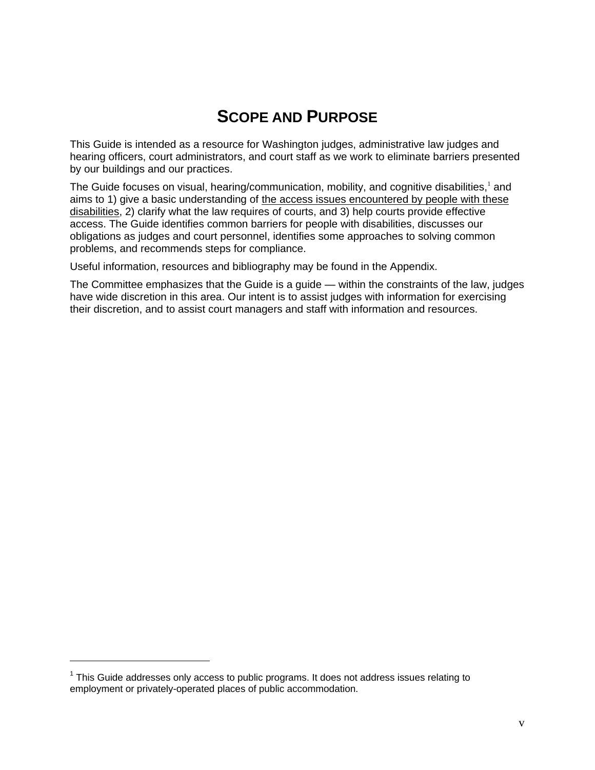# Scope and Purpose

This Guide is intended as a resource for Washington judges, administrative law judges and hearing officers, court administrators, and court staff as we work to eliminate barriers presented by our buildings and our practices.

The Guide focuses on visual, hearing/communication, mobility, and cognitive disabilities,[1] and aims to 1) give a basic understanding of <u>the access issues encountered by people with these disabilities</u>, 2) clarify what the law requires of courts, and 3) help courts provide effective access. The Guide identifies common barriers for people with disabilities, discusses our obligations as judges and court personnel, identifies some approaches to solving common problems, and recommends steps for compliance.

Useful information, resources and bibliography may be found in the Appendix.

The Committee emphasizes that the Guide is a guide — within the constraints of the law, judges have wide discretion in this area. Our intent is to assist judges with information for exercising their discretion, and to assist court managers and staff with information and resources.

---

[1] This Guide addresses only access to public programs. It does not address issues relating to employment or privately-operated places of public accommodation.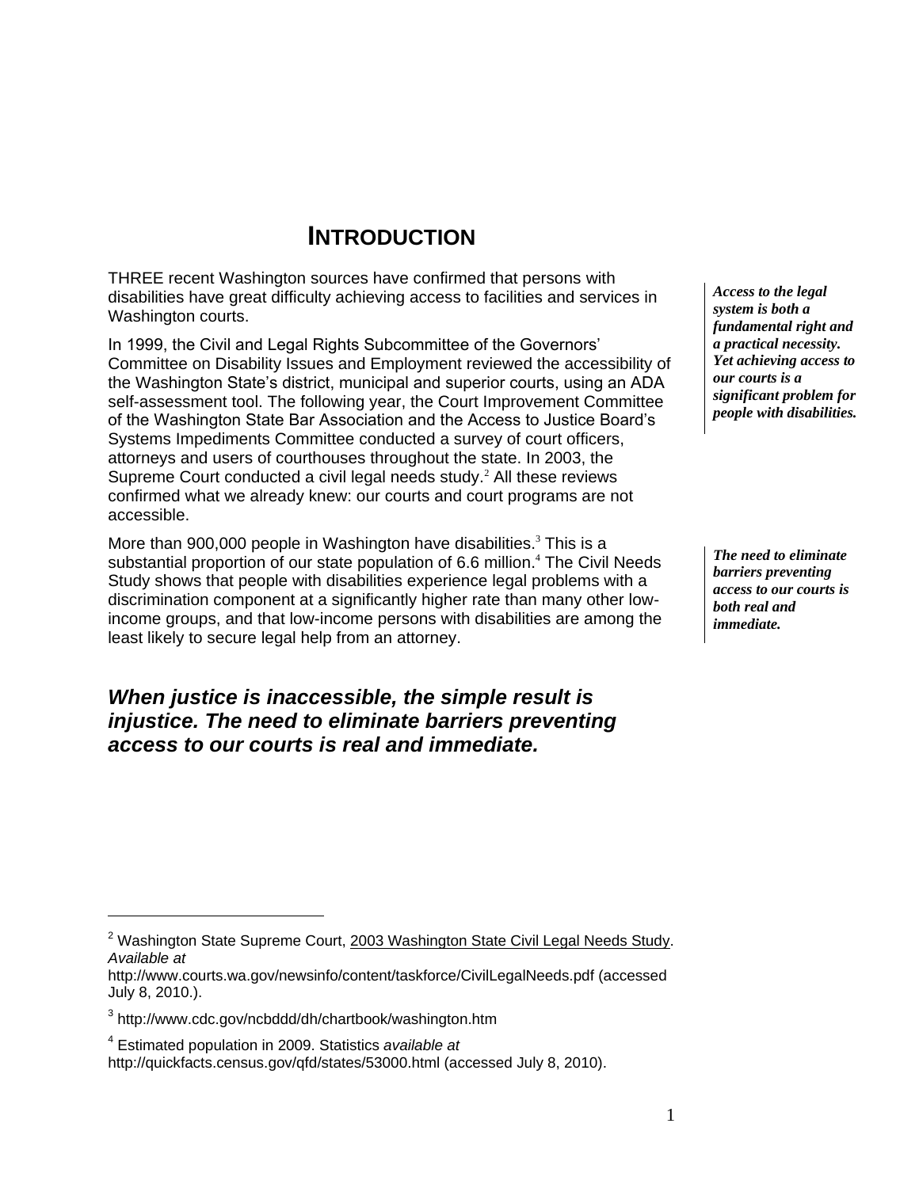# INTRODUCTION

THREE recent Washington sources have confirmed that persons with disabilities have great difficulty achieving access to facilities and services in Washington courts.

*Access to the legal system is both a fundamental right and a practical necessity. Yet achieving access to our courts is a significant problem for people with disabilities.*

In 1999, the Civil and Legal Rights Subcommittee of the Governors' Committee on Disability Issues and Employment reviewed the accessibility of the Washington State's district, municipal and superior courts, using an ADA self-assessment tool. The following year, the Court Improvement Committee of the Washington State Bar Association and the Access to Justice Board's Systems Impediments Committee conducted a survey of court officers, attorneys and users of courthouses throughout the state. In 2003, the Supreme Court conducted a civil legal needs study.[2] All these reviews confirmed what we already knew: our courts and court programs are not accessible.

More than 900,000 people in Washington have disabilities.[3] This is a substantial proportion of our state population of 6.6 million.[4] The Civil Needs Study shows that people with disabilities experience legal problems with a discrimination component at a significantly higher rate than many other low-income groups, and that low-income persons with disabilities are among the least likely to secure legal help from an attorney.

*The need to eliminate barriers preventing access to our courts is both real and immediate.*

***When justice is inaccessible, the simple result is injustice. The need to eliminate barriers preventing access to our courts is real and immediate.***

---

[2] Washington State Supreme Court, 2003 Washington State Civil Legal Needs Study. *Available at* http://www.courts.wa.gov/newsinfo/content/taskforce/CivilLegalNeeds.pdf (accessed July 8, 2010.).

[3] http://www.cdc.gov/ncbddd/dh/chartbook/washington.htm

[4] Estimated population in 2009. Statistics *available at* http://quickfacts.census.gov/qfd/states/53000.html (accessed July 8, 2010).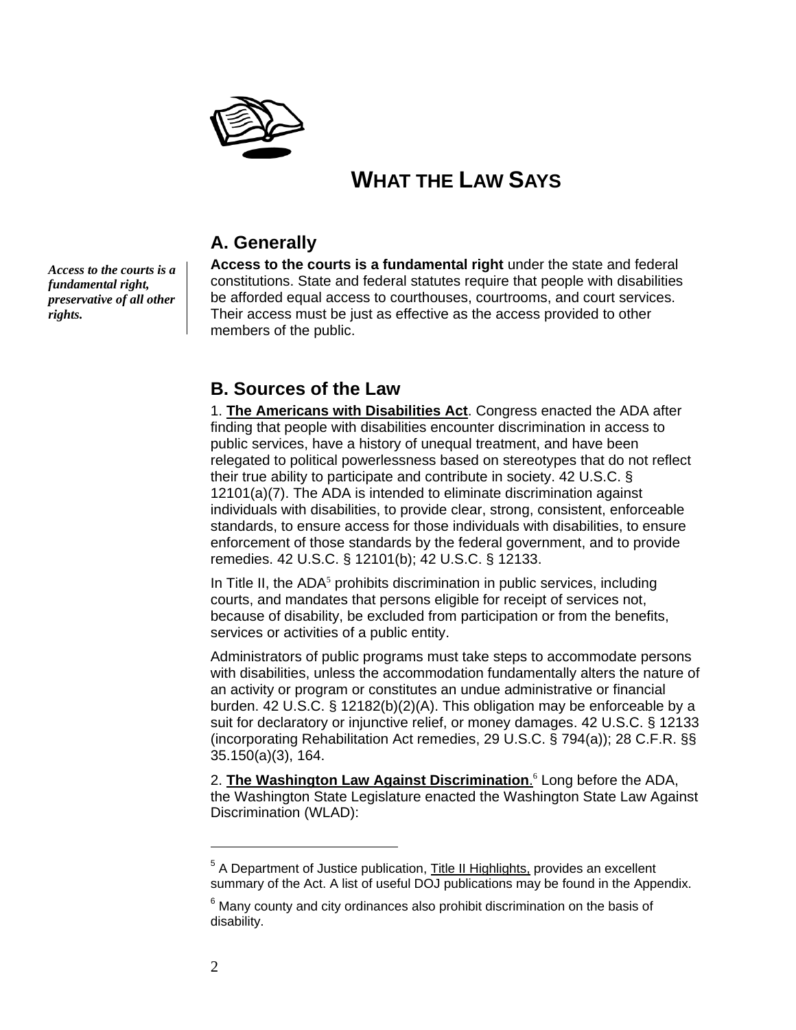# What the Law Says

## A. Generally

*Access to the courts is a fundamental right, preservative of all other rights.*

**Access to the courts is a fundamental right** under the state and federal constitutions. State and federal statutes require that people with disabilities be afforded equal access to courthouses, courtrooms, and court services. Their access must be just as effective as the access provided to other members of the public.

## B. Sources of the Law

1. **The Americans with Disabilities Act**. Congress enacted the ADA after finding that people with disabilities encounter discrimination in access to public services, have a history of unequal treatment, and have been relegated to political powerlessness based on stereotypes that do not reflect their true ability to participate and contribute in society. 42 U.S.C. § 12101(a)(7). The ADA is intended to eliminate discrimination against individuals with disabilities, to provide clear, strong, consistent, enforceable standards, to ensure access for those individuals with disabilities, to ensure enforcement of those standards by the federal government, and to provide remedies. 42 U.S.C. § 12101(b); 42 U.S.C. § 12133.

In Title II, the ADA[5] prohibits discrimination in public services, including courts, and mandates that persons eligible for receipt of services not, because of disability, be excluded from participation or from the benefits, services or activities of a public entity.

Administrators of public programs must take steps to accommodate persons with disabilities, unless the accommodation fundamentally alters the nature of an activity or program or constitutes an undue administrative or financial burden. 42 U.S.C. § 12182(b)(2)(A). This obligation may be enforceable by a suit for declaratory or injunctive relief, or money damages. 42 U.S.C. § 12133 (incorporating Rehabilitation Act remedies, 29 U.S.C. § 794(a)); 28 C.F.R. §§ 35.150(a)(3), 164.

2. **The Washington Law Against Discrimination**.[6] Long before the ADA, the Washington State Legislature enacted the Washington State Law Against Discrimination (WLAD):

---

[5] A Department of Justice publication, Title II Highlights, provides an excellent summary of the Act. A list of useful DOJ publications may be found in the Appendix.

[6] Many county and city ordinances also prohibit discrimination on the basis of disability.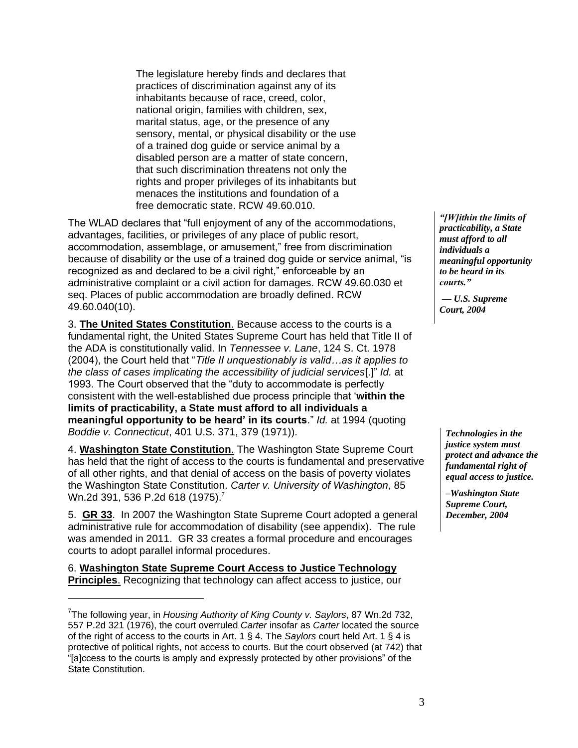> The legislature hereby finds and declares that practices of discrimination against any of its inhabitants because of race, creed, color, national origin, families with children, sex, marital status, age, or the presence of any sensory, mental, or physical disability or the use of a trained dog guide or service animal by a disabled person are a matter of state concern, that such discrimination threatens not only the rights and proper privileges of its inhabitants but menaces the institutions and foundation of a free democratic state. RCW 49.60.010.

The WLAD declares that "full enjoyment of any of the accommodations, advantages, facilities, or privileges of any place of public resort, accommodation, assemblage, or amusement," free from discrimination because of disability or the use of a trained dog guide or service animal, "is recognized as and declared to be a civil right," enforceable by an administrative complaint or a civil action for damages. RCW 49.60.030 et seq. Places of public accommodation are broadly defined. RCW 49.60.040(10).

***"[W]ithin the limits of practicability, a State must afford to all individuals a meaningful opportunity to be heard in its courts."***

***— U.S. Supreme Court, 2004***

3. **<u>The United States Constitution</u>**. Because access to the courts is a fundamental right, the United States Supreme Court has held that Title II of the ADA is constitutionally valid. In *Tennessee v. Lane*, 124 S. Ct. 1978 (2004), the Court held that "*Title II unquestionably is valid…as it applies to the class of cases implicating the accessibility of judicial services*[.]" *Id.* at 1993. The Court observed that the "duty to accommodate is perfectly consistent with the well-established due process principle that '**within the limits of practicability, a State must afford to all individuals a meaningful opportunity to be heard' in its courts**." *Id.* at 1994 (quoting *Boddie v. Connecticut*, 401 U.S. 371, 379 (1971)).

***Technologies in the justice system must protect and advance the fundamental right of equal access to justice.***

***–Washington State Supreme Court, December, 2004***

4. **<u>Washington State Constitution</u>**. The Washington State Supreme Court has held that the right of access to the courts is fundamental and preservative of all other rights, and that denial of access on the basis of poverty violates the Washington State Constitution. *Carter v. University of Washington*, 85 Wn.2d 391, 536 P.2d 618 (1975).[7]

5. **<u>GR 33</u>**. In 2007 the Washington State Supreme Court adopted a general administrative rule for accommodation of disability (see appendix). The rule was amended in 2011. GR 33 creates a formal procedure and encourages courts to adopt parallel informal procedures.

6. **<u>Washington State Supreme Court Access to Justice Technology Principles</u>**. Recognizing that technology can affect access to justice, our

---

[7] The following year, in *Housing Authority of King County v. Saylors*, 87 Wn.2d 732, 557 P.2d 321 (1976), the court overruled *Carter* insofar as *Carter* located the source of the right of access to the courts in Art. 1 § 4. The *Saylors* court held Art. 1 § 4 is protective of political rights, not access to courts. But the court observed (at 742) that "[a]ccess to the courts is amply and expressly protected by other provisions" of the State Constitution.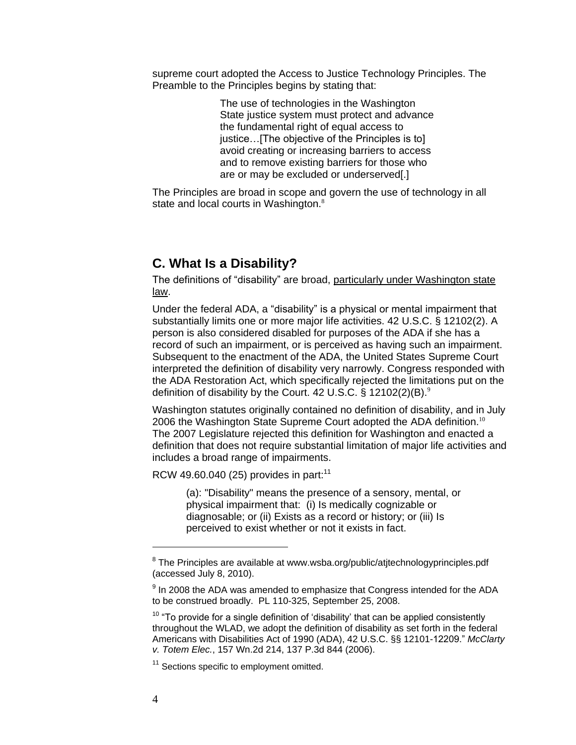supreme court adopted the Access to Justice Technology Principles. The Preamble to the Principles begins by stating that:

> The use of technologies in the Washington State justice system must protect and advance the fundamental right of equal access to justice…[The objective of the Principles is to] avoid creating or increasing barriers to access and to remove existing barriers for those who are or may be excluded or underserved[.]

The Principles are broad in scope and govern the use of technology in all state and local courts in Washington.[8]

## C. What Is a Disability?

The definitions of "disability" are broad, particularly under Washington state law.

Under the federal ADA, a "disability" is a physical or mental impairment that substantially limits one or more major life activities. 42 U.S.C. § 12102(2). A person is also considered disabled for purposes of the ADA if she has a record of such an impairment, or is perceived as having such an impairment. Subsequent to the enactment of the ADA, the United States Supreme Court interpreted the definition of disability very narrowly. Congress responded with the ADA Restoration Act, which specifically rejected the limitations put on the definition of disability by the Court. 42 U.S.C. § 12102(2)(B).[9]

Washington statutes originally contained no definition of disability, and in July 2006 the Washington State Supreme Court adopted the ADA definition.[10] The 2007 Legislature rejected this definition for Washington and enacted a definition that does not require substantial limitation of major life activities and includes a broad range of impairments.

RCW 49.60.040 (25) provides in part:[11]

> (a): "Disability" means the presence of a sensory, mental, or physical impairment that: (i) Is medically cognizable or diagnosable; or (ii) Exists as a record or history; or (iii) Is perceived to exist whether or not it exists in fact.

---

[8] The Principles are available at www.wsba.org/public/atjtechnologyprinciples.pdf (accessed July 8, 2010).

[9] In 2008 the ADA was amended to emphasize that Congress intended for the ADA to be construed broadly. PL 110-325, September 25, 2008.

[10] "To provide for a single definition of 'disability' that can be applied consistently throughout the WLAD, we adopt the definition of disability as set forth in the federal Americans with Disabilities Act of 1990 (ADA), 42 U.S.C. §§ 12101-12209." *McClarty v. Totem Elec.*, 157 Wn.2d 214, 137 P.3d 844 (2006).

[11] Sections specific to employment omitted.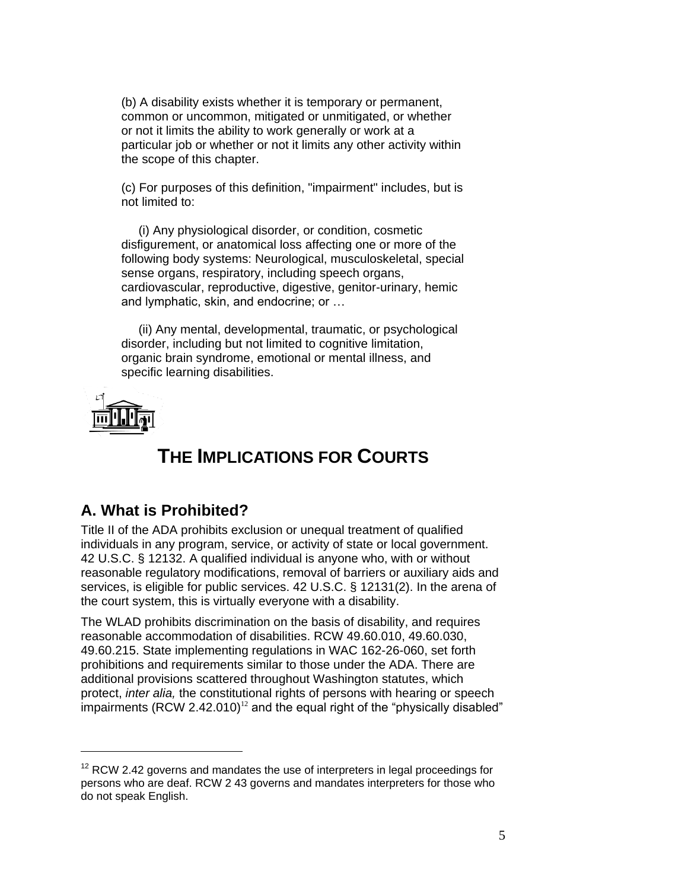(b) A disability exists whether it is temporary or permanent, common or uncommon, mitigated or unmitigated, or whether or not it limits the ability to work generally or work at a particular job or whether or not it limits any other activity within the scope of this chapter.

(c) For purposes of this definition, "impairment" includes, but is not limited to:

(i) Any physiological disorder, or condition, cosmetic disfigurement, or anatomical loss affecting one or more of the following body systems: Neurological, musculoskeletal, special sense organs, respiratory, including speech organs, cardiovascular, reproductive, digestive, genitor-urinary, hemic and lymphatic, skin, and endocrine; or …

(ii) Any mental, developmental, traumatic, or psychological disorder, including but not limited to cognitive limitation, organic brain syndrome, emotional or mental illness, and specific learning disabilities.

# THE IMPLICATIONS FOR COURTS

## A. What is Prohibited?

Title II of the ADA prohibits exclusion or unequal treatment of qualified individuals in any program, service, or activity of state or local government. 42 U.S.C. § 12132. A qualified individual is anyone who, with or without reasonable regulatory modifications, removal of barriers or auxiliary aids and services, is eligible for public services. 42 U.S.C. § 12131(2). In the arena of the court system, this is virtually everyone with a disability.

The WLAD prohibits discrimination on the basis of disability, and requires reasonable accommodation of disabilities. RCW 49.60.010, 49.60.030, 49.60.215. State implementing regulations in WAC 162-26-060, set forth prohibitions and requirements similar to those under the ADA. There are additional provisions scattered throughout Washington statutes, which protect, *inter alia,* the constitutional rights of persons with hearing or speech impairments (RCW 2.42.010)[12] and the equal right of the "physically disabled"

---

[12] RCW 2.42 governs and mandates the use of interpreters in legal proceedings for persons who are deaf. RCW 2 43 governs and mandates interpreters for those who do not speak English.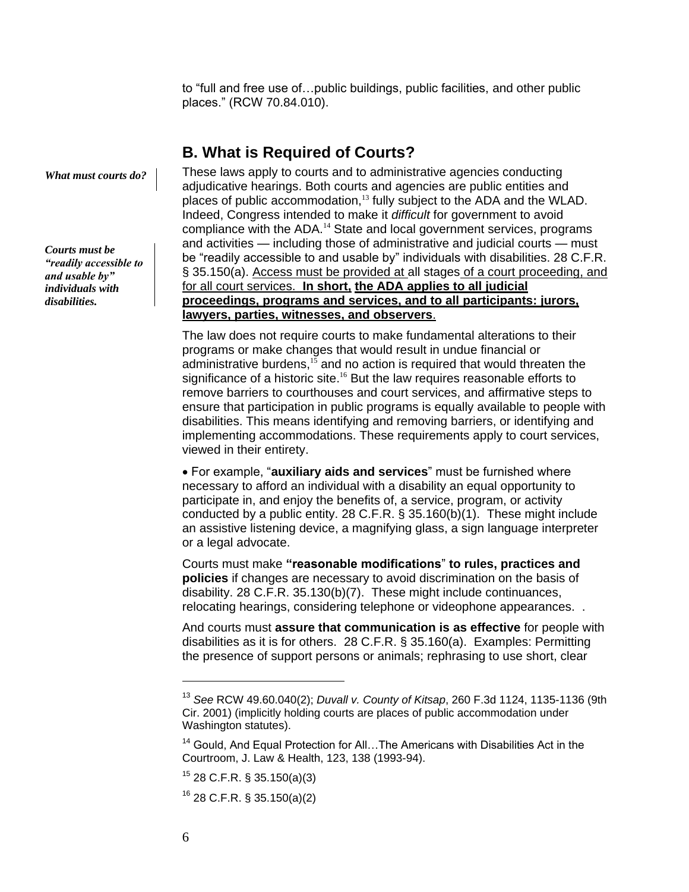to "full and free use of…public buildings, public facilities, and other public places." (RCW 70.84.010).

## B. What is Required of Courts?

*What must courts do?*

These laws apply to courts and to administrative agencies conducting adjudicative hearings. Both courts and agencies are public entities and places of public accommodation,[13] fully subject to the ADA and the WLAD. Indeed, Congress intended to make it *difficult* for government to avoid compliance with the ADA.[14] State and local government services, programs and activities — including those of administrative and judicial courts — must be "readily accessible to and usable by" individuals with disabilities. 28 C.F.R. § 35.150(a). <u>Access must be provided at all stages of a court proceeding, and for all court services.</u> <u>**In short, the ADA applies to all judicial proceedings, programs and services, and to all participants: jurors, lawyers, parties, witnesses, and observers**</u>.

*Courts must be "readily accessible to and usable by" individuals with disabilities.*

The law does not require courts to make fundamental alterations to their programs or make changes that would result in undue financial or administrative burdens,[15] and no action is required that would threaten the significance of a historic site.[16] But the law requires reasonable efforts to remove barriers to courthouses and court services, and affirmative steps to ensure that participation in public programs is equally available to people with disabilities. This means identifying and removing barriers, or identifying and implementing accommodations. These requirements apply to court services, viewed in their entirety.

- For example, "**auxiliary aids and services**" must be furnished where necessary to afford an individual with a disability an equal opportunity to participate in, and enjoy the benefits of, a service, program, or activity conducted by a public entity. 28 C.F.R. § 35.160(b)(1). These might include an assistive listening device, a magnifying glass, a sign language interpreter or a legal advocate.

Courts must make **"reasonable modifications" to rules, practices and policies** if changes are necessary to avoid discrimination on the basis of disability. 28 C.F.R. 35.130(b)(7). These might include continuances, relocating hearings, considering telephone or videophone appearances. .

And courts must **assure that communication is as effective** for people with disabilities as it is for others. 28 C.F.R. § 35.160(a). Examples: Permitting the presence of support persons or animals; rephrasing to use short, clear

---

[13] *See* RCW 49.60.040(2); *Duvall v. County of Kitsap*, 260 F.3d 1124, 1135-1136 (9th Cir. 2001) (implicitly holding courts are places of public accommodation under Washington statutes).

[14] Gould, And Equal Protection for All…The Americans with Disabilities Act in the Courtroom, J. Law & Health, 123, 138 (1993-94).

[15] 28 C.F.R. § 35.150(a)(3)

[16] 28 C.F.R. § 35.150(a)(2)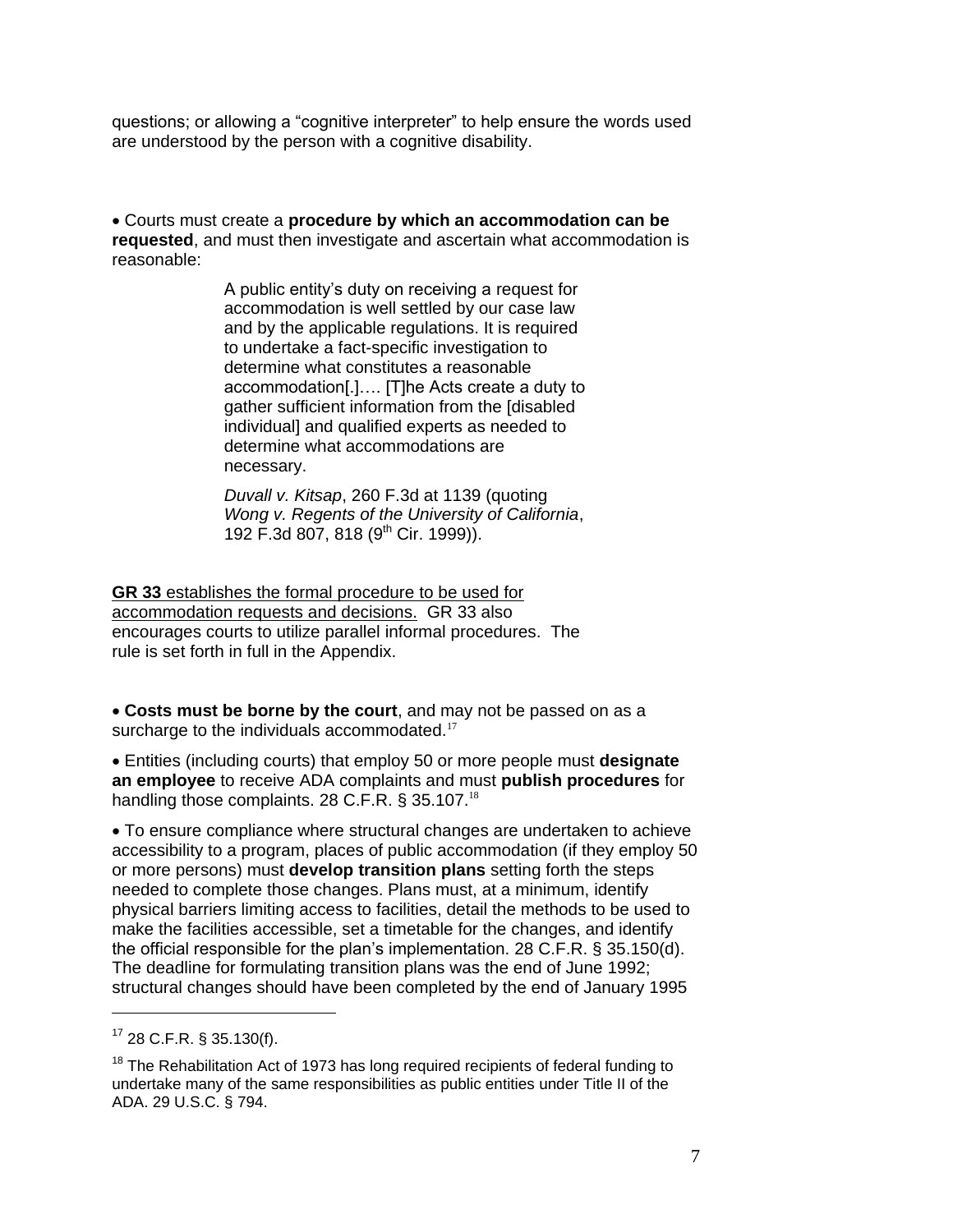questions; or allowing a "cognitive interpreter" to help ensure the words used are understood by the person with a cognitive disability.

- Courts must create a **procedure by which an accommodation can be requested**, and must then investigate and ascertain what accommodation is reasonable:

> A public entity's duty on receiving a request for accommodation is well settled by our case law and by the applicable regulations. It is required to undertake a fact-specific investigation to determine what constitutes a reasonable accommodation[.]…. [T]he Acts create a duty to gather sufficient information from the [disabled individual] and qualified experts as needed to determine what accommodations are necessary.
>
> *Duvall v. Kitsap*, 260 F.3d at 1139 (quoting *Wong v. Regents of the University of California*, 192 F.3d 807, 818 (9th Cir. 1999)).

<u>**GR 33** establishes the formal procedure to be used for accommodation requests and decisions.</u> GR 33 also encourages courts to utilize parallel informal procedures. The rule is set forth in full in the Appendix.

- **Costs must be borne by the court**, and may not be passed on as a surcharge to the individuals accommodated.[17]

- Entities (including courts) that employ 50 or more people must **designate an employee** to receive ADA complaints and must **publish procedures** for handling those complaints. 28 C.F.R. § 35.107.[18]

- To ensure compliance where structural changes are undertaken to achieve accessibility to a program, places of public accommodation (if they employ 50 or more persons) must **develop transition plans** setting forth the steps needed to complete those changes. Plans must, at a minimum, identify physical barriers limiting access to facilities, detail the methods to be used to make the facilities accessible, set a timetable for the changes, and identify the official responsible for the plan's implementation. 28 C.F.R. § 35.150(d). The deadline for formulating transition plans was the end of June 1992; structural changes should have been completed by the end of January 1995

---

[17] 28 C.F.R. § 35.130(f).

[18] The Rehabilitation Act of 1973 has long required recipients of federal funding to undertake many of the same responsibilities as public entities under Title II of the ADA. 29 U.S.C. § 794.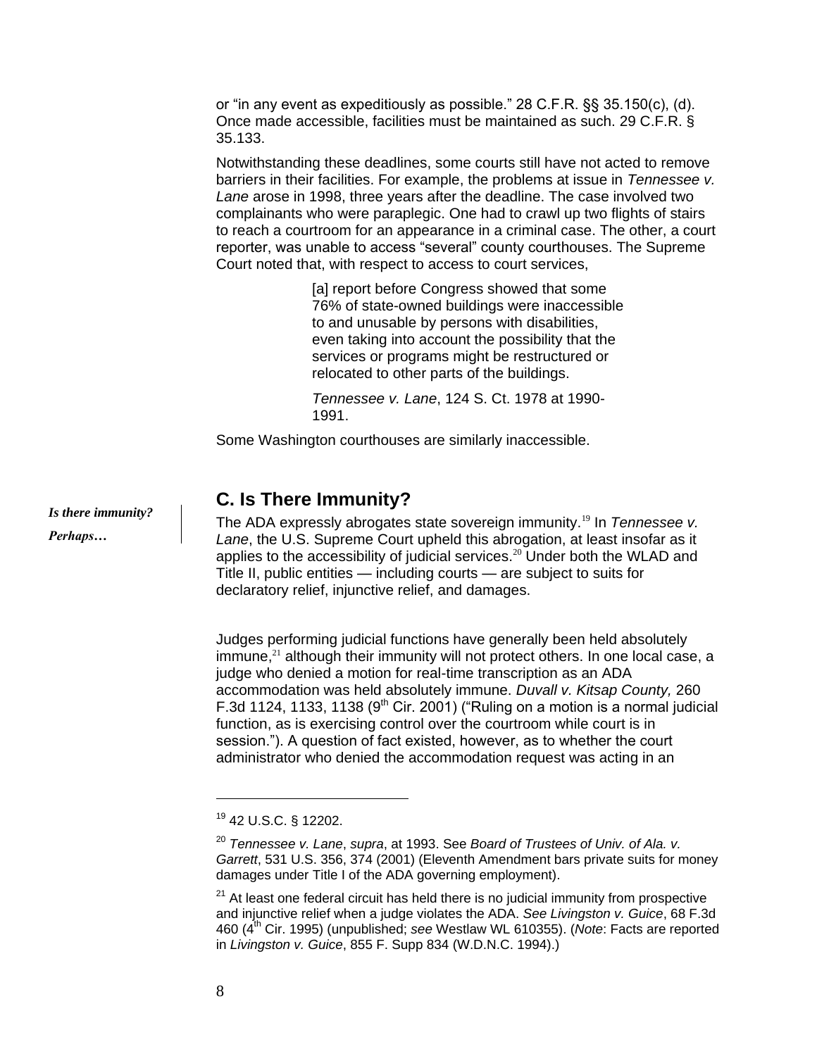or "in any event as expeditiously as possible." 28 C.F.R. §§ 35.150(c), (d). Once made accessible, facilities must be maintained as such. 29 C.F.R. § 35.133.

Notwithstanding these deadlines, some courts still have not acted to remove barriers in their facilities. For example, the problems at issue in *Tennessee v. Lane* arose in 1998, three years after the deadline. The case involved two complainants who were paraplegic. One had to crawl up two flights of stairs to reach a courtroom for an appearance in a criminal case. The other, a court reporter, was unable to access "several" county courthouses. The Supreme Court noted that, with respect to access to court services,

> [a] report before Congress showed that some 76% of state-owned buildings were inaccessible to and unusable by persons with disabilities, even taking into account the possibility that the services or programs might be restructured or relocated to other parts of the buildings.
>
> *Tennessee v. Lane*, 124 S. Ct. 1978 at 1990-1991.

Some Washington courthouses are similarly inaccessible.

## C. Is There Immunity?

***Is there immunity? Perhaps…***

The ADA expressly abrogates state sovereign immunity.[19] In *Tennessee v. Lane*, the U.S. Supreme Court upheld this abrogation, at least insofar as it applies to the accessibility of judicial services.[20] Under both the WLAD and Title II, public entities — including courts — are subject to suits for declaratory relief, injunctive relief, and damages.

Judges performing judicial functions have generally been held absolutely immune,[21] although their immunity will not protect others. In one local case, a judge who denied a motion for real-time transcription as an ADA accommodation was held absolutely immune. *Duvall v. Kitsap County,* 260 F.3d 1124, 1133, 1138 (9th Cir. 2001) ("Ruling on a motion is a normal judicial function, as is exercising control over the courtroom while court is in session."). A question of fact existed, however, as to whether the court administrator who denied the accommodation request was acting in an

---

[19] 42 U.S.C. § 12202.

[20] *Tennessee v. Lane*, *supra*, at 1993. See *Board of Trustees of Univ. of Ala. v. Garrett*, 531 U.S. 356, 374 (2001) (Eleventh Amendment bars private suits for money damages under Title I of the ADA governing employment).

[21] At least one federal circuit has held there is no judicial immunity from prospective and injunctive relief when a judge violates the ADA. *See Livingston v. Guice*, 68 F.3d 460 (4th Cir. 1995) (unpublished; *see* Westlaw WL 610355). (*Note*: Facts are reported in *Livingston v. Guice*, 855 F. Supp 834 (W.D.N.C. 1994).)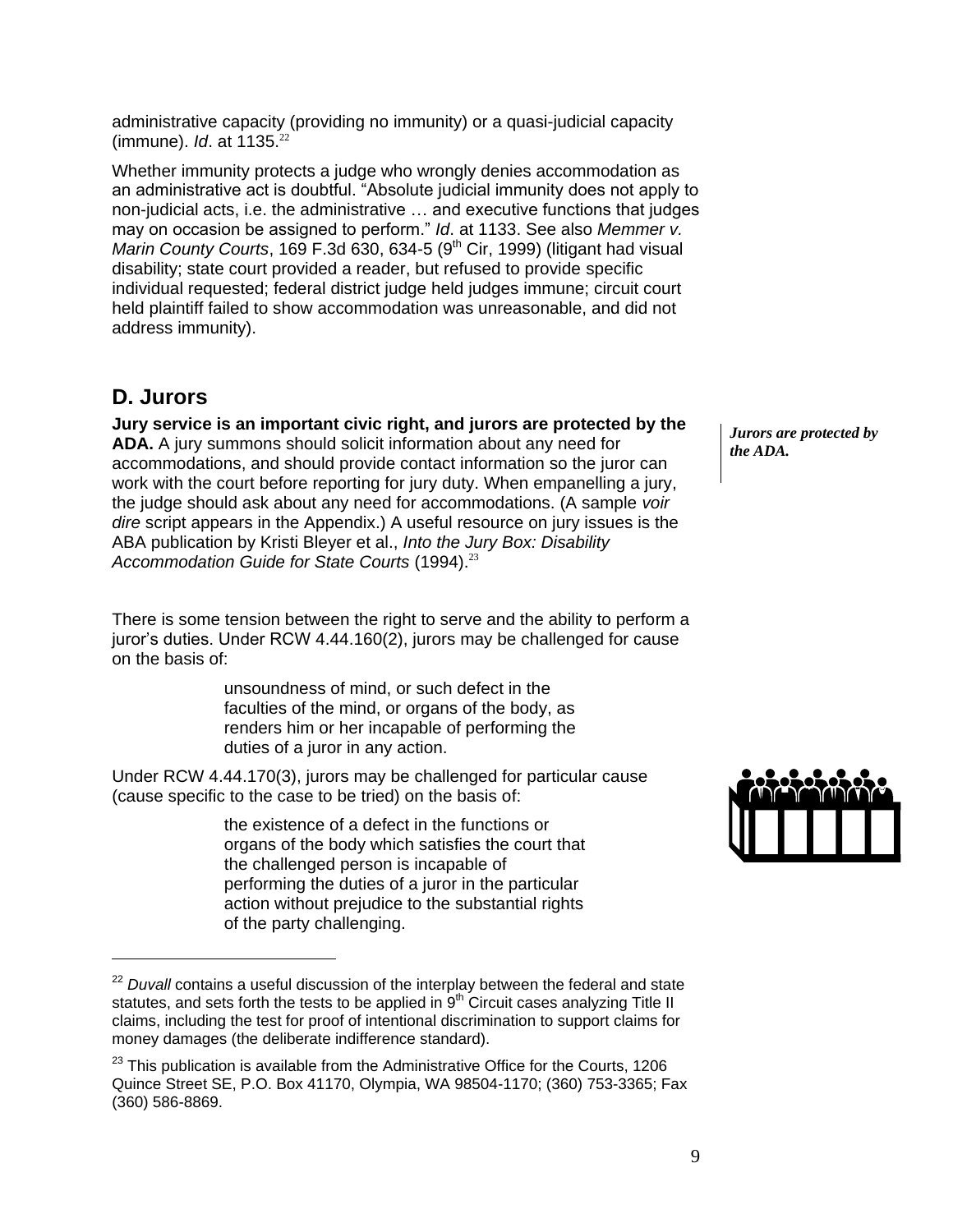administrative capacity (providing no immunity) or a quasi-judicial capacity (immune). *Id*. at 1135.[22]

Whether immunity protects a judge who wrongly denies accommodation as an administrative act is doubtful. "Absolute judicial immunity does not apply to non-judicial acts, i.e. the administrative … and executive functions that judges may on occasion be assigned to perform." *Id*. at 1133. See also *Memmer v. Marin County Courts*, 169 F.3d 630, 634-5 (9th Cir, 1999) (litigant had visual disability; state court provided a reader, but refused to provide specific individual requested; federal district judge held judges immune; circuit court held plaintiff failed to show accommodation was unreasonable, and did not address immunity).

## D. Jurors

***Jurors are protected by the ADA.***

**Jury service is an important civic right, and jurors are protected by the ADA.** A jury summons should solicit information about any need for accommodations, and should provide contact information so the juror can work with the court before reporting for jury duty. When empanelling a jury, the judge should ask about any need for accommodations. (A sample *voir dire* script appears in the Appendix.) A useful resource on jury issues is the ABA publication by Kristi Bleyer et al., *Into the Jury Box: Disability Accommodation Guide for State Courts* (1994).[23]

There is some tension between the right to serve and the ability to perform a juror's duties. Under RCW 4.44.160(2), jurors may be challenged for cause on the basis of:

> unsoundness of mind, or such defect in the faculties of the mind, or organs of the body, as renders him or her incapable of performing the duties of a juror in any action.

Under RCW 4.44.170(3), jurors may be challenged for particular cause (cause specific to the case to be tried) on the basis of:

> the existence of a defect in the functions or organs of the body which satisfies the court that the challenged person is incapable of performing the duties of a juror in the particular action without prejudice to the substantial rights of the party challenging.

---

[22] *Duvall* contains a useful discussion of the interplay between the federal and state statutes, and sets forth the tests to be applied in 9th Circuit cases analyzing Title II claims, including the test for proof of intentional discrimination to support claims for money damages (the deliberate indifference standard).

[23] This publication is available from the Administrative Office for the Courts, 1206 Quince Street SE, P.O. Box 41170, Olympia, WA 98504-1170; (360) 753-3365; Fax (360) 586-8869.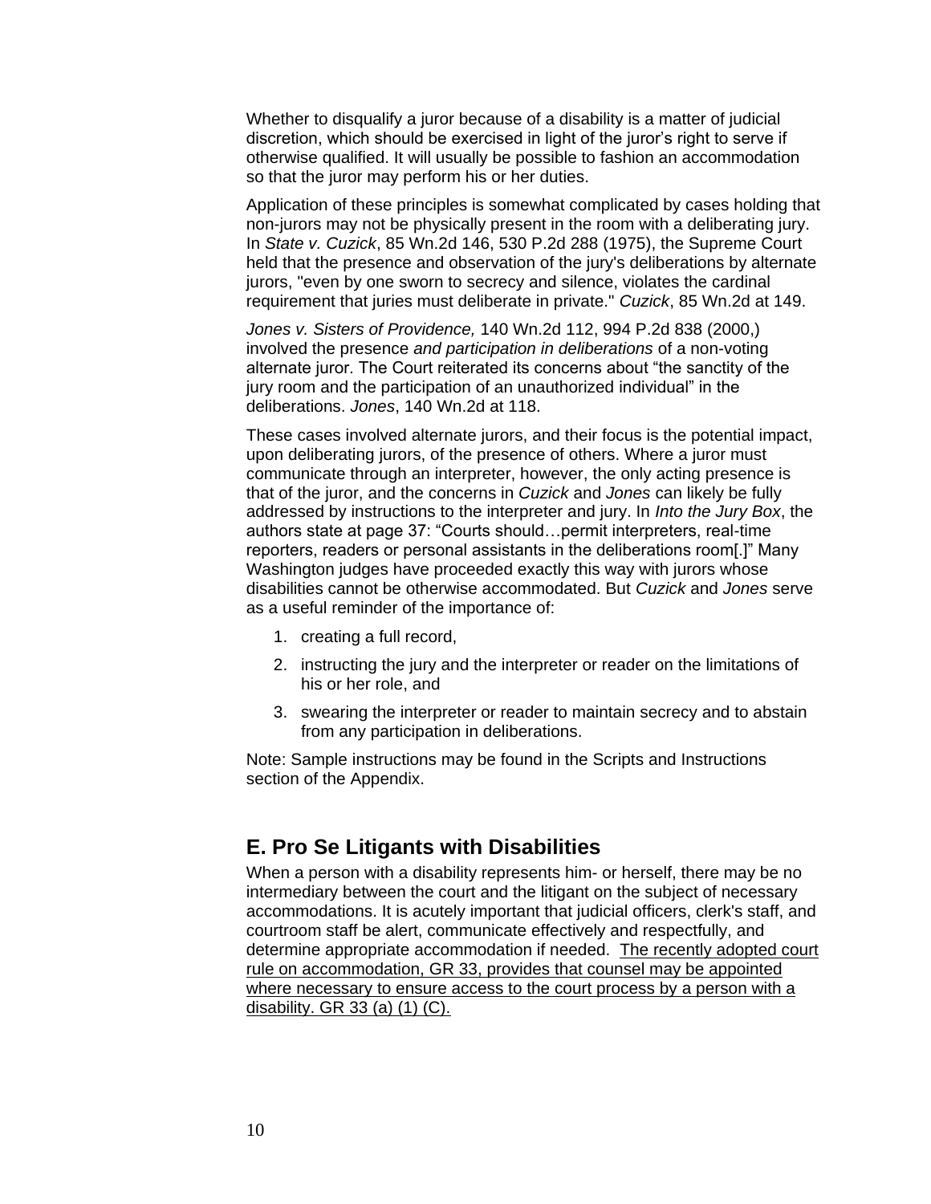Whether to disqualify a juror because of a disability is a matter of judicial discretion, which should be exercised in light of the juror's right to serve if otherwise qualified. It will usually be possible to fashion an accommodation so that the juror may perform his or her duties.

Application of these principles is somewhat complicated by cases holding that non-jurors may not be physically present in the room with a deliberating jury. In *State v. Cuzick*, 85 Wn.2d 146, 530 P.2d 288 (1975), the Supreme Court held that the presence and observation of the jury's deliberations by alternate jurors, "even by one sworn to secrecy and silence, violates the cardinal requirement that juries must deliberate in private." *Cuzick*, 85 Wn.2d at 149.

*Jones v. Sisters of Providence,* 140 Wn.2d 112, 994 P.2d 838 (2000,) involved the presence *and participation in deliberations* of a non-voting alternate juror. The Court reiterated its concerns about "the sanctity of the jury room and the participation of an unauthorized individual" in the deliberations. *Jones*, 140 Wn.2d at 118.

These cases involved alternate jurors, and their focus is the potential impact, upon deliberating jurors, of the presence of others. Where a juror must communicate through an interpreter, however, the only acting presence is that of the juror, and the concerns in *Cuzick* and *Jones* can likely be fully addressed by instructions to the interpreter and jury. In *Into the Jury Box*, the authors state at page 37: "Courts should…permit interpreters, real-time reporters, readers or personal assistants in the deliberations room[.]" Many Washington judges have proceeded exactly this way with jurors whose disabilities cannot be otherwise accommodated. But *Cuzick* and *Jones* serve as a useful reminder of the importance of:

1. creating a full record,
2. instructing the jury and the interpreter or reader on the limitations of his or her role, and
3. swearing the interpreter or reader to maintain secrecy and to abstain from any participation in deliberations.

Note: Sample instructions may be found in the Scripts and Instructions section of the Appendix.

## E. Pro Se Litigants with Disabilities

When a person with a disability represents him- or herself, there may be no intermediary between the court and the litigant on the subject of necessary accommodations. It is acutely important that judicial officers, clerk's staff, and courtroom staff be alert, communicate effectively and respectfully, and determine appropriate accommodation if needed. <u>The recently adopted court rule on accommodation, GR 33, provides that counsel may be appointed where necessary to ensure access to the court process by a person with a disability. GR 33 (a) (1) (C).</u>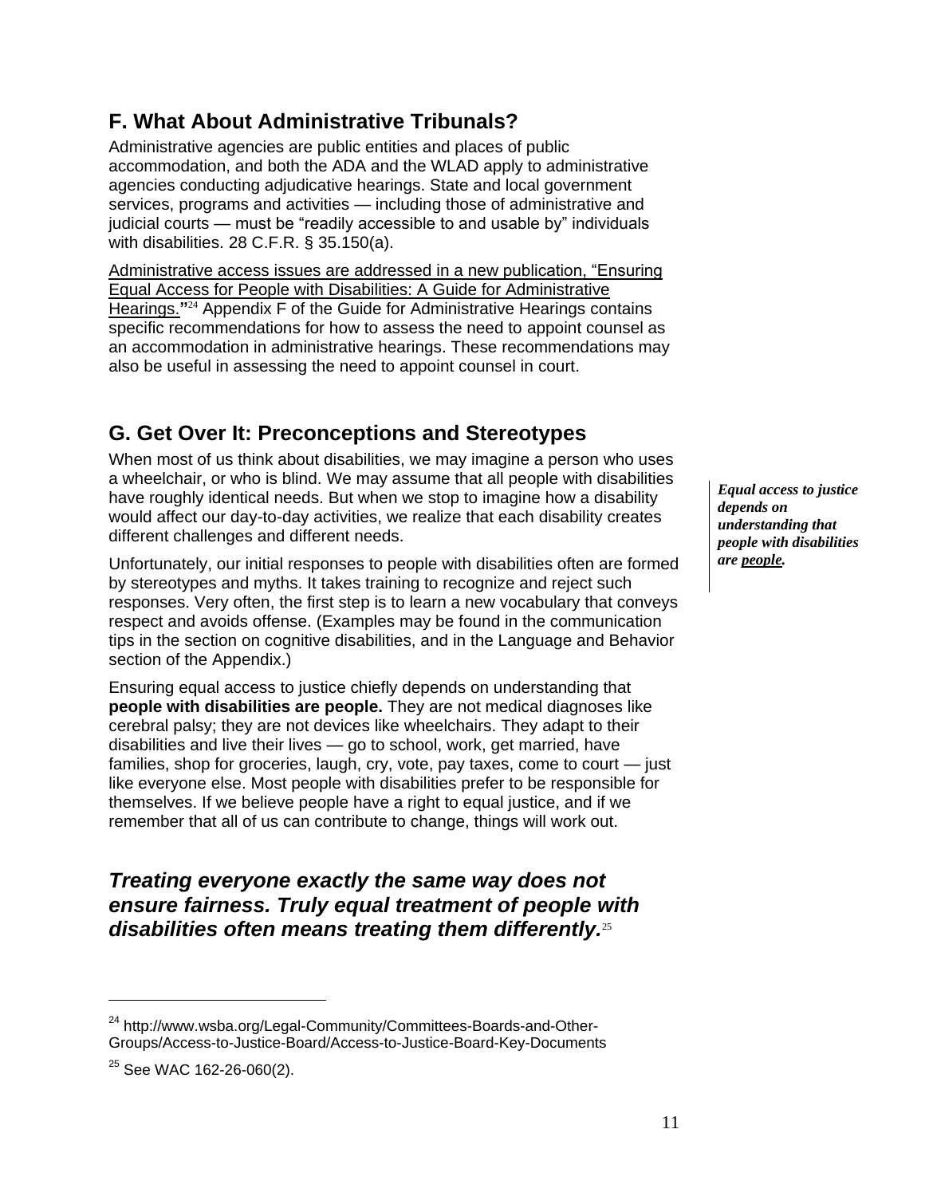## F. What About Administrative Tribunals?

Administrative agencies are public entities and places of public accommodation, and both the ADA and the WLAD apply to administrative agencies conducting adjudicative hearings. State and local government services, programs and activities — including those of administrative and judicial courts — must be "readily accessible to and usable by" individuals with disabilities. 28 C.F.R. § 35.150(a).

Administrative access issues are addressed in a new publication, "Ensuring Equal Access for People with Disabilities: A Guide for Administrative Hearings."[24] Appendix F of the Guide for Administrative Hearings contains specific recommendations for how to assess the need to appoint counsel as an accommodation in administrative hearings. These recommendations may also be useful in assessing the need to appoint counsel in court.

## G. Get Over It: Preconceptions and Stereotypes

When most of us think about disabilities, we may imagine a person who uses a wheelchair, or who is blind. We may assume that all people with disabilities have roughly identical needs. But when we stop to imagine how a disability would affect our day-to-day activities, we realize that each disability creates different challenges and different needs.

*Equal access to justice depends on understanding that people with disabilities are people.*

Unfortunately, our initial responses to people with disabilities often are formed by stereotypes and myths. It takes training to recognize and reject such responses. Very often, the first step is to learn a new vocabulary that conveys respect and avoids offense. (Examples may be found in the communication tips in the section on cognitive disabilities, and in the Language and Behavior section of the Appendix.)

Ensuring equal access to justice chiefly depends on understanding that **people with disabilities are people.** They are not medical diagnoses like cerebral palsy; they are not devices like wheelchairs. They adapt to their disabilities and live their lives — go to school, work, get married, have families, shop for groceries, laugh, cry, vote, pay taxes, come to court — just like everyone else. Most people with disabilities prefer to be responsible for themselves. If we believe people have a right to equal justice, and if we remember that all of us can contribute to change, things will work out.

***Treating everyone exactly the same way does not ensure fairness. Truly equal treatment of people with disabilities often means treating them differently.***[25]

---

[24] http://www.wsba.org/Legal-Community/Committees-Boards-and-Other-Groups/Access-to-Justice-Board/Access-to-Justice-Board-Key-Documents

[25] See WAC 162-26-060(2).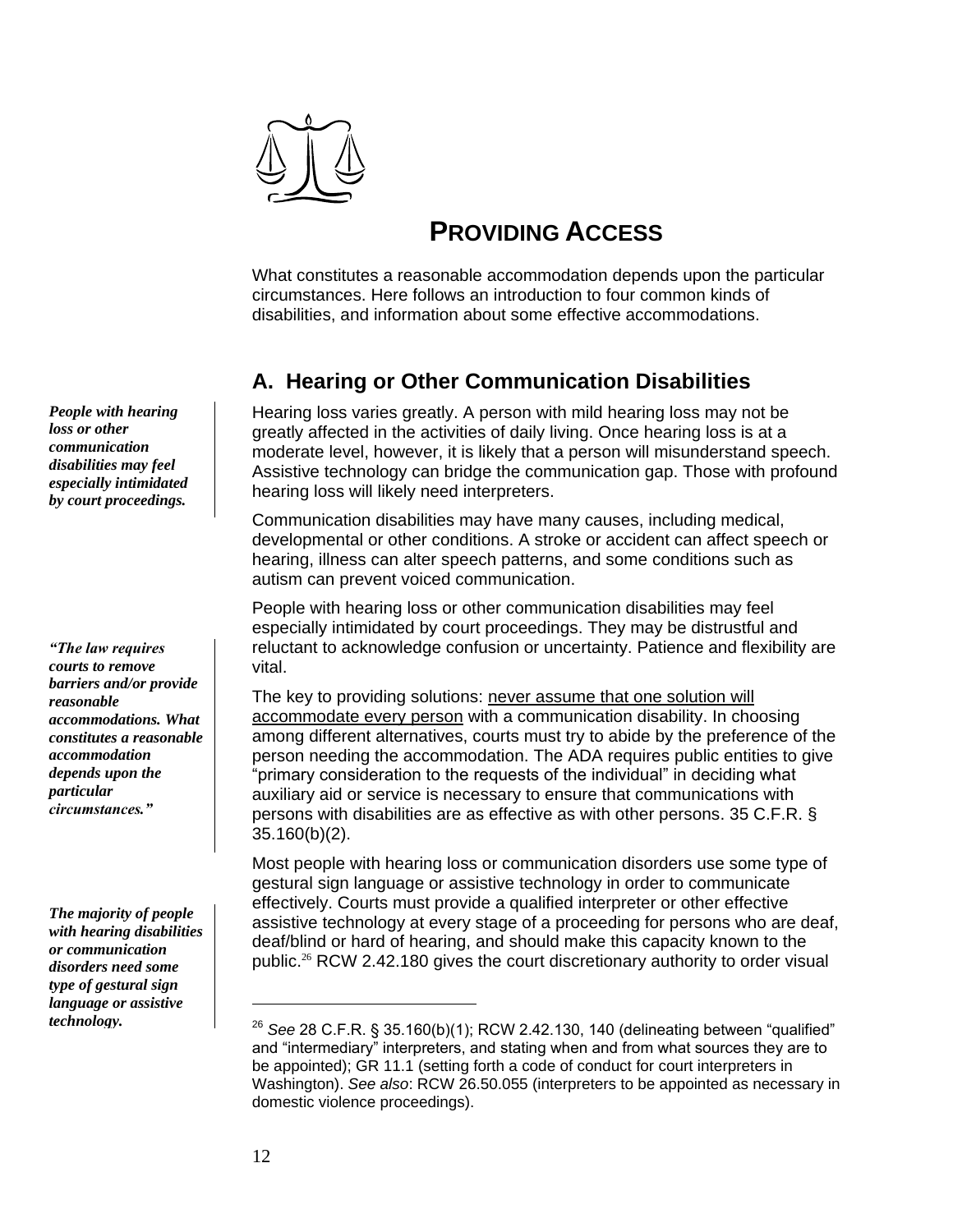# PROVIDING ACCESS

What constitutes a reasonable accommodation depends upon the particular circumstances. Here follows an introduction to four common kinds of disabilities, and information about some effective accommodations.

## A. Hearing or Other Communication Disabilities

***People with hearing loss or other communication disabilities may feel especially intimidated by court proceedings.***

Hearing loss varies greatly. A person with mild hearing loss may not be greatly affected in the activities of daily living. Once hearing loss is at a moderate level, however, it is likely that a person will misunderstand speech. Assistive technology can bridge the communication gap. Those with profound hearing loss will likely need interpreters.

Communication disabilities may have many causes, including medical, developmental or other conditions. A stroke or accident can affect speech or hearing, illness can alter speech patterns, and some conditions such as autism can prevent voiced communication.

***"The law requires courts to remove barriers and/or provide reasonable accommodations. What constitutes a reasonable accommodation depends upon the particular circumstances."***

People with hearing loss or other communication disabilities may feel especially intimidated by court proceedings. They may be distrustful and reluctant to acknowledge confusion or uncertainty. Patience and flexibility are vital.

The key to providing solutions: <u>never assume that one solution will accommodate every person</u> with a communication disability. In choosing among different alternatives, courts must try to abide by the preference of the person needing the accommodation. The ADA requires public entities to give "primary consideration to the requests of the individual" in deciding what auxiliary aid or service is necessary to ensure that communications with persons with disabilities are as effective as with other persons. 35 C.F.R. § 35.160(b)(2).

***The majority of people with hearing disabilities or communication disorders need some type of gestural sign language or assistive technology.***

Most people with hearing loss or communication disorders use some type of gestural sign language or assistive technology in order to communicate effectively. Courts must provide a qualified interpreter or other effective assistive technology at every stage of a proceeding for persons who are deaf, deaf/blind or hard of hearing, and should make this capacity known to the public.[26] RCW 2.42.180 gives the court discretionary authority to order visual

---

[26] *See* 28 C.F.R. § 35.160(b)(1); RCW 2.42.130, 140 (delineating between "qualified" and "intermediary" interpreters, and stating when and from what sources they are to be appointed); GR 11.1 (setting forth a code of conduct for court interpreters in Washington). *See also*: RCW 26.50.055 (interpreters to be appointed as necessary in domestic violence proceedings).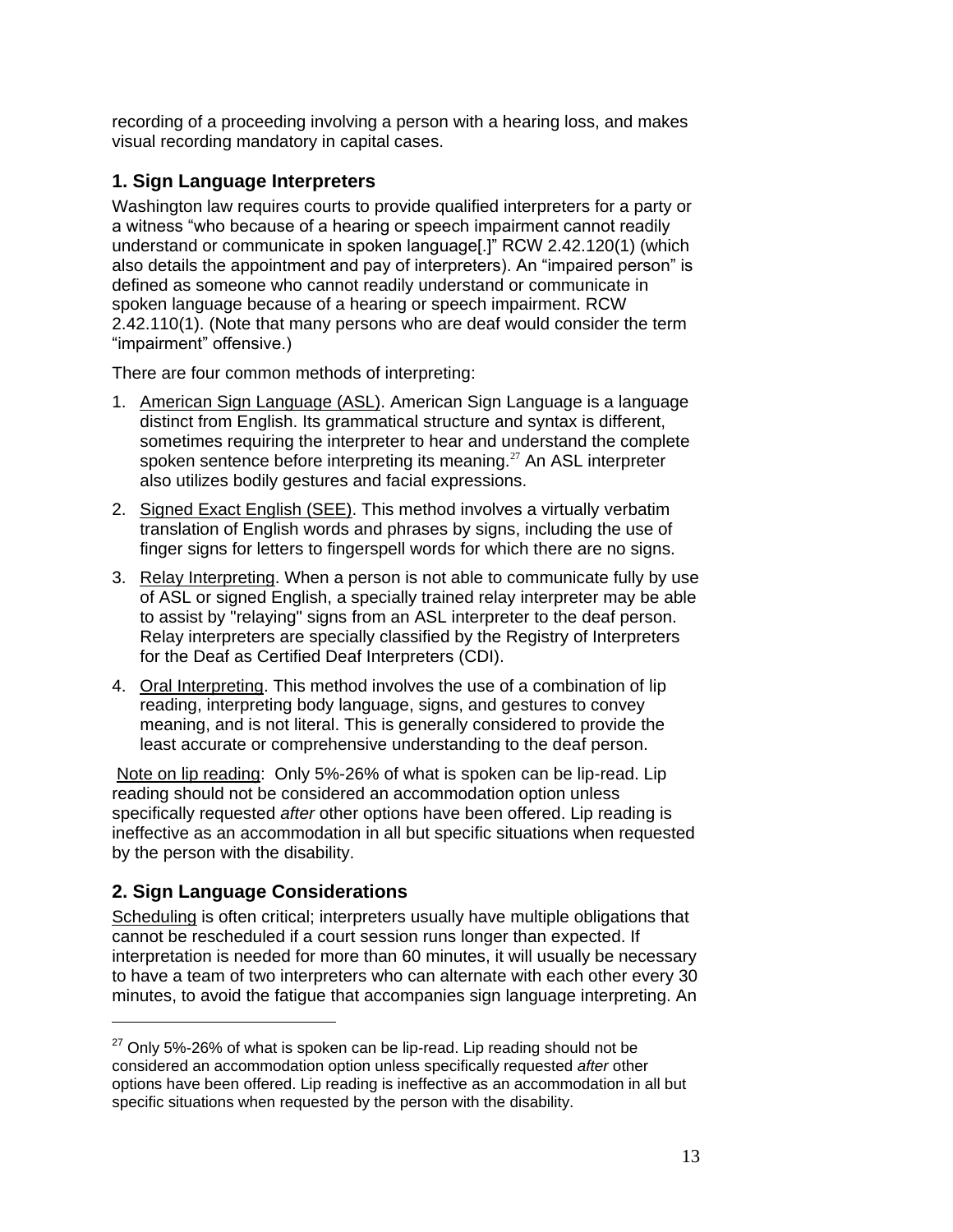recording of a proceeding involving a person with a hearing loss, and makes visual recording mandatory in capital cases.

### 1. Sign Language Interpreters

Washington law requires courts to provide qualified interpreters for a party or a witness "who because of a hearing or speech impairment cannot readily understand or communicate in spoken language[.]" RCW 2.42.120(1) (which also details the appointment and pay of interpreters). An "impaired person" is defined as someone who cannot readily understand or communicate in spoken language because of a hearing or speech impairment. RCW 2.42.110(1). (Note that many persons who are deaf would consider the term "impairment" offensive.)

There are four common methods of interpreting:

1. American Sign Language (ASL). American Sign Language is a language distinct from English. Its grammatical structure and syntax is different, sometimes requiring the interpreter to hear and understand the complete spoken sentence before interpreting its meaning.[27] An ASL interpreter also utilizes bodily gestures and facial expressions.
2. Signed Exact English (SEE). This method involves a virtually verbatim translation of English words and phrases by signs, including the use of finger signs for letters to fingerspell words for which there are no signs.
3. Relay Interpreting. When a person is not able to communicate fully by use of ASL or signed English, a specially trained relay interpreter may be able to assist by "relaying" signs from an ASL interpreter to the deaf person. Relay interpreters are specially classified by the Registry of Interpreters for the Deaf as Certified Deaf Interpreters (CDI).
4. Oral Interpreting. This method involves the use of a combination of lip reading, interpreting body language, signs, and gestures to convey meaning, and is not literal. This is generally considered to provide the least accurate or comprehensive understanding to the deaf person.

Note on lip reading: Only 5%-26% of what is spoken can be lip-read. Lip reading should not be considered an accommodation option unless specifically requested *after* other options have been offered. Lip reading is ineffective as an accommodation in all but specific situations when requested by the person with the disability.

### 2. Sign Language Considerations

Scheduling is often critical; interpreters usually have multiple obligations that cannot be rescheduled if a court session runs longer than expected. If interpretation is needed for more than 60 minutes, it will usually be necessary to have a team of two interpreters who can alternate with each other every 30 minutes, to avoid the fatigue that accompanies sign language interpreting. An

---

[27] Only 5%-26% of what is spoken can be lip-read. Lip reading should not be considered an accommodation option unless specifically requested *after* other options have been offered. Lip reading is ineffective as an accommodation in all but specific situations when requested by the person with the disability.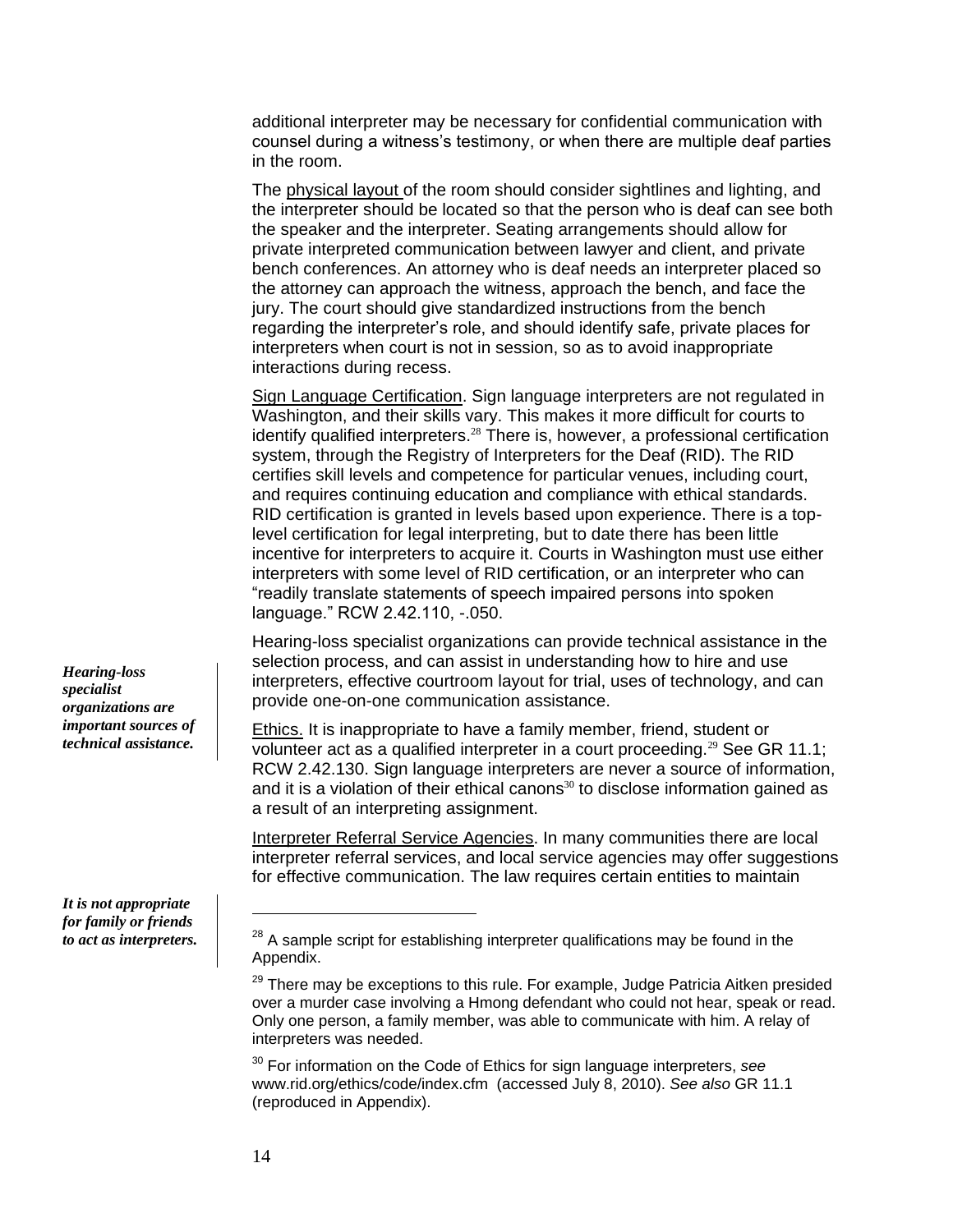additional interpreter may be necessary for confidential communication with counsel during a witness's testimony, or when there are multiple deaf parties in the room.

The physical layout of the room should consider sightlines and lighting, and the interpreter should be located so that the person who is deaf can see both the speaker and the interpreter. Seating arrangements should allow for private interpreted communication between lawyer and client, and private bench conferences. An attorney who is deaf needs an interpreter placed so the attorney can approach the witness, approach the bench, and face the jury. The court should give standardized instructions from the bench regarding the interpreter's role, and should identify safe, private places for interpreters when court is not in session, so as to avoid inappropriate interactions during recess.

Sign Language Certification. Sign language interpreters are not regulated in Washington, and their skills vary. This makes it more difficult for courts to identify qualified interpreters.[28] There is, however, a professional certification system, through the Registry of Interpreters for the Deaf (RID). The RID certifies skill levels and competence for particular venues, including court, and requires continuing education and compliance with ethical standards. RID certification is granted in levels based upon experience. There is a top-level certification for legal interpreting, but to date there has been little incentive for interpreters to acquire it. Courts in Washington must use either interpreters with some level of RID certification, or an interpreter who can "readily translate statements of speech impaired persons into spoken language." RCW 2.42.110, -.050.

***Hearing-loss specialist organizations are important sources of technical assistance.***

Hearing-loss specialist organizations can provide technical assistance in the selection process, and can assist in understanding how to hire and use interpreters, effective courtroom layout for trial, uses of technology, and can provide one-on-one communication assistance.

***It is not appropriate for family or friends to act as interpreters.***

Ethics. It is inappropriate to have a family member, friend, student or volunteer act as a qualified interpreter in a court proceeding.[29] See GR 11.1; RCW 2.42.130. Sign language interpreters are never a source of information, and it is a violation of their ethical canons[30] to disclose information gained as a result of an interpreting assignment.

Interpreter Referral Service Agencies. In many communities there are local interpreter referral services, and local service agencies may offer suggestions for effective communication. The law requires certain entities to maintain

---

[28] A sample script for establishing interpreter qualifications may be found in the Appendix.

[29] There may be exceptions to this rule. For example, Judge Patricia Aitken presided over a murder case involving a Hmong defendant who could not hear, speak or read. Only one person, a family member, was able to communicate with him. A relay of interpreters was needed.

[30] For information on the Code of Ethics for sign language interpreters, *see* www.rid.org/ethics/code/index.cfm (accessed July 8, 2010). *See also* GR 11.1 (reproduced in Appendix).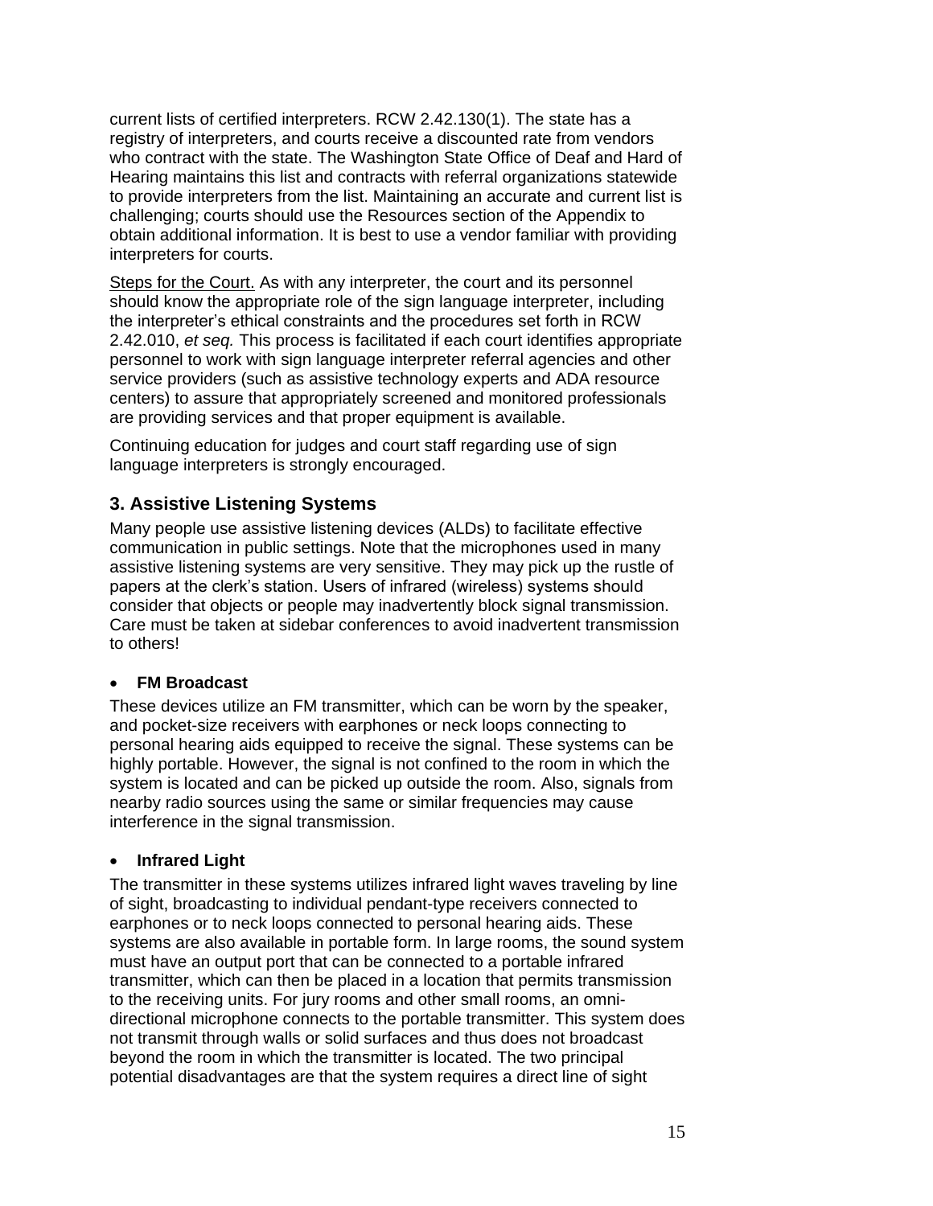current lists of certified interpreters. RCW 2.42.130(1). The state has a registry of interpreters, and courts receive a discounted rate from vendors who contract with the state. The Washington State Office of Deaf and Hard of Hearing maintains this list and contracts with referral organizations statewide to provide interpreters from the list. Maintaining an accurate and current list is challenging; courts should use the Resources section of the Appendix to obtain additional information. It is best to use a vendor familiar with providing interpreters for courts.

<u>Steps for the Court.</u> As with any interpreter, the court and its personnel should know the appropriate role of the sign language interpreter, including the interpreter's ethical constraints and the procedures set forth in RCW 2.42.010, *et seq.* This process is facilitated if each court identifies appropriate personnel to work with sign language interpreter referral agencies and other service providers (such as assistive technology experts and ADA resource centers) to assure that appropriately screened and monitored professionals are providing services and that proper equipment is available.

Continuing education for judges and court staff regarding use of sign language interpreters is strongly encouraged.

### 3. Assistive Listening Systems

Many people use assistive listening devices (ALDs) to facilitate effective communication in public settings. Note that the microphones used in many assistive listening systems are very sensitive. They may pick up the rustle of papers at the clerk's station. Users of infrared (wireless) systems should consider that objects or people may inadvertently block signal transmission. Care must be taken at sidebar conferences to avoid inadvertent transmission to others!

- **FM Broadcast**

These devices utilize an FM transmitter, which can be worn by the speaker, and pocket-size receivers with earphones or neck loops connecting to personal hearing aids equipped to receive the signal. These systems can be highly portable. However, the signal is not confined to the room in which the system is located and can be picked up outside the room. Also, signals from nearby radio sources using the same or similar frequencies may cause interference in the signal transmission.

- **Infrared Light**

The transmitter in these systems utilizes infrared light waves traveling by line of sight, broadcasting to individual pendant-type receivers connected to earphones or to neck loops connected to personal hearing aids. These systems are also available in portable form. In large rooms, the sound system must have an output port that can be connected to a portable infrared transmitter, which can then be placed in a location that permits transmission to the receiving units. For jury rooms and other small rooms, an omni-directional microphone connects to the portable transmitter. This system does not transmit through walls or solid surfaces and thus does not broadcast beyond the room in which the transmitter is located. The two principal potential disadvantages are that the system requires a direct line of sight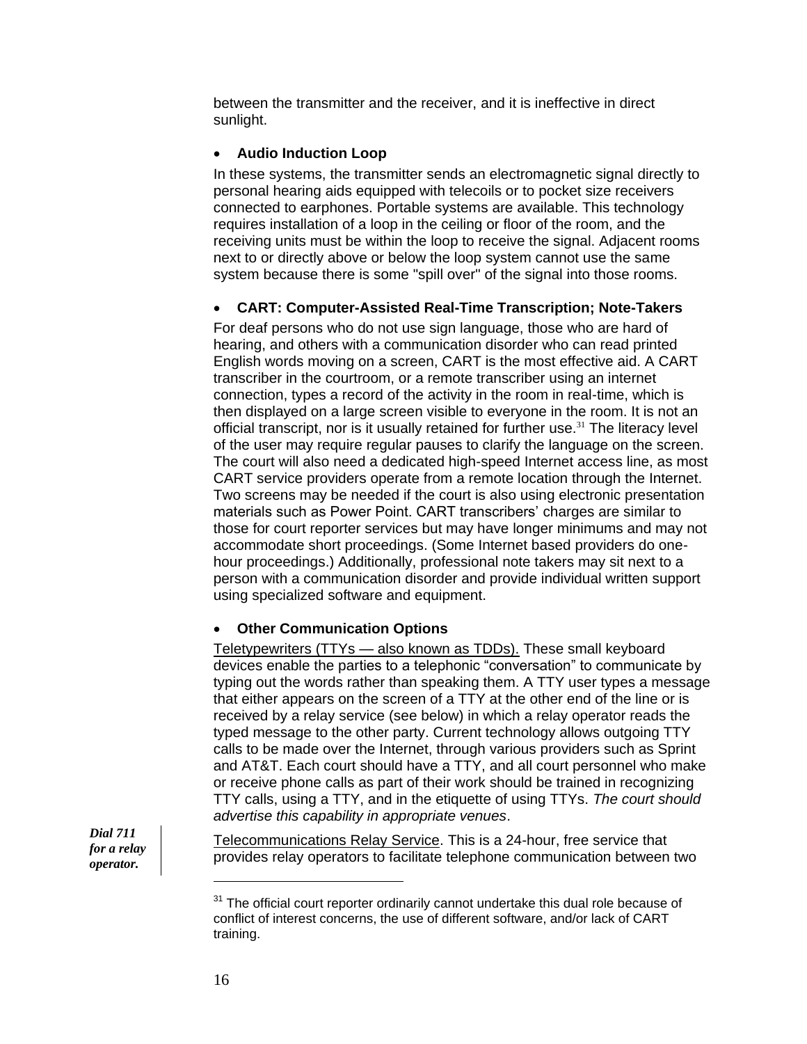between the transmitter and the receiver, and it is ineffective in direct sunlight.

- **Audio Induction Loop**

In these systems, the transmitter sends an electromagnetic signal directly to personal hearing aids equipped with telecoils or to pocket size receivers connected to earphones. Portable systems are available. This technology requires installation of a loop in the ceiling or floor of the room, and the receiving units must be within the loop to receive the signal. Adjacent rooms next to or directly above or below the loop system cannot use the same system because there is some "spill over" of the signal into those rooms.

- **CART: Computer-Assisted Real-Time Transcription; Note-Takers**

For deaf persons who do not use sign language, those who are hard of hearing, and others with a communication disorder who can read printed English words moving on a screen, CART is the most effective aid. A CART transcriber in the courtroom, or a remote transcriber using an internet connection, types a record of the activity in the room in real-time, which is then displayed on a large screen visible to everyone in the room. It is not an official transcript, nor is it usually retained for further use.[31] The literacy level of the user may require regular pauses to clarify the language on the screen. The court will also need a dedicated high-speed Internet access line, as most CART service providers operate from a remote location through the Internet. Two screens may be needed if the court is also using electronic presentation materials such as Power Point. CART transcribers' charges are similar to those for court reporter services but may have longer minimums and may not accommodate short proceedings. (Some Internet based providers do one-hour proceedings.) Additionally, professional note takers may sit next to a person with a communication disorder and provide individual written support using specialized software and equipment.

- **Other Communication Options**

Teletypewriters (TTYs — also known as TDDs). These small keyboard devices enable the parties to a telephonic "conversation" to communicate by typing out the words rather than speaking them. A TTY user types a message that either appears on the screen of a TTY at the other end of the line or is received by a relay service (see below) in which a relay operator reads the typed message to the other party. Current technology allows outgoing TTY calls to be made over the Internet, through various providers such as Sprint and AT&T. Each court should have a TTY, and all court personnel who make or receive phone calls as part of their work should be trained in recognizing TTY calls, using a TTY, and in the etiquette of using TTYs. *The court should advertise this capability in appropriate venues*.

***Dial 711 for a relay operator.***

Telecommunications Relay Service. This is a 24-hour, free service that provides relay operators to facilitate telephone communication between two

[31] The official court reporter ordinarily cannot undertake this dual role because of conflict of interest concerns, the use of different software, and/or lack of CART training.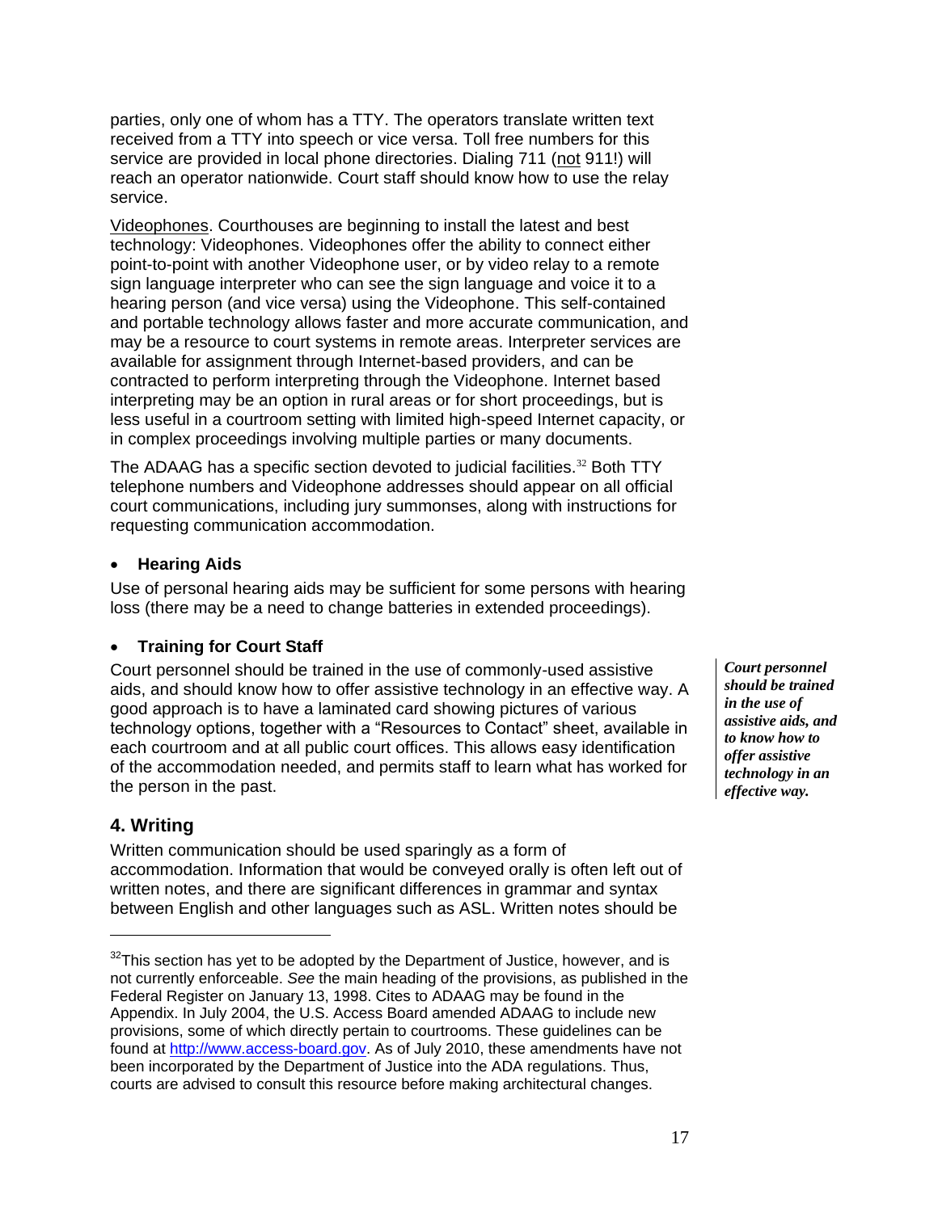parties, only one of whom has a TTY. The operators translate written text received from a TTY into speech or vice versa. Toll free numbers for this service are provided in local phone directories. Dialing 711 (not 911!) will reach an operator nationwide. Court staff should know how to use the relay service.

Videophones. Courthouses are beginning to install the latest and best technology: Videophones. Videophones offer the ability to connect either point-to-point with another Videophone user, or by video relay to a remote sign language interpreter who can see the sign language and voice it to a hearing person (and vice versa) using the Videophone. This self-contained and portable technology allows faster and more accurate communication, and may be a resource to court systems in remote areas. Interpreter services are available for assignment through Internet-based providers, and can be contracted to perform interpreting through the Videophone. Internet based interpreting may be an option in rural areas or for short proceedings, but is less useful in a courtroom setting with limited high-speed Internet capacity, or in complex proceedings involving multiple parties or many documents.

The ADAAG has a specific section devoted to judicial facilities.[32] Both TTY telephone numbers and Videophone addresses should appear on all official court communications, including jury summonses, along with instructions for requesting communication accommodation.

- **Hearing Aids**

Use of personal hearing aids may be sufficient for some persons with hearing loss (there may be a need to change batteries in extended proceedings).

- **Training for Court Staff**

Court personnel should be trained in the use of commonly-used assistive aids, and should know how to offer assistive technology in an effective way. A good approach is to have a laminated card showing pictures of various technology options, together with a "Resources to Contact" sheet, available in each courtroom and at all public court offices. This allows easy identification of the accommodation needed, and permits staff to learn what has worked for the person in the past.

***Court personnel should be trained in the use of assistive aids, and to know how to offer assistive technology in an effective way.***

## 4. Writing

Written communication should be used sparingly as a form of accommodation. Information that would be conveyed orally is often left out of written notes, and there are significant differences in grammar and syntax between English and other languages such as ASL. Written notes should be

---

[32] This section has yet to be adopted by the Department of Justice, however, and is not currently enforceable. *See* the main heading of the provisions, as published in the Federal Register on January 13, 1998. Cites to ADAAG may be found in the Appendix. In July 2004, the U.S. Access Board amended ADAAG to include new provisions, some of which directly pertain to courtrooms. These guidelines can be found at http://www.access-board.gov. As of July 2010, these amendments have not been incorporated by the Department of Justice into the ADA regulations. Thus, courts are advised to consult this resource before making architectural changes.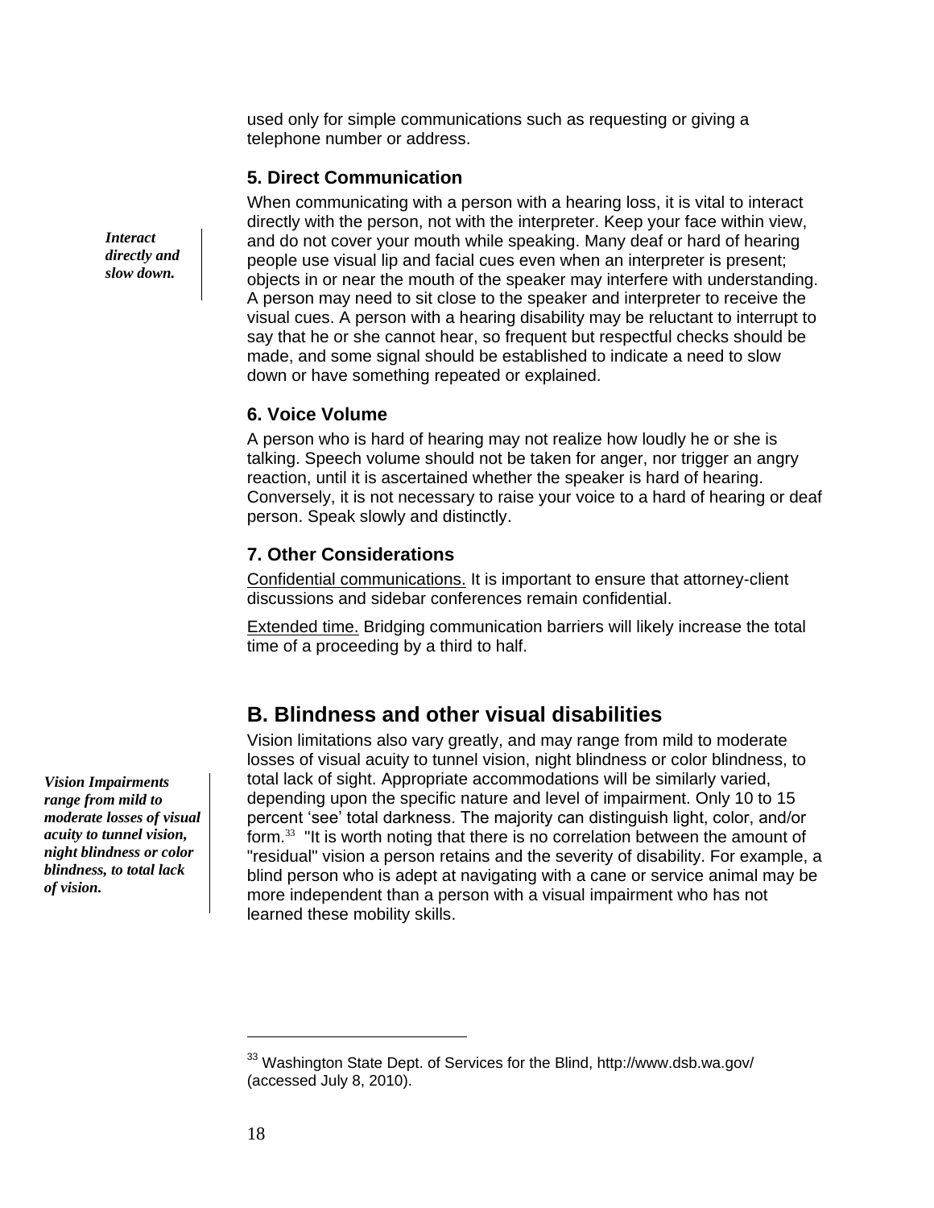used only for simple communications such as requesting or giving a telephone number or address.

### 5. Direct Communication

*Interact directly and slow down.*

When communicating with a person with a hearing loss, it is vital to interact directly with the person, not with the interpreter. Keep your face within view, and do not cover your mouth while speaking. Many deaf or hard of hearing people use visual lip and facial cues even when an interpreter is present; objects in or near the mouth of the speaker may interfere with understanding. A person may need to sit close to the speaker and interpreter to receive the visual cues. A person with a hearing disability may be reluctant to interrupt to say that he or she cannot hear, so frequent but respectful checks should be made, and some signal should be established to indicate a need to slow down or have something repeated or explained.

### 6. Voice Volume

A person who is hard of hearing may not realize how loudly he or she is talking. Speech volume should not be taken for anger, nor trigger an angry reaction, until it is ascertained whether the speaker is hard of hearing. Conversely, it is not necessary to raise your voice to a hard of hearing or deaf person. Speak slowly and distinctly.

### 7. Other Considerations

<u>Confidential communications.</u> It is important to ensure that attorney-client discussions and sidebar conferences remain confidential.

<u>Extended time.</u> Bridging communication barriers will likely increase the total time of a proceeding by a third to half.

## B. Blindness and other visual disabilities

***Vision Impairments range from mild to moderate losses of visual acuity to tunnel vision, night blindness or color blindness, to total lack of vision.***

Vision limitations also vary greatly, and may range from mild to moderate losses of visual acuity to tunnel vision, night blindness or color blindness, to total lack of sight. Appropriate accommodations will be similarly varied, depending upon the specific nature and level of impairment. Only 10 to 15 percent 'see' total darkness. The majority can distinguish light, color, and/or form.[33] "It is worth noting that there is no correlation between the amount of "residual" vision a person retains and the severity of disability. For example, a blind person who is adept at navigating with a cane or service animal may be more independent than a person with a visual impairment who has not learned these mobility skills.

---

[33] Washington State Dept. of Services for the Blind, http://www.dsb.wa.gov/ (accessed July 8, 2010).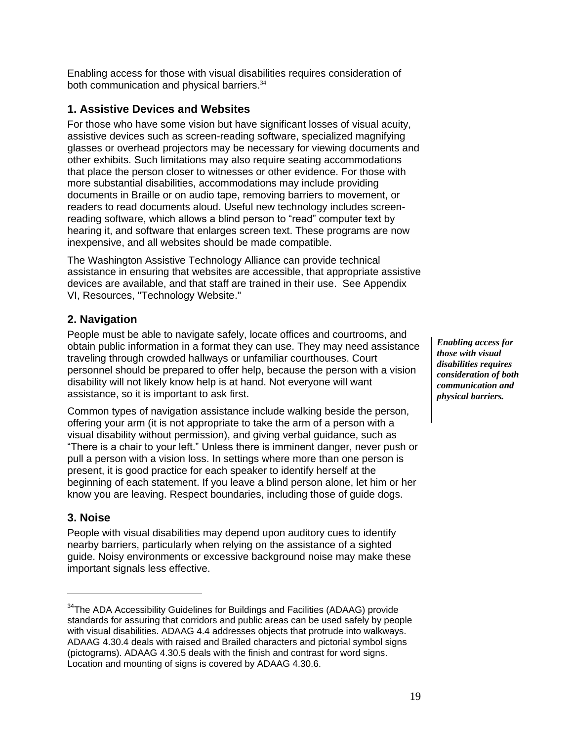Enabling access for those with visual disabilities requires consideration of both communication and physical barriers.[34]

### 1. Assistive Devices and Websites

For those who have some vision but have significant losses of visual acuity, assistive devices such as screen-reading software, specialized magnifying glasses or overhead projectors may be necessary for viewing documents and other exhibits. Such limitations may also require seating accommodations that place the person closer to witnesses or other evidence. For those with more substantial disabilities, accommodations may include providing documents in Braille or on audio tape, removing barriers to movement, or readers to read documents aloud. Useful new technology includes screen-reading software, which allows a blind person to "read" computer text by hearing it, and software that enlarges screen text. These programs are now inexpensive, and all websites should be made compatible.

The Washington Assistive Technology Alliance can provide technical assistance in ensuring that websites are accessible, that appropriate assistive devices are available, and that staff are trained in their use. See Appendix VI, Resources, "Technology Website."

### 2. Navigation

People must be able to navigate safely, locate offices and courtrooms, and obtain public information in a format they can use. They may need assistance traveling through crowded hallways or unfamiliar courthouses. Court personnel should be prepared to offer help, because the person with a vision disability will not likely know help is at hand. Not everyone will want assistance, so it is important to ask first.

***Enabling access for those with visual disabilities requires consideration of both communication and physical barriers.***

Common types of navigation assistance include walking beside the person, offering your arm (it is not appropriate to take the arm of a person with a visual disability without permission), and giving verbal guidance, such as "There is a chair to your left." Unless there is imminent danger, never push or pull a person with a vision loss. In settings where more than one person is present, it is good practice for each speaker to identify herself at the beginning of each statement. If you leave a blind person alone, let him or her know you are leaving. Respect boundaries, including those of guide dogs.

### 3. Noise

People with visual disabilities may depend upon auditory cues to identify nearby barriers, particularly when relying on the assistance of a sighted guide. Noisy environments or excessive background noise may make these important signals less effective.

---

[34] The ADA Accessibility Guidelines for Buildings and Facilities (ADAAG) provide standards for assuring that corridors and public areas can be used safely by people with visual disabilities. ADAAG 4.4 addresses objects that protrude into walkways. ADAAG 4.30.4 deals with raised and Brailed characters and pictorial symbol signs (pictograms). ADAAG 4.30.5 deals with the finish and contrast for word signs. Location and mounting of signs is covered by ADAAG 4.30.6.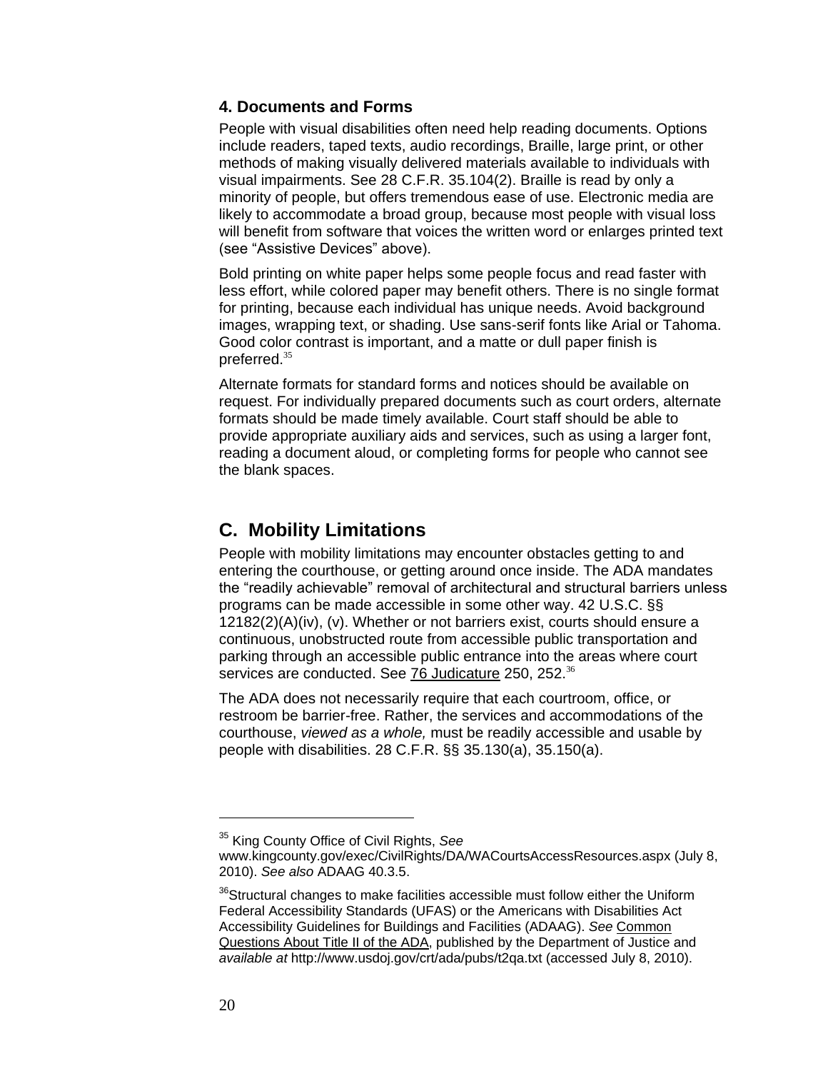### 4. Documents and Forms

People with visual disabilities often need help reading documents. Options include readers, taped texts, audio recordings, Braille, large print, or other methods of making visually delivered materials available to individuals with visual impairments. See 28 C.F.R. 35.104(2). Braille is read by only a minority of people, but offers tremendous ease of use. Electronic media are likely to accommodate a broad group, because most people with visual loss will benefit from software that voices the written word or enlarges printed text (see "Assistive Devices" above).

Bold printing on white paper helps some people focus and read faster with less effort, while colored paper may benefit others. There is no single format for printing, because each individual has unique needs. Avoid background images, wrapping text, or shading. Use sans-serif fonts like Arial or Tahoma. Good color contrast is important, and a matte or dull paper finish is preferred.[35]

Alternate formats for standard forms and notices should be available on request. For individually prepared documents such as court orders, alternate formats should be made timely available. Court staff should be able to provide appropriate auxiliary aids and services, such as using a larger font, reading a document aloud, or completing forms for people who cannot see the blank spaces.

## C. Mobility Limitations

People with mobility limitations may encounter obstacles getting to and entering the courthouse, or getting around once inside. The ADA mandates the "readily achievable" removal of architectural and structural barriers unless programs can be made accessible in some other way. 42 U.S.C. §§ 12182(2)(A)(iv), (v). Whether or not barriers exist, courts should ensure a continuous, unobstructed route from accessible public transportation and parking through an accessible public entrance into the areas where court services are conducted. See 76 Judicature 250, 252.[36]

The ADA does not necessarily require that each courtroom, office, or restroom be barrier-free. Rather, the services and accommodations of the courthouse, *viewed as a whole,* must be readily accessible and usable by people with disabilities. 28 C.F.R. §§ 35.130(a), 35.150(a).

---

[35] King County Office of Civil Rights, *See* www.kingcounty.gov/exec/CivilRights/DA/WACourtsAccessResources.aspx (July 8, 2010). *See also* ADAAG 40.3.5.

[36] Structural changes to make facilities accessible must follow either the Uniform Federal Accessibility Standards (UFAS) or the Americans with Disabilities Act Accessibility Guidelines for Buildings and Facilities (ADAAG). *See* Common Questions About Title II of the ADA, published by the Department of Justice and *available at* http://www.usdoj.gov/crt/ada/pubs/t2qa.txt (accessed July 8, 2010).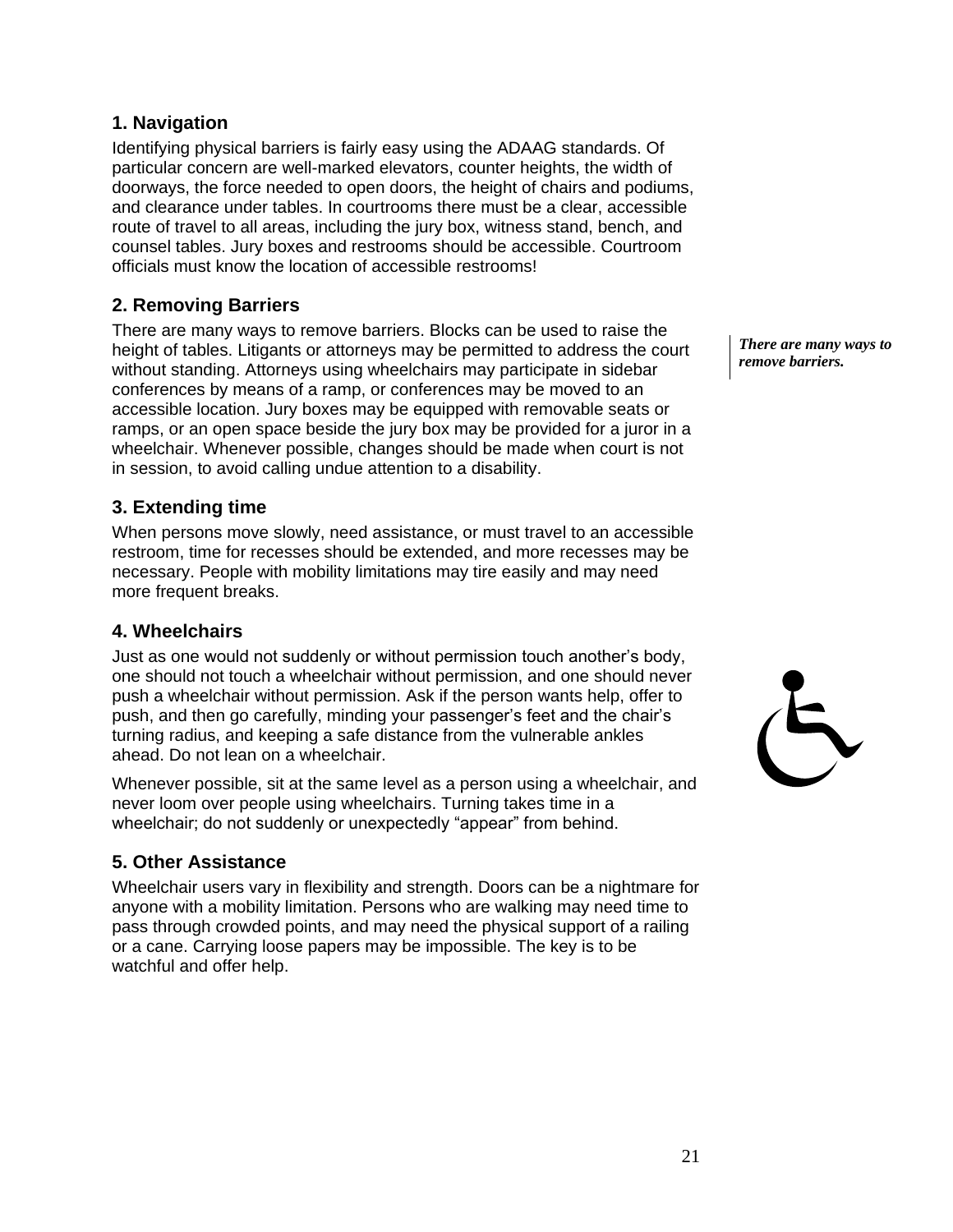### 1. Navigation

Identifying physical barriers is fairly easy using the ADAAG standards. Of particular concern are well-marked elevators, counter heights, the width of doorways, the force needed to open doors, the height of chairs and podiums, and clearance under tables. In courtrooms there must be a clear, accessible route of travel to all areas, including the jury box, witness stand, bench, and counsel tables. Jury boxes and restrooms should be accessible. Courtroom officials must know the location of accessible restrooms!

### 2. Removing Barriers

*There are many ways to remove barriers.*

There are many ways to remove barriers. Blocks can be used to raise the height of tables. Litigants or attorneys may be permitted to address the court without standing. Attorneys using wheelchairs may participate in sidebar conferences by means of a ramp, or conferences may be moved to an accessible location. Jury boxes may be equipped with removable seats or ramps, or an open space beside the jury box may be provided for a juror in a wheelchair. Whenever possible, changes should be made when court is not in session, to avoid calling undue attention to a disability.

### 3. Extending time

When persons move slowly, need assistance, or must travel to an accessible restroom, time for recesses should be extended, and more recesses may be necessary. People with mobility limitations may tire easily and may need more frequent breaks.

### 4. Wheelchairs

Just as one would not suddenly or without permission touch another's body, one should not touch a wheelchair without permission, and one should never push a wheelchair without permission. Ask if the person wants help, offer to push, and then go carefully, minding your passenger's feet and the chair's turning radius, and keeping a safe distance from the vulnerable ankles ahead. Do not lean on a wheelchair.

Whenever possible, sit at the same level as a person using a wheelchair, and never loom over people using wheelchairs. Turning takes time in a wheelchair; do not suddenly or unexpectedly "appear" from behind.

### 5. Other Assistance

Wheelchair users vary in flexibility and strength. Doors can be a nightmare for anyone with a mobility limitation. Persons who are walking may need time to pass through crowded points, and may need the physical support of a railing or a cane. Carrying loose papers may be impossible. The key is to be watchful and offer help.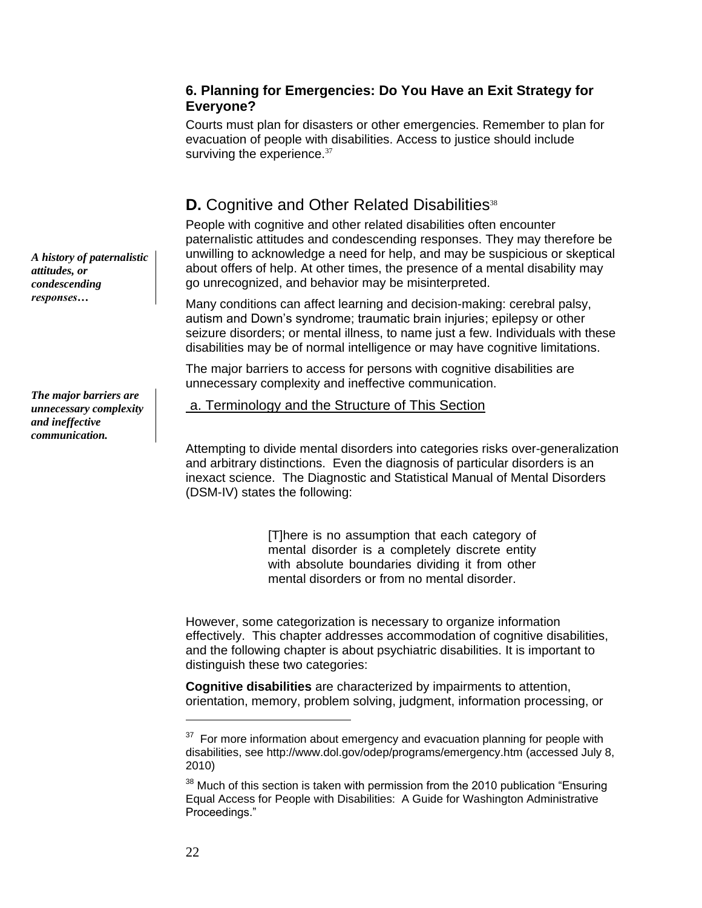### 6. Planning for Emergencies: Do You Have an Exit Strategy for Everyone?

Courts must plan for disasters or other emergencies. Remember to plan for evacuation of people with disabilities. Access to justice should include surviving the experience.[37]

## D. Cognitive and Other Related Disabilities[38]

*A history of paternalistic attitudes, or condescending responses…*

People with cognitive and other related disabilities often encounter paternalistic attitudes and condescending responses. They may therefore be unwilling to acknowledge a need for help, and may be suspicious or skeptical about offers of help. At other times, the presence of a mental disability may go unrecognized, and behavior may be misinterpreted.

Many conditions can affect learning and decision-making: cerebral palsy, autism and Down's syndrome; traumatic brain injuries; epilepsy or other seizure disorders; or mental illness, to name just a few. Individuals with these disabilities may be of normal intelligence or may have cognitive limitations.

*The major barriers are unnecessary complexity and ineffective communication.*

The major barriers to access for persons with cognitive disabilities are unnecessary complexity and ineffective communication.

### a. Terminology and the Structure of This Section

Attempting to divide mental disorders into categories risks over-generalization and arbitrary distinctions. Even the diagnosis of particular disorders is an inexact science. The Diagnostic and Statistical Manual of Mental Disorders (DSM-IV) states the following:

> [T]here is no assumption that each category of mental disorder is a completely discrete entity with absolute boundaries dividing it from other mental disorders or from no mental disorder.

However, some categorization is necessary to organize information effectively. This chapter addresses accommodation of cognitive disabilities, and the following chapter is about psychiatric disabilities. It is important to distinguish these two categories:

**Cognitive disabilities** are characterized by impairments to attention, orientation, memory, problem solving, judgment, information processing, or

---

[37] For more information about emergency and evacuation planning for people with disabilities, see http://www.dol.gov/odep/programs/emergency.htm (accessed July 8, 2010)

[38] Much of this section is taken with permission from the 2010 publication "Ensuring Equal Access for People with Disabilities: A Guide for Washington Administrative Proceedings."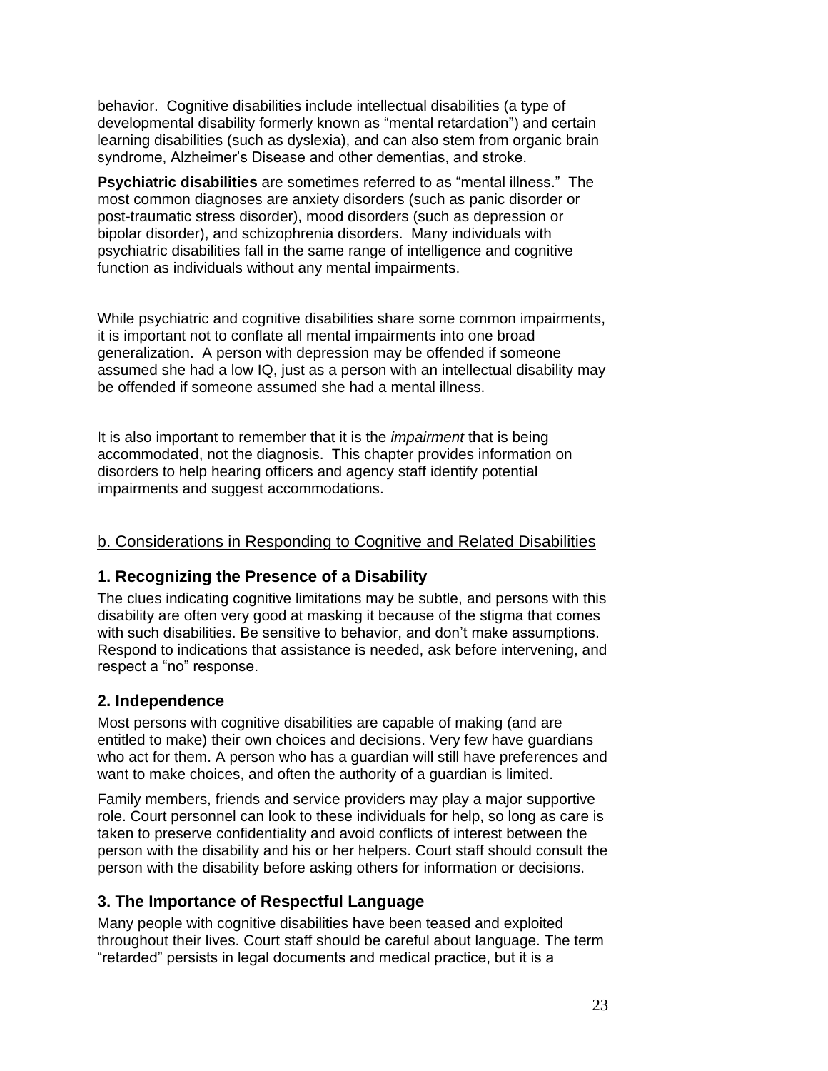behavior. Cognitive disabilities include intellectual disabilities (a type of developmental disability formerly known as "mental retardation") and certain learning disabilities (such as dyslexia), and can also stem from organic brain syndrome, Alzheimer's Disease and other dementias, and stroke.

**Psychiatric disabilities** are sometimes referred to as "mental illness." The most common diagnoses are anxiety disorders (such as panic disorder or post-traumatic stress disorder), mood disorders (such as depression or bipolar disorder), and schizophrenia disorders. Many individuals with psychiatric disabilities fall in the same range of intelligence and cognitive function as individuals without any mental impairments.

While psychiatric and cognitive disabilities share some common impairments, it is important not to conflate all mental impairments into one broad generalization. A person with depression may be offended if someone assumed she had a low IQ, just as a person with an intellectual disability may be offended if someone assumed she had a mental illness.

It is also important to remember that it is the *impairment* that is being accommodated, not the diagnosis. This chapter provides information on disorders to help hearing officers and agency staff identify potential impairments and suggest accommodations.

## b. Considerations in Responding to Cognitive and Related Disabilities

### 1. Recognizing the Presence of a Disability

The clues indicating cognitive limitations may be subtle, and persons with this disability are often very good at masking it because of the stigma that comes with such disabilities. Be sensitive to behavior, and don't make assumptions. Respond to indications that assistance is needed, ask before intervening, and respect a "no" response.

### 2. Independence

Most persons with cognitive disabilities are capable of making (and are entitled to make) their own choices and decisions. Very few have guardians who act for them. A person who has a guardian will still have preferences and want to make choices, and often the authority of a guardian is limited.

Family members, friends and service providers may play a major supportive role. Court personnel can look to these individuals for help, so long as care is taken to preserve confidentiality and avoid conflicts of interest between the person with the disability and his or her helpers. Court staff should consult the person with the disability before asking others for information or decisions.

### 3. The Importance of Respectful Language

Many people with cognitive disabilities have been teased and exploited throughout their lives. Court staff should be careful about language. The term "retarded" persists in legal documents and medical practice, but it is a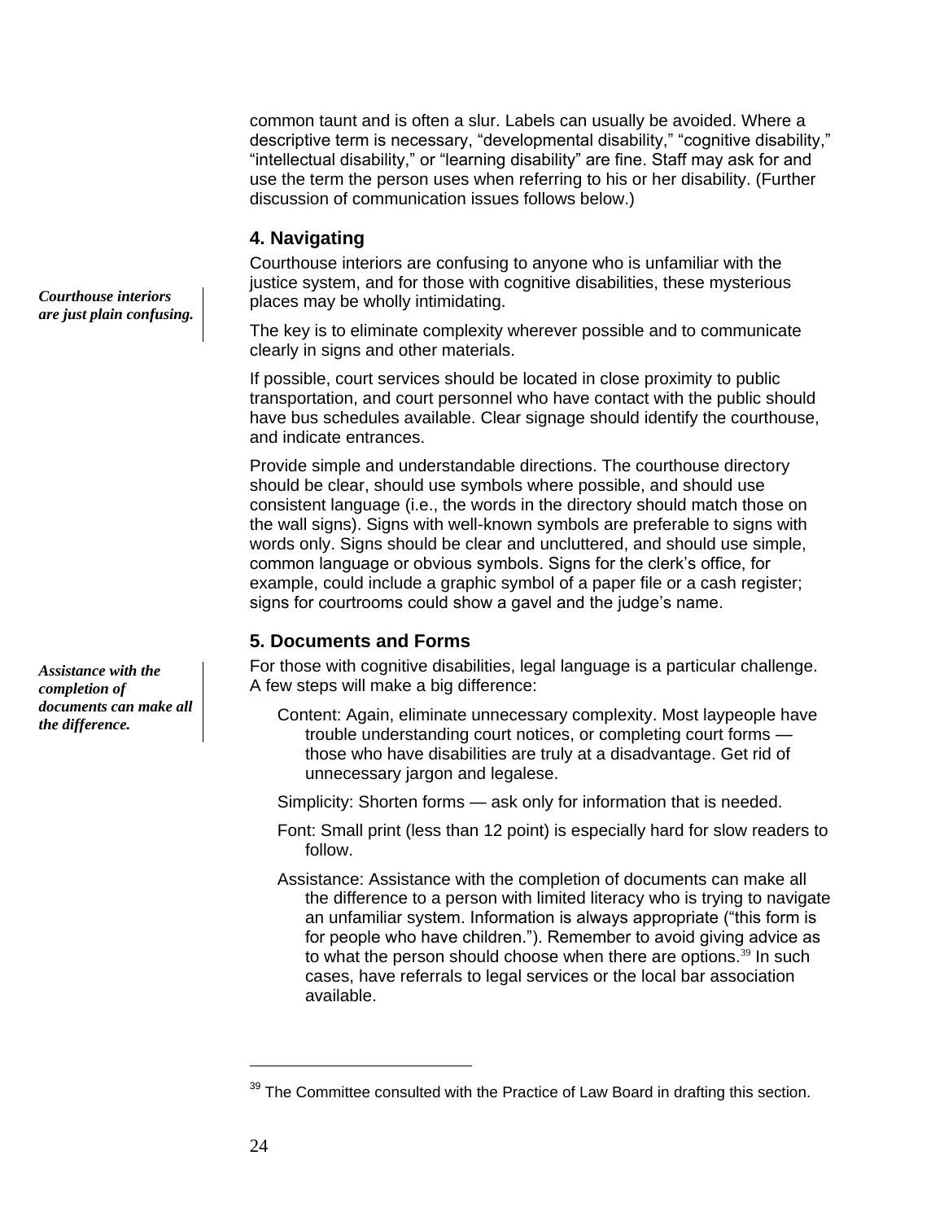common taunt and is often a slur. Labels can usually be avoided. Where a descriptive term is necessary, “developmental disability,” “cognitive disability,” “intellectual disability,” or “learning disability” are fine. Staff may ask for and use the term the person uses when referring to his or her disability. (Further discussion of communication issues follows below.)

## 4. Navigating

*Courthouse interiors are just plain confusing.*

Courthouse interiors are confusing to anyone who is unfamiliar with the justice system, and for those with cognitive disabilities, these mysterious places may be wholly intimidating.

The key is to eliminate complexity wherever possible and to communicate clearly in signs and other materials.

If possible, court services should be located in close proximity to public transportation, and court personnel who have contact with the public should have bus schedules available. Clear signage should identify the courthouse, and indicate entrances.

Provide simple and understandable directions. The courthouse directory should be clear, should use symbols where possible, and should use consistent language (i.e., the words in the directory should match those on the wall signs). Signs with well-known symbols are preferable to signs with words only. Signs should be clear and uncluttered, and should use simple, common language or obvious symbols. Signs for the clerk’s office, for example, could include a graphic symbol of a paper file or a cash register; signs for courtrooms could show a gavel and the judge’s name.

## 5. Documents and Forms

*Assistance with the completion of documents can make all the difference.*

For those with cognitive disabilities, legal language is a particular challenge. A few steps will make a big difference:

Content: Again, eliminate unnecessary complexity. Most laypeople have trouble understanding court notices, or completing court forms — those who have disabilities are truly at a disadvantage. Get rid of unnecessary jargon and legalese.

Simplicity: Shorten forms — ask only for information that is needed.

Font: Small print (less than 12 point) is especially hard for slow readers to follow.

Assistance: Assistance with the completion of documents can make all the difference to a person with limited literacy who is trying to navigate an unfamiliar system. Information is always appropriate (“this form is for people who have children.”). Remember to avoid giving advice as to what the person should choose when there are options.[39] In such cases, have referrals to legal services or the local bar association available.

---

[39] The Committee consulted with the Practice of Law Board in drafting this section.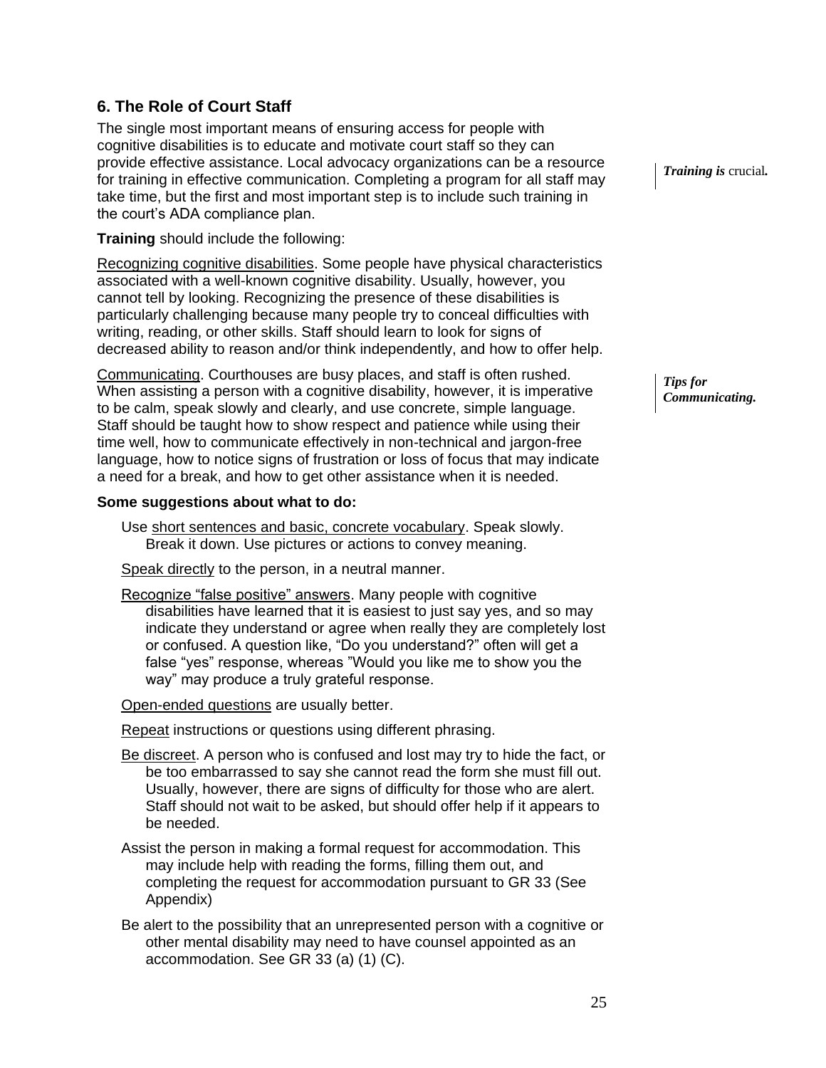## 6. The Role of Court Staff

The single most important means of ensuring access for people with cognitive disabilities is to educate and motivate court staff so they can provide effective assistance. Local advocacy organizations can be a resource for training in effective communication. Completing a program for all staff may take time, but the first and most important step is to include such training in the court's ADA compliance plan.

*Training is* crucial*.*

**Training** should include the following:

Recognizing cognitive disabilities. Some people have physical characteristics associated with a well-known cognitive disability. Usually, however, you cannot tell by looking. Recognizing the presence of these disabilities is particularly challenging because many people try to conceal difficulties with writing, reading, or other skills. Staff should learn to look for signs of decreased ability to reason and/or think independently, and how to offer help.

*Tips for Communicating.*

Communicating. Courthouses are busy places, and staff is often rushed. When assisting a person with a cognitive disability, however, it is imperative to be calm, speak slowly and clearly, and use concrete, simple language. Staff should be taught how to show respect and patience while using their time well, how to communicate effectively in non-technical and jargon-free language, how to notice signs of frustration or loss of focus that may indicate a need for a break, and how to get other assistance when it is needed.

**Some suggestions about what to do:**

Use short sentences and basic, concrete vocabulary. Speak slowly. Break it down. Use pictures or actions to convey meaning.

Speak directly to the person, in a neutral manner.

Recognize "false positive" answers. Many people with cognitive disabilities have learned that it is easiest to just say yes, and so may indicate they understand or agree when really they are completely lost or confused. A question like, "Do you understand?" often will get a false "yes" response, whereas "Would you like me to show you the way" may produce a truly grateful response.

Open-ended questions are usually better.

Repeat instructions or questions using different phrasing.

Be discreet. A person who is confused and lost may try to hide the fact, or be too embarrassed to say she cannot read the form she must fill out. Usually, however, there are signs of difficulty for those who are alert. Staff should not wait to be asked, but should offer help if it appears to be needed.

Assist the person in making a formal request for accommodation. This may include help with reading the forms, filling them out, and completing the request for accommodation pursuant to GR 33 (See Appendix)

Be alert to the possibility that an unrepresented person with a cognitive or other mental disability may need to have counsel appointed as an accommodation. See GR 33 (a) (1) (C).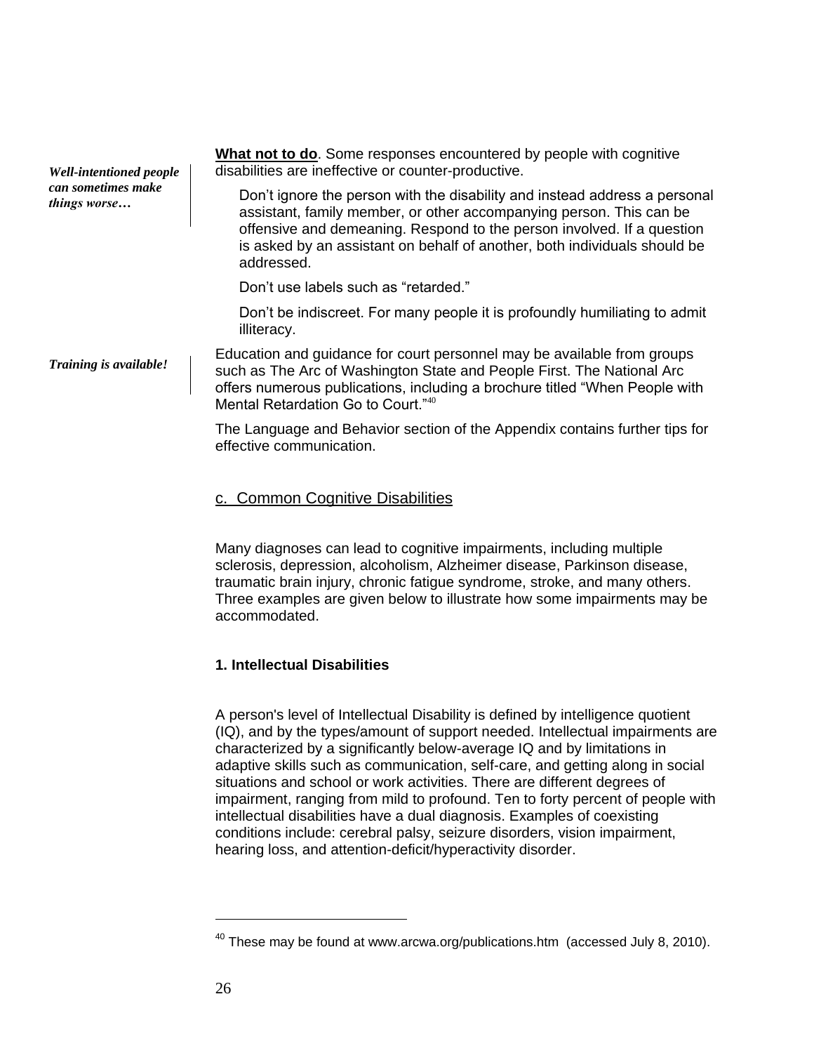*Well-intentioned people can sometimes make things worse…*

**What not to do**. Some responses encountered by people with cognitive disabilities are ineffective or counter-productive.

Don't ignore the person with the disability and instead address a personal assistant, family member, or other accompanying person. This can be offensive and demeaning. Respond to the person involved. If a question is asked by an assistant on behalf of another, both individuals should be addressed.

Don't use labels such as "retarded."

Don't be indiscreet. For many people it is profoundly humiliating to admit illiteracy.

*Training is available!*

Education and guidance for court personnel may be available from groups such as The Arc of Washington State and People First. The National Arc offers numerous publications, including a brochure titled "When People with Mental Retardation Go to Court."[40]

The Language and Behavior section of the Appendix contains further tips for effective communication.

## c. Common Cognitive Disabilities

Many diagnoses can lead to cognitive impairments, including multiple sclerosis, depression, alcoholism, Alzheimer disease, Parkinson disease, traumatic brain injury, chronic fatigue syndrome, stroke, and many others. Three examples are given below to illustrate how some impairments may be accommodated.

### 1. Intellectual Disabilities

A person's level of Intellectual Disability is defined by intelligence quotient (IQ), and by the types/amount of support needed. Intellectual impairments are characterized by a significantly below-average IQ and by limitations in adaptive skills such as communication, self-care, and getting along in social situations and school or work activities. There are different degrees of impairment, ranging from mild to profound. Ten to forty percent of people with intellectual disabilities have a dual diagnosis. Examples of coexisting conditions include: cerebral palsy, seizure disorders, vision impairment, hearing loss, and attention-deficit/hyperactivity disorder.

---

[40] These may be found at www.arcwa.org/publications.htm (accessed July 8, 2010).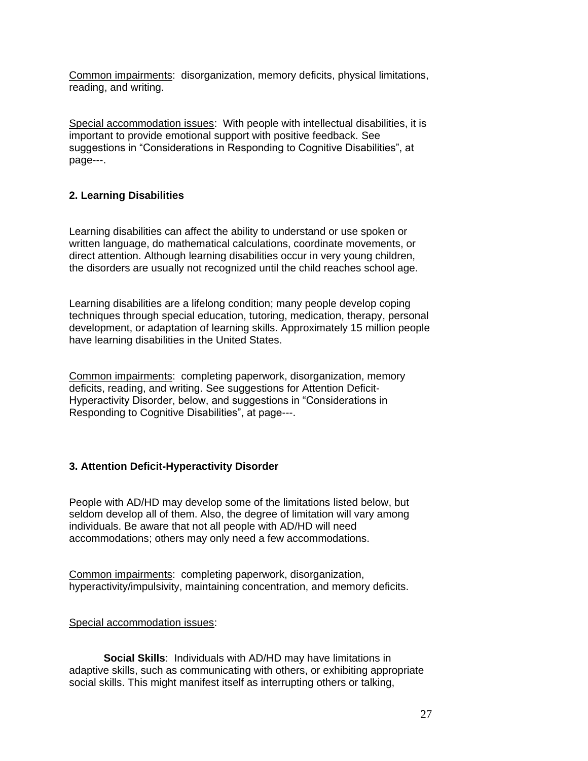Common impairments: disorganization, memory deficits, physical limitations, reading, and writing.

Special accommodation issues: With people with intellectual disabilities, it is important to provide emotional support with positive feedback. See suggestions in “Considerations in Responding to Cognitive Disabilities”, at page---.

### 2. Learning Disabilities

Learning disabilities can affect the ability to understand or use spoken or written language, do mathematical calculations, coordinate movements, or direct attention. Although learning disabilities occur in very young children, the disorders are usually not recognized until the child reaches school age.

Learning disabilities are a lifelong condition; many people develop coping techniques through special education, tutoring, medication, therapy, personal development, or adaptation of learning skills. Approximately 15 million people have learning disabilities in the United States.

Common impairments: completing paperwork, disorganization, memory deficits, reading, and writing. See suggestions for Attention Deficit-Hyperactivity Disorder, below, and suggestions in “Considerations in Responding to Cognitive Disabilities”, at page---.

### 3. Attention Deficit-Hyperactivity Disorder

People with AD/HD may develop some of the limitations listed below, but seldom develop all of them. Also, the degree of limitation will vary among individuals. Be aware that not all people with AD/HD will need accommodations; others may only need a few accommodations.

Common impairments: completing paperwork, disorganization, hyperactivity/impulsivity, maintaining concentration, and memory deficits.

Special accommodation issues:

**Social Skills**: Individuals with AD/HD may have limitations in adaptive skills, such as communicating with others, or exhibiting appropriate social skills. This might manifest itself as interrupting others or talking,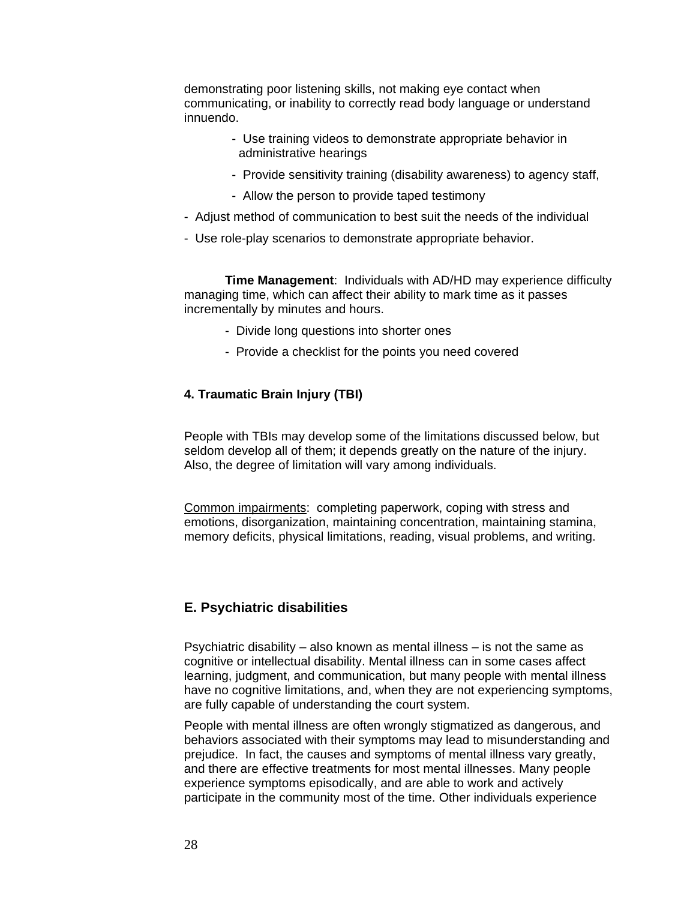demonstrating poor listening skills, not making eye contact when communicating, or inability to correctly read body language or understand innuendo.

- Use training videos to demonstrate appropriate behavior in administrative hearings
- Provide sensitivity training (disability awareness) to agency staff,
- Allow the person to provide taped testimony
- Adjust method of communication to best suit the needs of the individual
- Use role-play scenarios to demonstrate appropriate behavior.

**Time Management**: Individuals with AD/HD may experience difficulty managing time, which can affect their ability to mark time as it passes incrementally by minutes and hours.

- Divide long questions into shorter ones
- Provide a checklist for the points you need covered

**4. Traumatic Brain Injury (TBI)**

People with TBIs may develop some of the limitations discussed below, but seldom develop all of them; it depends greatly on the nature of the injury. Also, the degree of limitation will vary among individuals.

Common impairments: completing paperwork, coping with stress and emotions, disorganization, maintaining concentration, maintaining stamina, memory deficits, physical limitations, reading, visual problems, and writing.

## E. Psychiatric disabilities

Psychiatric disability – also known as mental illness – is not the same as cognitive or intellectual disability. Mental illness can in some cases affect learning, judgment, and communication, but many people with mental illness have no cognitive limitations, and, when they are not experiencing symptoms, are fully capable of understanding the court system.

People with mental illness are often wrongly stigmatized as dangerous, and behaviors associated with their symptoms may lead to misunderstanding and prejudice. In fact, the causes and symptoms of mental illness vary greatly, and there are effective treatments for most mental illnesses. Many people experience symptoms episodically, and are able to work and actively participate in the community most of the time. Other individuals experience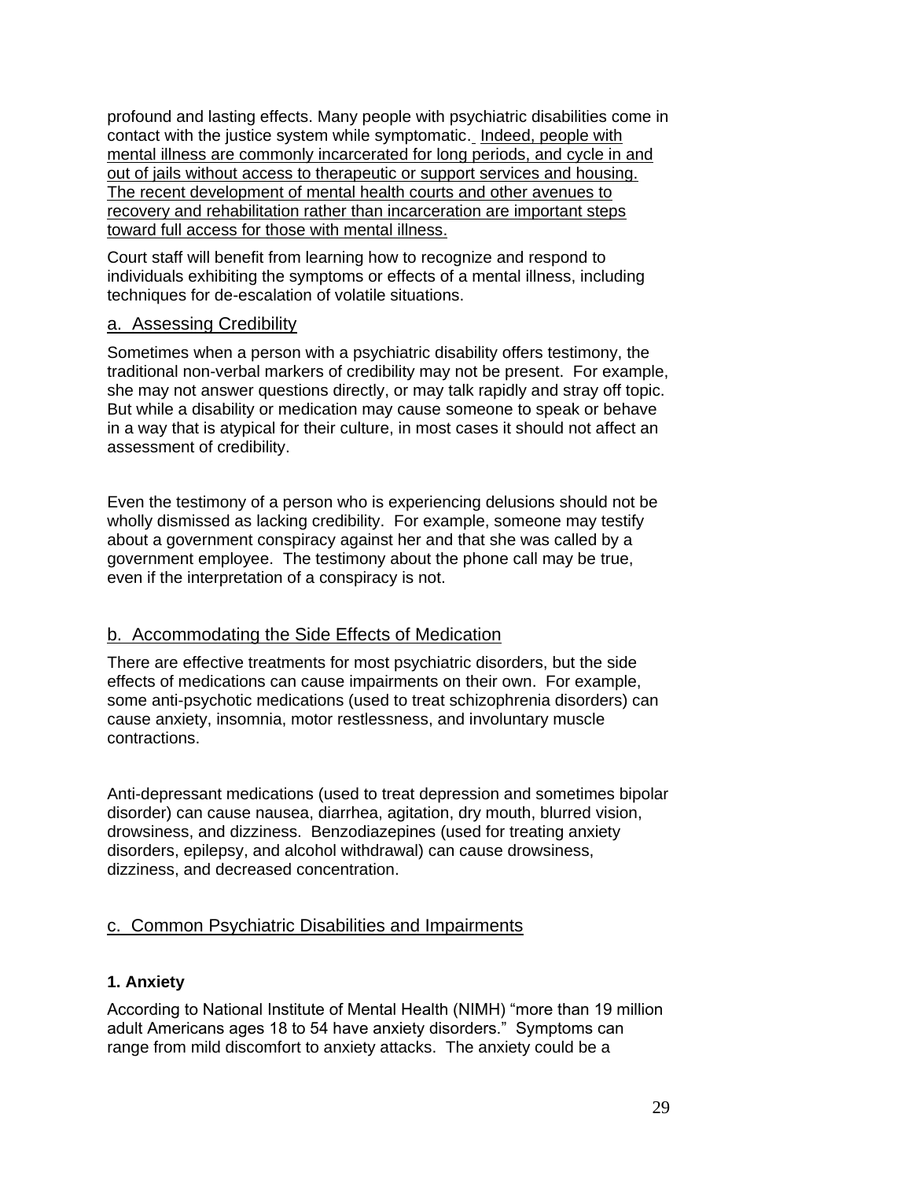profound and lasting effects. Many people with psychiatric disabilities come in contact with the justice system while symptomatic. Indeed, people with mental illness are commonly incarcerated for long periods, and cycle in and out of jails without access to therapeutic or support services and housing. The recent development of mental health courts and other avenues to recovery and rehabilitation rather than incarceration are important steps toward full access for those with mental illness.

Court staff will benefit from learning how to recognize and respond to individuals exhibiting the symptoms or effects of a mental illness, including techniques for de-escalation of volatile situations.

### a. Assessing Credibility

Sometimes when a person with a psychiatric disability offers testimony, the traditional non-verbal markers of credibility may not be present. For example, she may not answer questions directly, or may talk rapidly and stray off topic. But while a disability or medication may cause someone to speak or behave in a way that is atypical for their culture, in most cases it should not affect an assessment of credibility.

Even the testimony of a person who is experiencing delusions should not be wholly dismissed as lacking credibility. For example, someone may testify about a government conspiracy against her and that she was called by a government employee. The testimony about the phone call may be true, even if the interpretation of a conspiracy is not.

### b. Accommodating the Side Effects of Medication

There are effective treatments for most psychiatric disorders, but the side effects of medications can cause impairments on their own. For example, some anti-psychotic medications (used to treat schizophrenia disorders) can cause anxiety, insomnia, motor restlessness, and involuntary muscle contractions.

Anti-depressant medications (used to treat depression and sometimes bipolar disorder) can cause nausea, diarrhea, agitation, dry mouth, blurred vision, drowsiness, and dizziness. Benzodiazepines (used for treating anxiety disorders, epilepsy, and alcohol withdrawal) can cause drowsiness, dizziness, and decreased concentration.

### c. Common Psychiatric Disabilities and Impairments

#### 1. Anxiety

According to National Institute of Mental Health (NIMH) "more than 19 million adult Americans ages 18 to 54 have anxiety disorders." Symptoms can range from mild discomfort to anxiety attacks. The anxiety could be a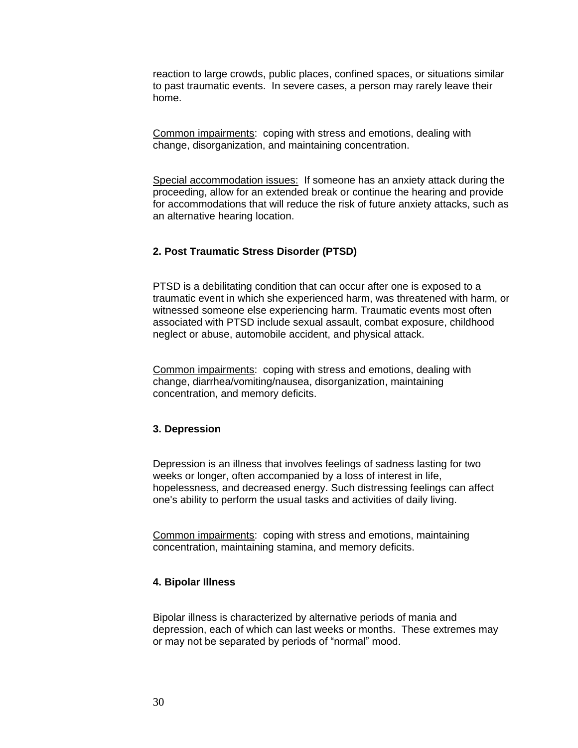reaction to large crowds, public places, confined spaces, or situations similar to past traumatic events. In severe cases, a person may rarely leave their home.

Common impairments: coping with stress and emotions, dealing with change, disorganization, and maintaining concentration.

Special accommodation issues: If someone has an anxiety attack during the proceeding, allow for an extended break or continue the hearing and provide for accommodations that will reduce the risk of future anxiety attacks, such as an alternative hearing location.

**2. Post Traumatic Stress Disorder (PTSD)**

PTSD is a debilitating condition that can occur after one is exposed to a traumatic event in which she experienced harm, was threatened with harm, or witnessed someone else experiencing harm. Traumatic events most often associated with PTSD include sexual assault, combat exposure, childhood neglect or abuse, automobile accident, and physical attack.

Common impairments: coping with stress and emotions, dealing with change, diarrhea/vomiting/nausea, disorganization, maintaining concentration, and memory deficits.

**3. Depression**

Depression is an illness that involves feelings of sadness lasting for two weeks or longer, often accompanied by a loss of interest in life, hopelessness, and decreased energy. Such distressing feelings can affect one's ability to perform the usual tasks and activities of daily living.

Common impairments: coping with stress and emotions, maintaining concentration, maintaining stamina, and memory deficits.

**4. Bipolar Illness**

Bipolar illness is characterized by alternative periods of mania and depression, each of which can last weeks or months. These extremes may or may not be separated by periods of “normal” mood.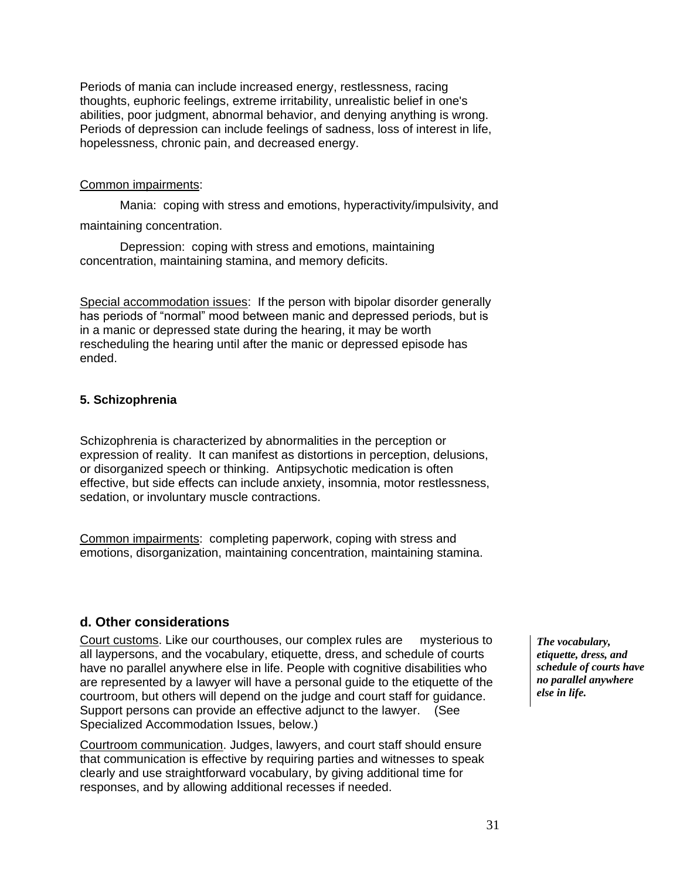Periods of mania can include increased energy, restlessness, racing thoughts, euphoric feelings, extreme irritability, unrealistic belief in one's abilities, poor judgment, abnormal behavior, and denying anything is wrong. Periods of depression can include feelings of sadness, loss of interest in life, hopelessness, chronic pain, and decreased energy.

Common impairments:

Mania: coping with stress and emotions, hyperactivity/impulsivity, and maintaining concentration.

Depression: coping with stress and emotions, maintaining concentration, maintaining stamina, and memory deficits.

Special accommodation issues: If the person with bipolar disorder generally has periods of "normal" mood between manic and depressed periods, but is in a manic or depressed state during the hearing, it may be worth rescheduling the hearing until after the manic or depressed episode has ended.

**5. Schizophrenia**

Schizophrenia is characterized by abnormalities in the perception or expression of reality. It can manifest as distortions in perception, delusions, or disorganized speech or thinking. Antipsychotic medication is often effective, but side effects can include anxiety, insomnia, motor restlessness, sedation, or involuntary muscle contractions.

Common impairments: completing paperwork, coping with stress and emotions, disorganization, maintaining concentration, maintaining stamina.

## d. Other considerations

Court customs. Like our courthouses, our complex rules are mysterious to all laypersons, and the vocabulary, etiquette, dress, and schedule of courts have no parallel anywhere else in life. People with cognitive disabilities who are represented by a lawyer will have a personal guide to the etiquette of the courtroom, but others will depend on the judge and court staff for guidance. Support persons can provide an effective adjunct to the lawyer. (See Specialized Accommodation Issues, below.)

***The vocabulary, etiquette, dress, and schedule of courts have no parallel anywhere else in life.***

Courtroom communication. Judges, lawyers, and court staff should ensure that communication is effective by requiring parties and witnesses to speak clearly and use straightforward vocabulary, by giving additional time for responses, and by allowing additional recesses if needed.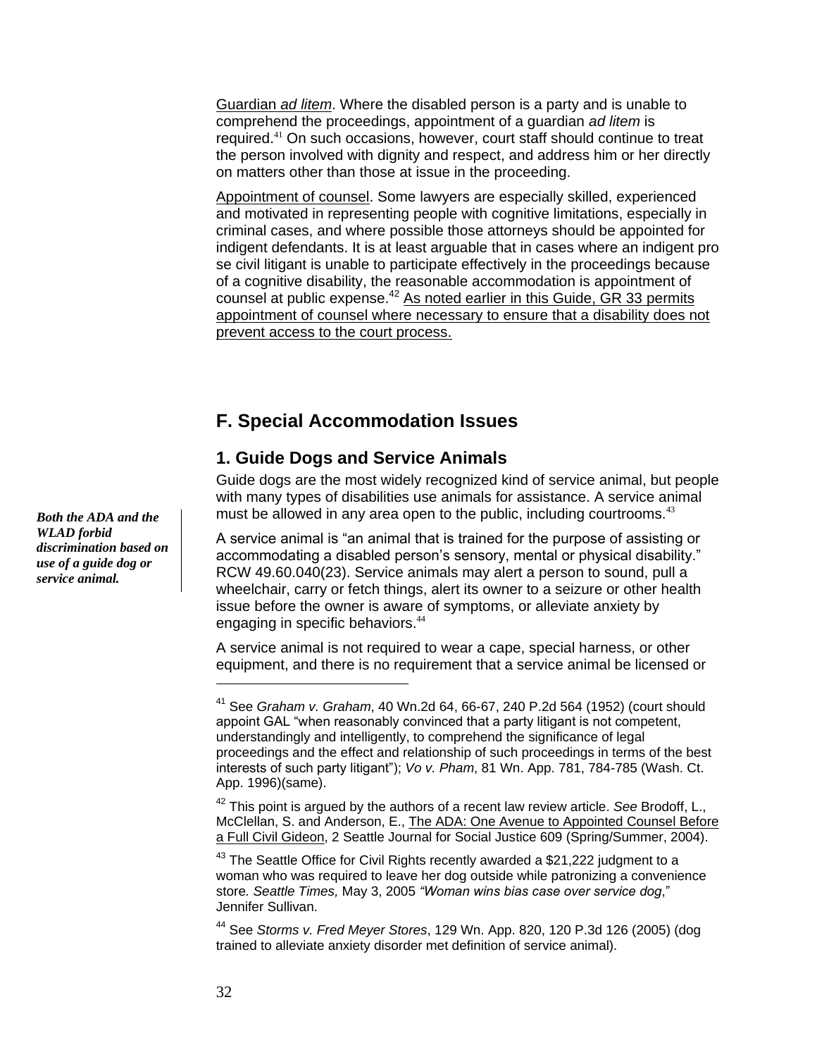Guardian *ad litem*. Where the disabled person is a party and is unable to comprehend the proceedings, appointment of a guardian *ad litem* is required.[41] On such occasions, however, court staff should continue to treat the person involved with dignity and respect, and address him or her directly on matters other than those at issue in the proceeding.

Appointment of counsel. Some lawyers are especially skilled, experienced and motivated in representing people with cognitive limitations, especially in criminal cases, and where possible those attorneys should be appointed for indigent defendants. It is at least arguable that in cases where an indigent pro se civil litigant is unable to participate effectively in the proceedings because of a cognitive disability, the reasonable accommodation is appointment of counsel at public expense.[42] As noted earlier in this Guide, GR 33 permits appointment of counsel where necessary to ensure that a disability does not prevent access to the court process.

## F. Special Accommodation Issues

### 1. Guide Dogs and Service Animals

***Both the ADA and the WLAD forbid discrimination based on use of a guide dog or service animal.***

Guide dogs are the most widely recognized kind of service animal, but people with many types of disabilities use animals for assistance. A service animal must be allowed in any area open to the public, including courtrooms.[43]

A service animal is "an animal that is trained for the purpose of assisting or accommodating a disabled person's sensory, mental or physical disability." RCW 49.60.040(23). Service animals may alert a person to sound, pull a wheelchair, carry or fetch things, alert its owner to a seizure or other health issue before the owner is aware of symptoms, or alleviate anxiety by engaging in specific behaviors.[44]

A service animal is not required to wear a cape, special harness, or other equipment, and there is no requirement that a service animal be licensed or

---

[41] See *Graham v. Graham*, 40 Wn.2d 64, 66-67, 240 P.2d 564 (1952) (court should appoint GAL "when reasonably convinced that a party litigant is not competent, understandingly and intelligently, to comprehend the significance of legal proceedings and the effect and relationship of such proceedings in terms of the best interests of such party litigant"); *Vo v. Pham*, 81 Wn. App. 781, 784-785 (Wash. Ct. App. 1996)(same).

[42] This point is argued by the authors of a recent law review article. *See* Brodoff, L., McClellan, S. and Anderson, E., The ADA: One Avenue to Appointed Counsel Before a Full Civil Gideon, 2 Seattle Journal for Social Justice 609 (Spring/Summer, 2004).

[43] The Seattle Office for Civil Rights recently awarded a $21,222 judgment to a woman who was required to leave her dog outside while patronizing a convenience store. *Seattle Times,* May 3, 2005 *"Woman wins bias case over service dog*," Jennifer Sullivan.

[44] See *Storms v. Fred Meyer Stores*, 129 Wn. App. 820, 120 P.3d 126 (2005) (dog trained to alleviate anxiety disorder met definition of service animal).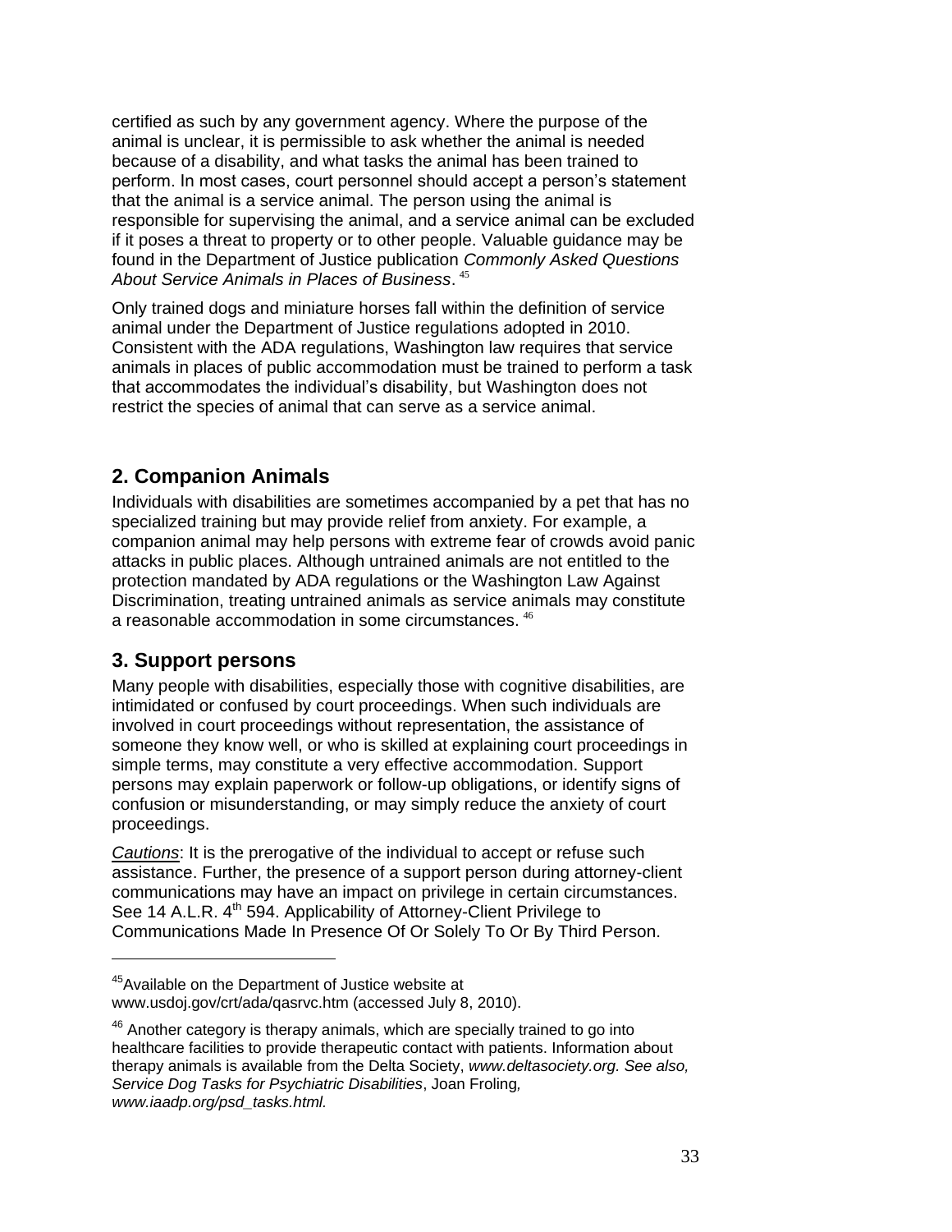certified as such by any government agency. Where the purpose of the animal is unclear, it is permissible to ask whether the animal is needed because of a disability, and what tasks the animal has been trained to perform. In most cases, court personnel should accept a person's statement that the animal is a service animal. The person using the animal is responsible for supervising the animal, and a service animal can be excluded if it poses a threat to property or to other people. Valuable guidance may be found in the Department of Justice publication *Commonly Asked Questions About Service Animals in Places of Business*. [45]

Only trained dogs and miniature horses fall within the definition of service animal under the Department of Justice regulations adopted in 2010. Consistent with the ADA regulations, Washington law requires that service animals in places of public accommodation must be trained to perform a task that accommodates the individual's disability, but Washington does not restrict the species of animal that can serve as a service animal.

## 2. Companion Animals

Individuals with disabilities are sometimes accompanied by a pet that has no specialized training but may provide relief from anxiety. For example, a companion animal may help persons with extreme fear of crowds avoid panic attacks in public places. Although untrained animals are not entitled to the protection mandated by ADA regulations or the Washington Law Against Discrimination, treating untrained animals as service animals may constitute a reasonable accommodation in some circumstances. [46]

## 3. Support persons

Many people with disabilities, especially those with cognitive disabilities, are intimidated or confused by court proceedings. When such individuals are involved in court proceedings without representation, the assistance of someone they know well, or who is skilled at explaining court proceedings in simple terms, may constitute a very effective accommodation. Support persons may explain paperwork or follow-up obligations, or identify signs of confusion or misunderstanding, or may simply reduce the anxiety of court proceedings.

*Cautions*: It is the prerogative of the individual to accept or refuse such assistance. Further, the presence of a support person during attorney-client communications may have an impact on privilege in certain circumstances. See 14 A.L.R. 4th 594. Applicability of Attorney-Client Privilege to Communications Made In Presence Of Or Solely To Or By Third Person.

---

[45] Available on the Department of Justice website at www.usdoj.gov/crt/ada/qasrvc.htm (accessed July 8, 2010).

[46] Another category is therapy animals, which are specially trained to go into healthcare facilities to provide therapeutic contact with patients. Information about therapy animals is available from the Delta Society, *www.deltasociety.org. See also, Service Dog Tasks for Psychiatric Disabilities*, Joan Froling*, www.iaadp.org/psd_tasks.html.*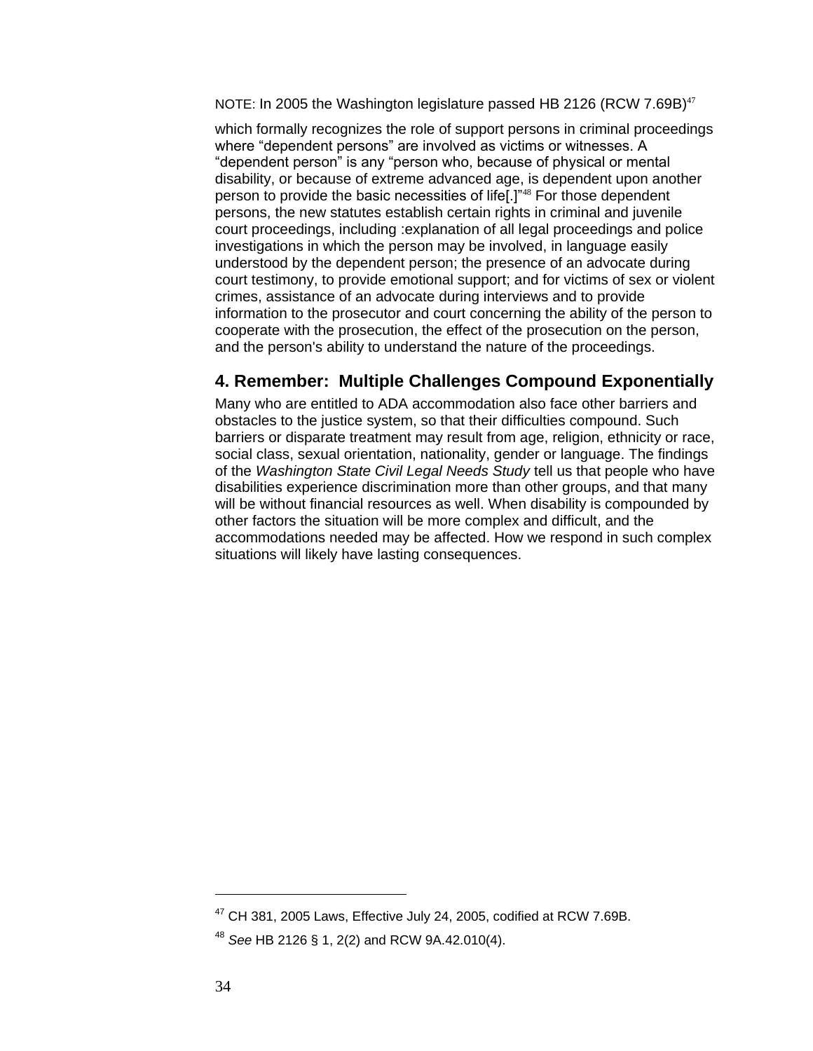NOTE: In 2005 the Washington legislature passed HB 2126 (RCW 7.69B)[47] which formally recognizes the role of support persons in criminal proceedings where "dependent persons" are involved as victims or witnesses. A "dependent person" is any "person who, because of physical or mental disability, or because of extreme advanced age, is dependent upon another person to provide the basic necessities of life[.]"[48] For those dependent persons, the new statutes establish certain rights in criminal and juvenile court proceedings, including :explanation of all legal proceedings and police investigations in which the person may be involved, in language easily understood by the dependent person; the presence of an advocate during court testimony, to provide emotional support; and for victims of sex or violent crimes, assistance of an advocate during interviews and to provide information to the prosecutor and court concerning the ability of the person to cooperate with the prosecution, the effect of the prosecution on the person, and the person's ability to understand the nature of the proceedings.

## 4. Remember: Multiple Challenges Compound Exponentially

Many who are entitled to ADA accommodation also face other barriers and obstacles to the justice system, so that their difficulties compound. Such barriers or disparate treatment may result from age, religion, ethnicity or race, social class, sexual orientation, nationality, gender or language. The findings of the *Washington State Civil Legal Needs Study* tell us that people who have disabilities experience discrimination more than other groups, and that many will be without financial resources as well. When disability is compounded by other factors the situation will be more complex and difficult, and the accommodations needed may be affected. How we respond in such complex situations will likely have lasting consequences.

---

[47] CH 381, 2005 Laws, Effective July 24, 2005, codified at RCW 7.69B.

[48] *See* HB 2126 § 1, 2(2) and RCW 9A.42.010(4).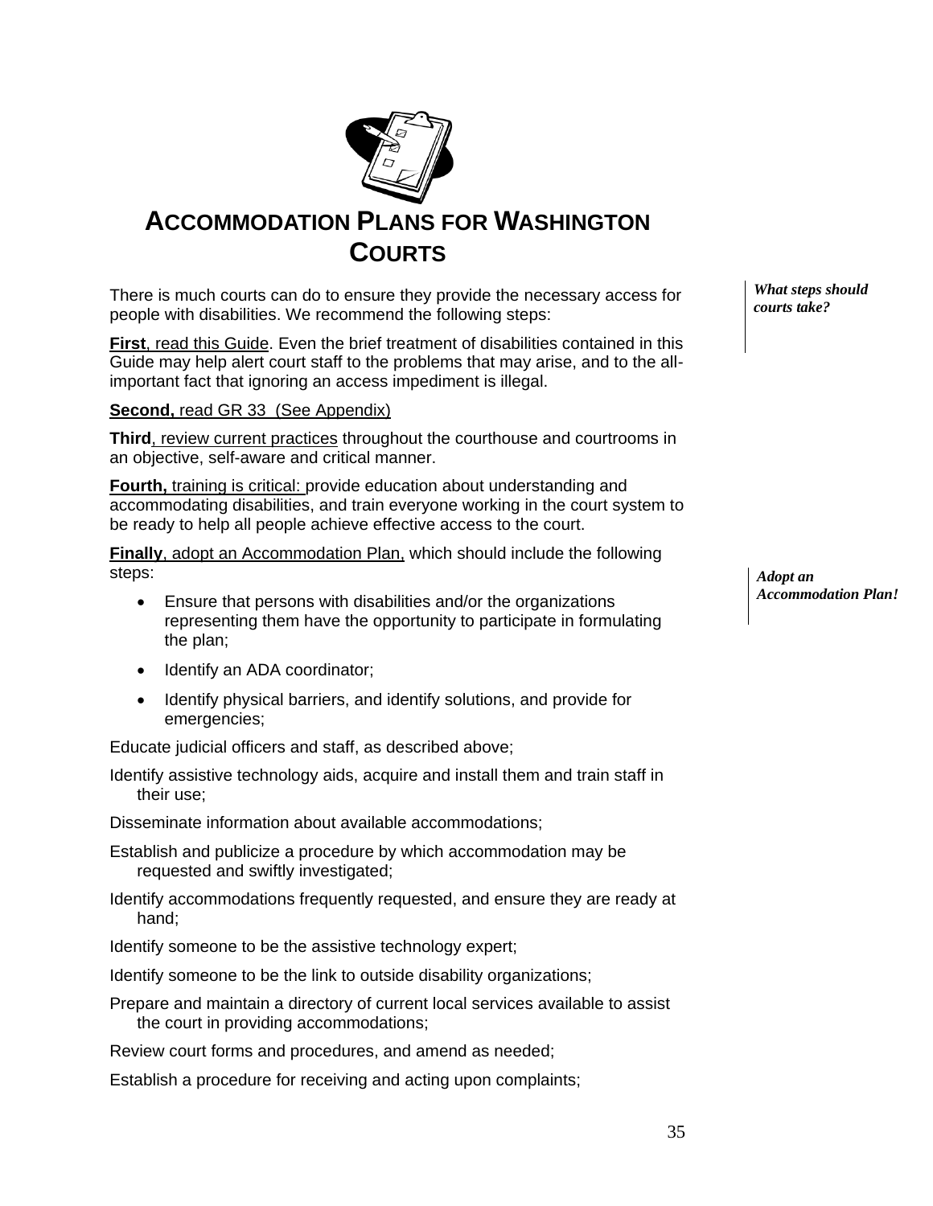# ACCOMMODATION PLANS FOR WASHINGTON COURTS

*What steps should courts take?*

There is much courts can do to ensure they provide the necessary access for people with disabilities. We recommend the following steps:

**First**, read this Guide. Even the brief treatment of disabilities contained in this Guide may help alert court staff to the problems that may arise, and to the all-important fact that ignoring an access impediment is illegal.

**Second,** read GR 33 (See Appendix)

**Third**, review current practices throughout the courthouse and courtrooms in an objective, self-aware and critical manner.

**Fourth,** training is critical: provide education about understanding and accommodating disabilities, and train everyone working in the court system to be ready to help all people achieve effective access to the court.

*Adopt an Accommodation Plan!*

**Finally**, adopt an Accommodation Plan, which should include the following steps:

- Ensure that persons with disabilities and/or the organizations representing them have the opportunity to participate in formulating the plan;
- Identify an ADA coordinator;
- Identify physical barriers, and identify solutions, and provide for emergencies;

Educate judicial officers and staff, as described above;

Identify assistive technology aids, acquire and install them and train staff in their use;

Disseminate information about available accommodations;

Establish and publicize a procedure by which accommodation may be requested and swiftly investigated;

Identify accommodations frequently requested, and ensure they are ready at hand;

Identify someone to be the assistive technology expert;

Identify someone to be the link to outside disability organizations;

Prepare and maintain a directory of current local services available to assist the court in providing accommodations;

Review court forms and procedures, and amend as needed;

Establish a procedure for receiving and acting upon complaints;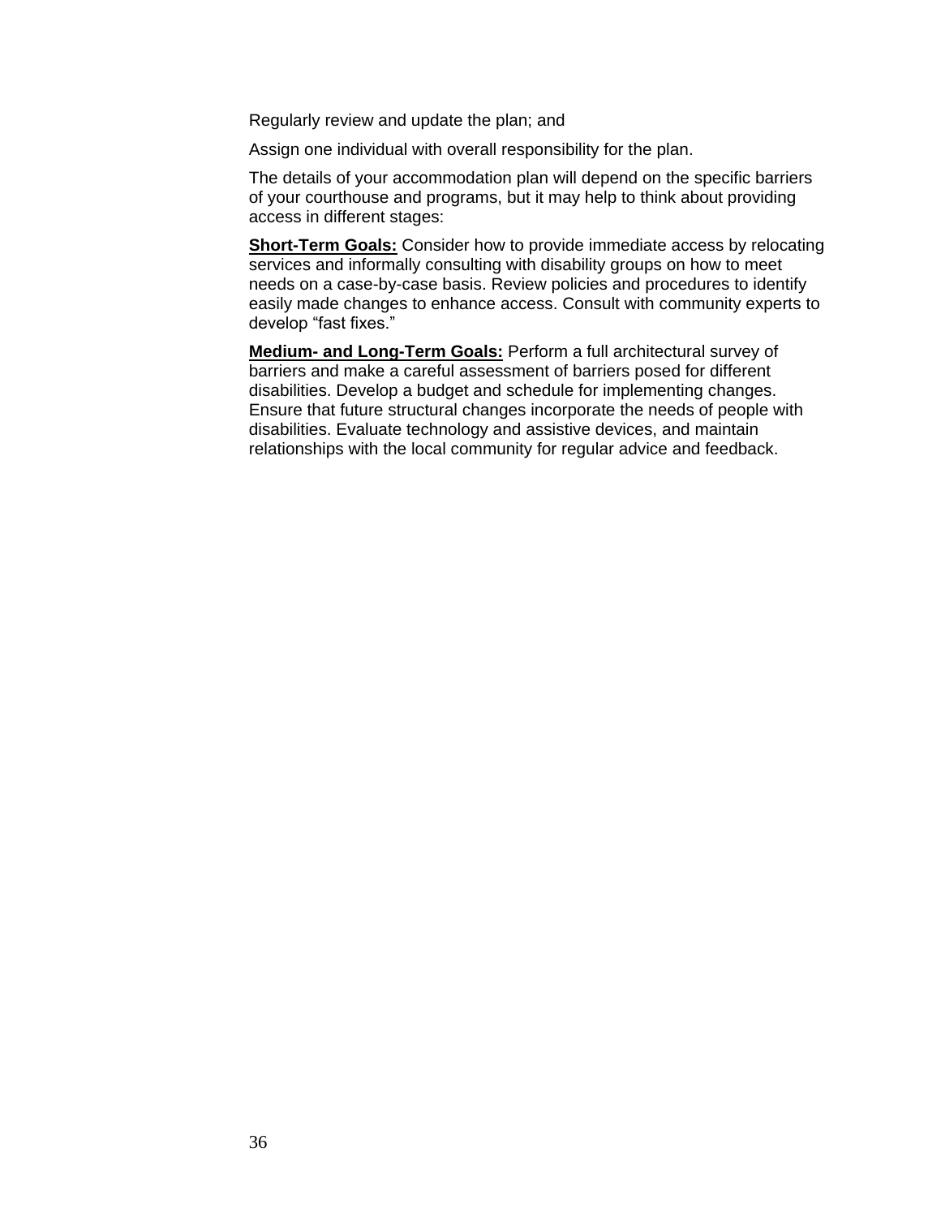Regularly review and update the plan; and

Assign one individual with overall responsibility for the plan.

The details of your accommodation plan will depend on the specific barriers of your courthouse and programs, but it may help to think about providing access in different stages:

**Short-Term Goals:** Consider how to provide immediate access by relocating services and informally consulting with disability groups on how to meet needs on a case-by-case basis. Review policies and procedures to identify easily made changes to enhance access. Consult with community experts to develop "fast fixes."

**Medium- and Long-Term Goals:** Perform a full architectural survey of barriers and make a careful assessment of barriers posed for different disabilities. Develop a budget and schedule for implementing changes. Ensure that future structural changes incorporate the needs of people with disabilities. Evaluate technology and assistive devices, and maintain relationships with the local community for regular advice and feedback.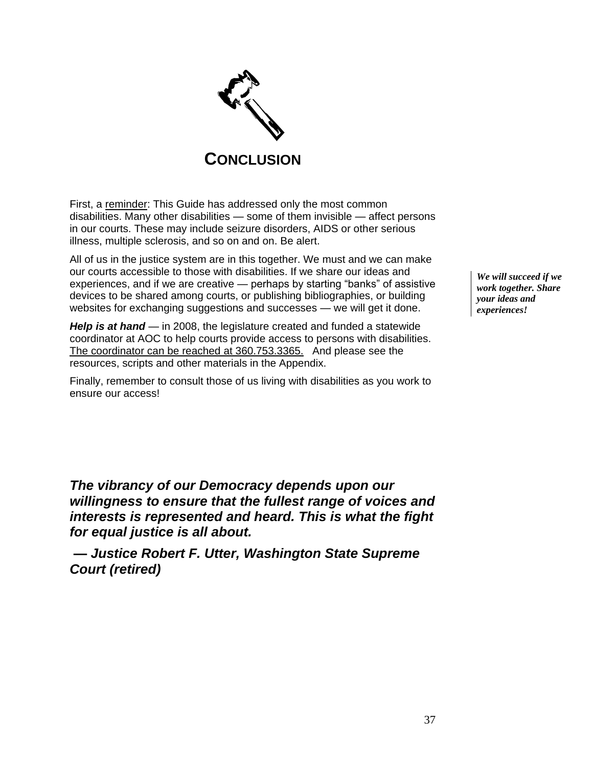# CONCLUSION

First, a reminder: This Guide has addressed only the most common disabilities. Many other disabilities — some of them invisible — affect persons in our courts. These may include seizure disorders, AIDS or other serious illness, multiple sclerosis, and so on and on. Be alert.

All of us in the justice system are in this together. We must and we can make our courts accessible to those with disabilities. If we share our ideas and experiences, and if we are creative — perhaps by starting "banks" of assistive devices to be shared among courts, or publishing bibliographies, or building websites for exchanging suggestions and successes — we will get it done.

***We will succeed if we work together. Share your ideas and experiences!***

***Help is at hand*** — in 2008, the legislature created and funded a statewide coordinator at AOC to help courts provide access to persons with disabilities. The coordinator can be reached at 360.753.3365. And please see the resources, scripts and other materials in the Appendix.

Finally, remember to consult those of us living with disabilities as you work to ensure our access!

***The vibrancy of our Democracy depends upon our willingness to ensure that the fullest range of voices and interests is represented and heard. This is what the fight for equal justice is all about.***

***— Justice Robert F. Utter, Washington State Supreme Court (retired)***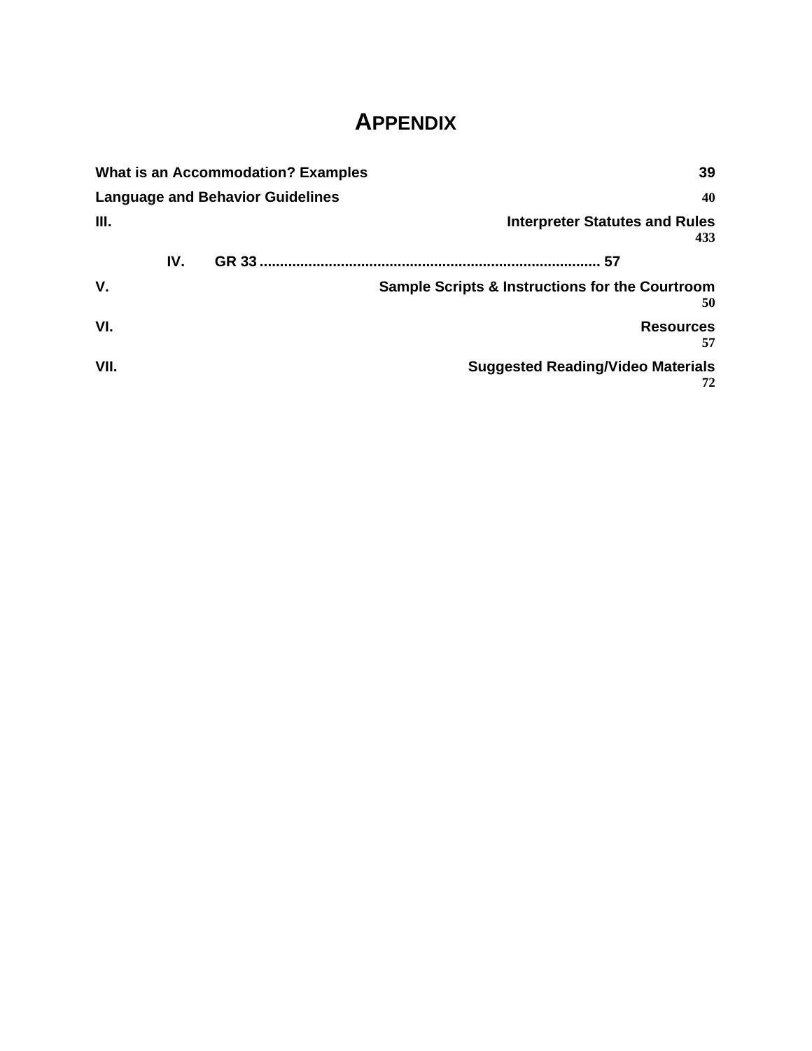# APPENDIX

What is an Accommodation? Examples 39

Language and Behavior Guidelines 40

III. Interpreter Statutes and Rules 433

IV. GR 33 ................................................................................... 57

V. Sample Scripts & Instructions for the Courtroom 50

VI. Resources 57

VII. Suggested Reading/Video Materials 72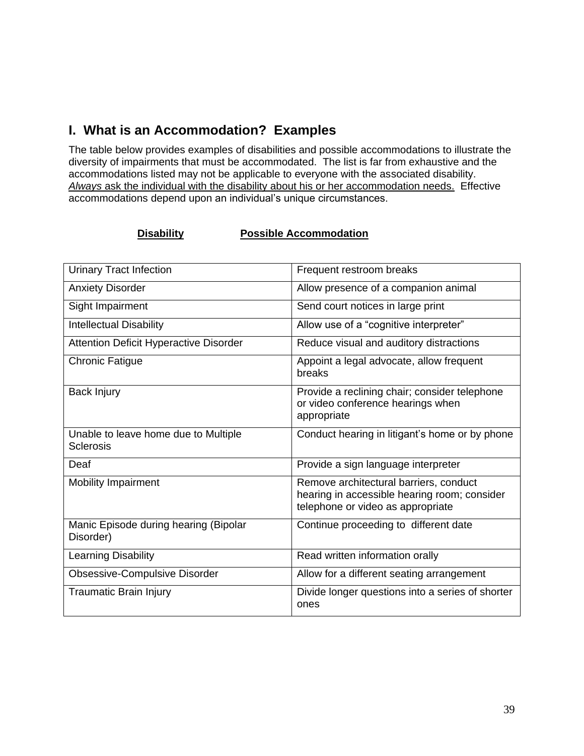## I. What is an Accommodation? Examples

The table below provides examples of disabilities and possible accommodations to illustrate the diversity of impairments that must be accommodated. The list is far from exhaustive and the accommodations listed may not be applicable to everyone with the associated disability. *Always* ask the individual with the disability about his or her accommodation needs. Effective accommodations depend upon an individual's unique circumstances.

| **Disability** | **Possible Accommodation** |
|---|---|
| Urinary Tract Infection | Frequent restroom breaks |
| Anxiety Disorder | Allow presence of a companion animal |
| Sight Impairment | Send court notices in large print |
| Intellectual Disability | Allow use of a "cognitive interpreter" |
| Attention Deficit Hyperactive Disorder | Reduce visual and auditory distractions |
| Chronic Fatigue | Appoint a legal advocate, allow frequent breaks |
| Back Injury | Provide a reclining chair; consider telephone or video conference hearings when appropriate |
| Unable to leave home due to Multiple Sclerosis | Conduct hearing in litigant's home or by phone |
| Deaf | Provide a sign language interpreter |
| Mobility Impairment | Remove architectural barriers, conduct hearing in accessible hearing room; consider telephone or video as appropriate |
| Manic Episode during hearing (Bipolar Disorder) | Continue proceeding to different date |
| Learning Disability | Read written information orally |
| Obsessive-Compulsive Disorder | Allow for a different seating arrangement |
| Traumatic Brain Injury | Divide longer questions into a series of shorter ones |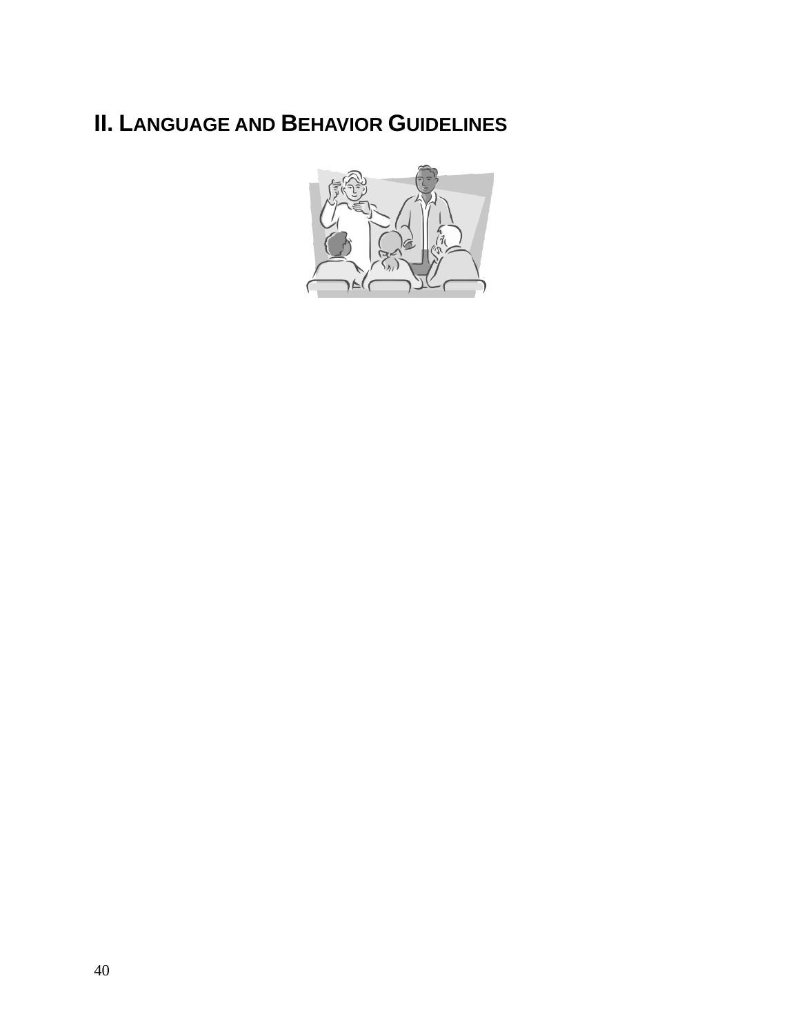## II. Language and Behavior Guidelines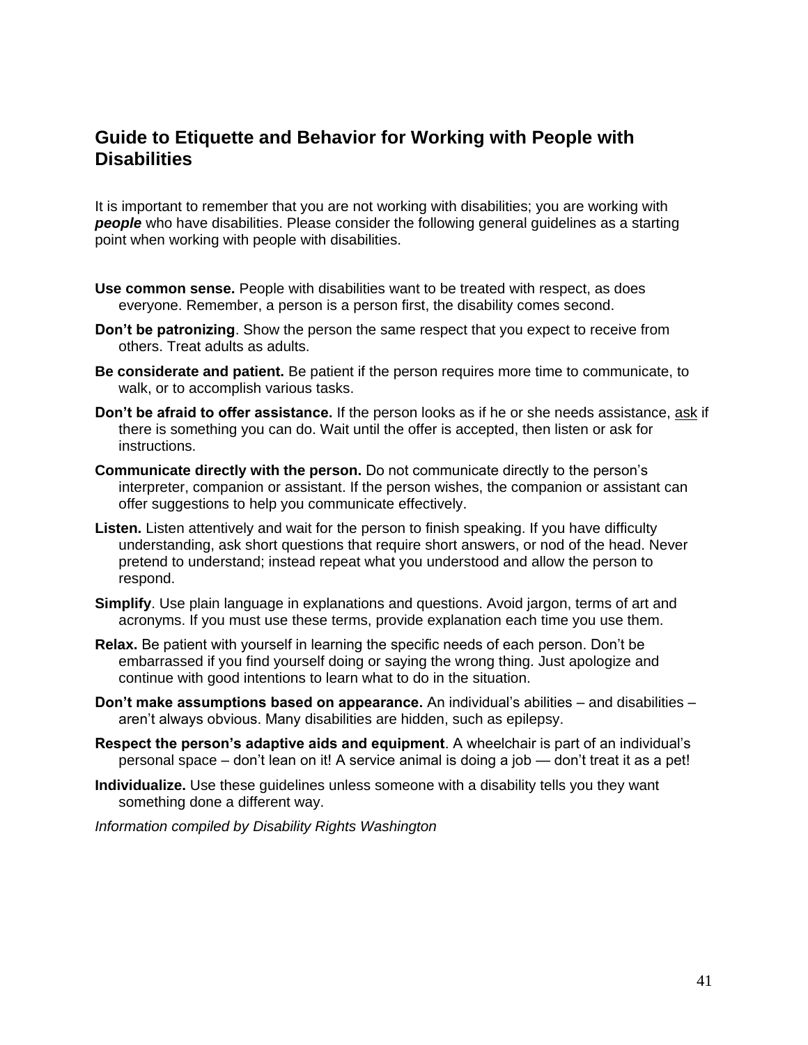## Guide to Etiquette and Behavior for Working with People with Disabilities

It is important to remember that you are not working with disabilities; you are working with ***people*** who have disabilities. Please consider the following general guidelines as a starting point when working with people with disabilities.

**Use common sense.** People with disabilities want to be treated with respect, as does everyone. Remember, a person is a person first, the disability comes second.

**Don't be patronizing**. Show the person the same respect that you expect to receive from others. Treat adults as adults.

**Be considerate and patient.** Be patient if the person requires more time to communicate, to walk, or to accomplish various tasks.

**Don't be afraid to offer assistance.** If the person looks as if he or she needs assistance, <u>ask</u> if there is something you can do. Wait until the offer is accepted, then listen or ask for instructions.

**Communicate directly with the person.** Do not communicate directly to the person's interpreter, companion or assistant. If the person wishes, the companion or assistant can offer suggestions to help you communicate effectively.

**Listen.** Listen attentively and wait for the person to finish speaking. If you have difficulty understanding, ask short questions that require short answers, or nod of the head. Never pretend to understand; instead repeat what you understood and allow the person to respond.

**Simplify**. Use plain language in explanations and questions. Avoid jargon, terms of art and acronyms. If you must use these terms, provide explanation each time you use them.

**Relax.** Be patient with yourself in learning the specific needs of each person. Don't be embarrassed if you find yourself doing or saying the wrong thing. Just apologize and continue with good intentions to learn what to do in the situation.

**Don't make assumptions based on appearance.** An individual's abilities – and disabilities – aren't always obvious. Many disabilities are hidden, such as epilepsy.

**Respect the person's adaptive aids and equipment**. A wheelchair is part of an individual's personal space – don't lean on it! A service animal is doing a job — don't treat it as a pet!

**Individualize.** Use these guidelines unless someone with a disability tells you they want something done a different way.

*Information compiled by Disability Rights Washington*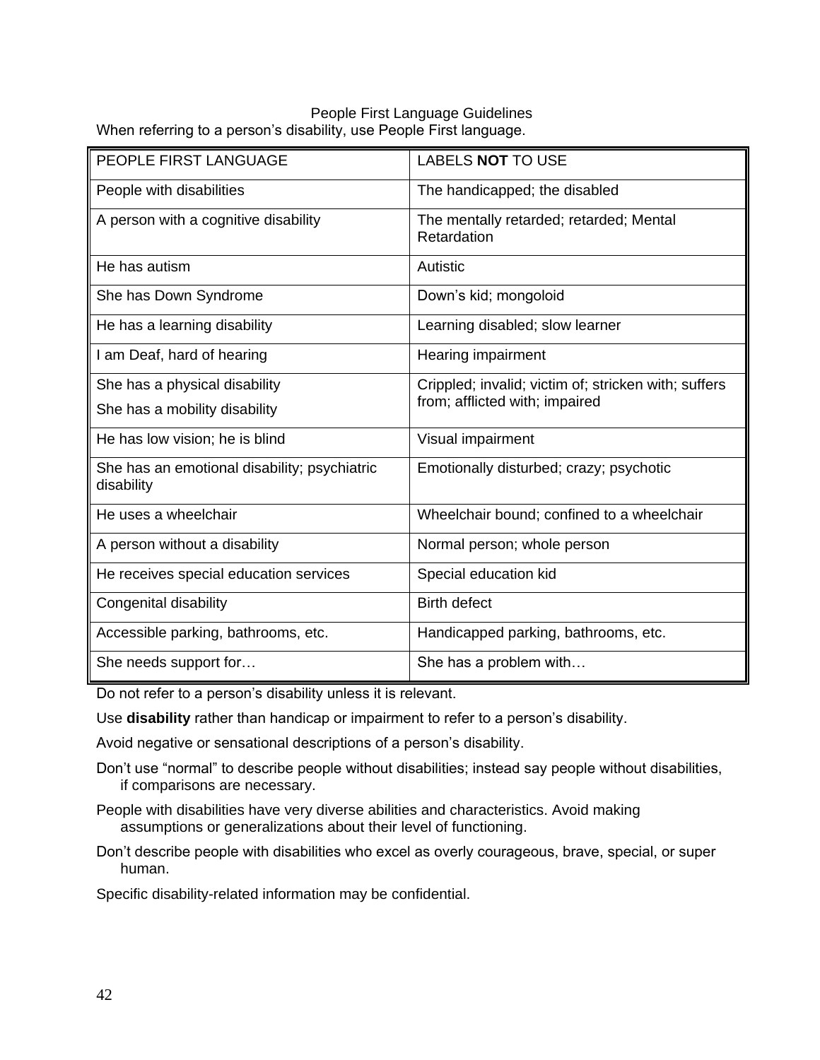# People First Language Guidelines

When referring to a person's disability, use People First language.

| PEOPLE FIRST LANGUAGE | LABELS **NOT** TO USE |
|---|---|
| People with disabilities | The handicapped; the disabled |
| A person with a cognitive disability | The mentally retarded; retarded; Mental Retardation |
| He has autism | Autistic |
| She has Down Syndrome | Down's kid; mongoloid |
| He has a learning disability | Learning disabled; slow learner |
| I am Deaf, hard of hearing | Hearing impairment |
| She has a physical disability<br>She has a mobility disability | Crippled; invalid; victim of; stricken with; suffers from; afflicted with; impaired |
| He has low vision; he is blind | Visual impairment |
| She has an emotional disability; psychiatric disability | Emotionally disturbed; crazy; psychotic |
| He uses a wheelchair | Wheelchair bound; confined to a wheelchair |
| A person without a disability | Normal person; whole person |
| He receives special education services | Special education kid |
| Congenital disability | Birth defect |
| Accessible parking, bathrooms, etc. | Handicapped parking, bathrooms, etc. |
| She needs support for… | She has a problem with… |

Do not refer to a person's disability unless it is relevant.

Use **disability** rather than handicap or impairment to refer to a person's disability.

Avoid negative or sensational descriptions of a person's disability.

Don't use "normal" to describe people without disabilities; instead say people without disabilities, if comparisons are necessary.

People with disabilities have very diverse abilities and characteristics. Avoid making assumptions or generalizations about their level of functioning.

Don't describe people with disabilities who excel as overly courageous, brave, special, or super human.

Specific disability-related information may be confidential.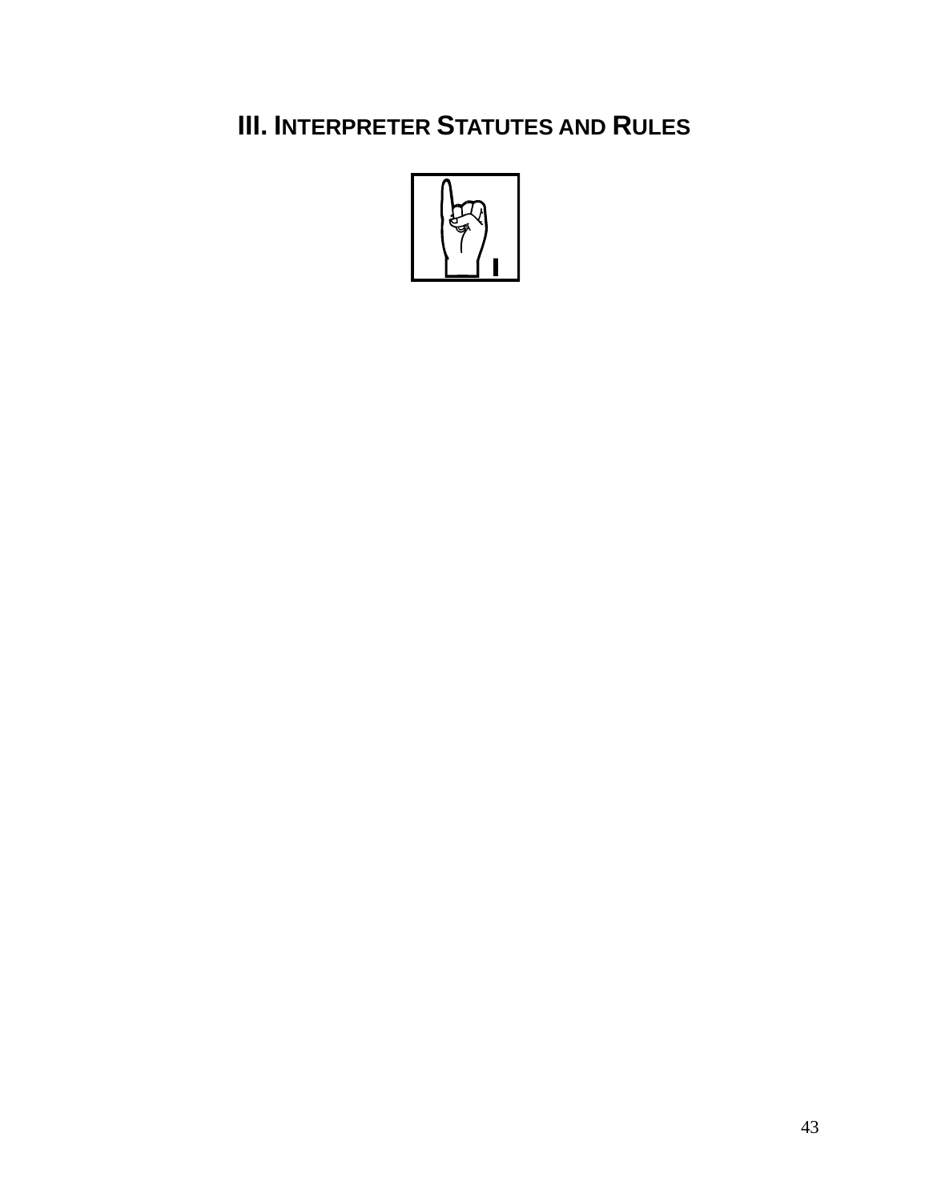# III. INTERPRETER STATUTES AND RULES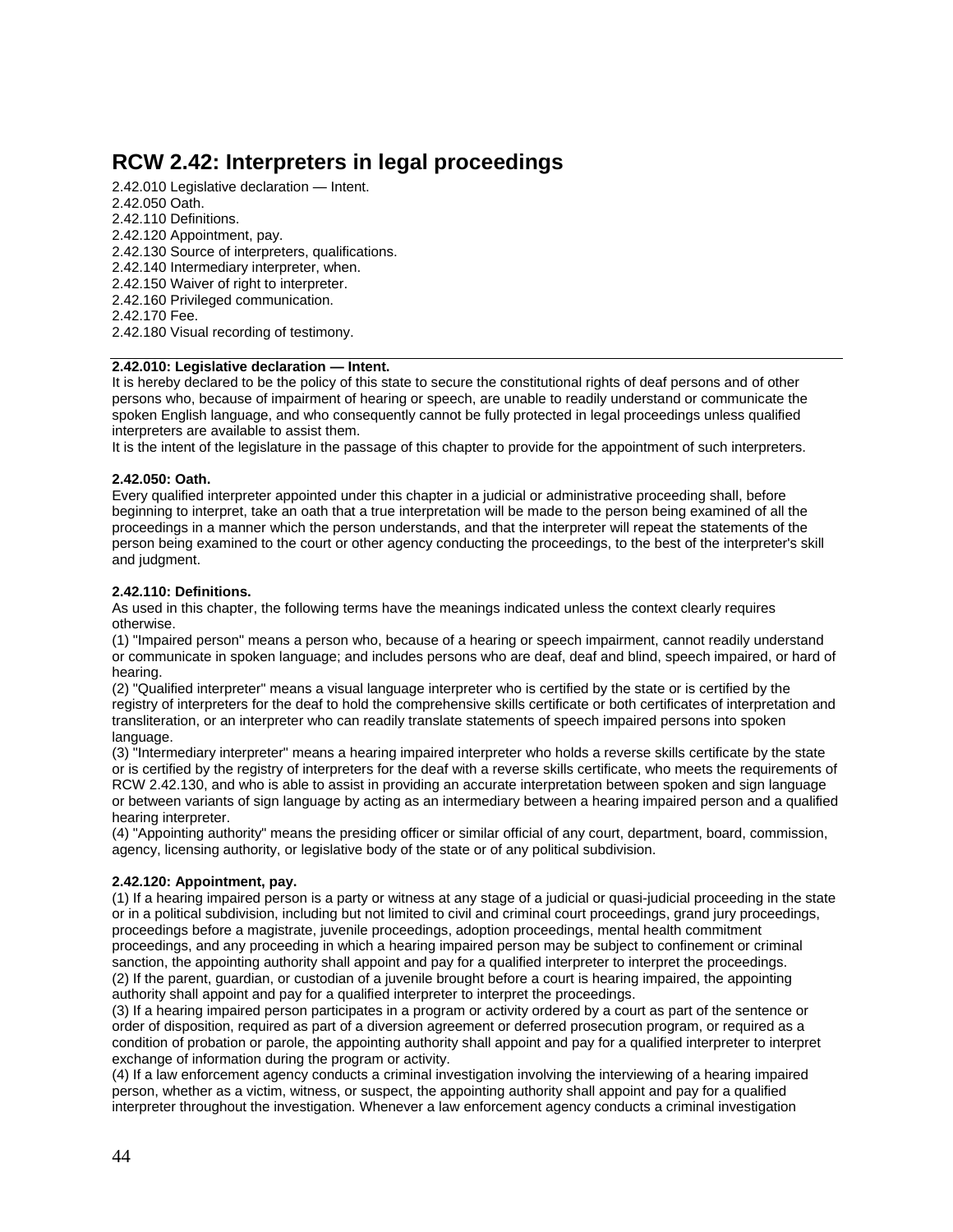# RCW 2.42: Interpreters in legal proceedings

2.42.010 Legislative declaration — Intent.
2.42.050 Oath.
2.42.110 Definitions.
2.42.120 Appointment, pay.
2.42.130 Source of interpreters, qualifications.
2.42.140 Intermediary interpreter, when.
2.42.150 Waiver of right to interpreter.
2.42.160 Privileged communication.
2.42.170 Fee.
2.42.180 Visual recording of testimony.

---

**2.42.010: Legislative declaration — Intent.**

It is hereby declared to be the policy of this state to secure the constitutional rights of deaf persons and of other persons who, because of impairment of hearing or speech, are unable to readily understand or communicate the spoken English language, and who consequently cannot be fully protected in legal proceedings unless qualified interpreters are available to assist them.

It is the intent of the legislature in the passage of this chapter to provide for the appointment of such interpreters.

**2.42.050: Oath.**

Every qualified interpreter appointed under this chapter in a judicial or administrative proceeding shall, before beginning to interpret, take an oath that a true interpretation will be made to the person being examined of all the proceedings in a manner which the person understands, and that the interpreter will repeat the statements of the person being examined to the court or other agency conducting the proceedings, to the best of the interpreter's skill and judgment.

**2.42.110: Definitions.**

As used in this chapter, the following terms have the meanings indicated unless the context clearly requires otherwise.

(1) "Impaired person" means a person who, because of a hearing or speech impairment, cannot readily understand or communicate in spoken language; and includes persons who are deaf, deaf and blind, speech impaired, or hard of hearing.

(2) "Qualified interpreter" means a visual language interpreter who is certified by the state or is certified by the registry of interpreters for the deaf to hold the comprehensive skills certificate or both certificates of interpretation and transliteration, or an interpreter who can readily translate statements of speech impaired persons into spoken language.

(3) "Intermediary interpreter" means a hearing impaired interpreter who holds a reverse skills certificate by the state or is certified by the registry of interpreters for the deaf with a reverse skills certificate, who meets the requirements of RCW 2.42.130, and who is able to assist in providing an accurate interpretation between spoken and sign language or between variants of sign language by acting as an intermediary between a hearing impaired person and a qualified hearing interpreter.

(4) "Appointing authority" means the presiding officer or similar official of any court, department, board, commission, agency, licensing authority, or legislative body of the state or of any political subdivision.

**2.42.120: Appointment, pay.**

(1) If a hearing impaired person is a party or witness at any stage of a judicial or quasi-judicial proceeding in the state or in a political subdivision, including but not limited to civil and criminal court proceedings, grand jury proceedings, proceedings before a magistrate, juvenile proceedings, adoption proceedings, mental health commitment proceedings, and any proceeding in which a hearing impaired person may be subject to confinement or criminal sanction, the appointing authority shall appoint and pay for a qualified interpreter to interpret the proceedings.

(2) If the parent, guardian, or custodian of a juvenile brought before a court is hearing impaired, the appointing authority shall appoint and pay for a qualified interpreter to interpret the proceedings.

(3) If a hearing impaired person participates in a program or activity ordered by a court as part of the sentence or order of disposition, required as part of a diversion agreement or deferred prosecution program, or required as a condition of probation or parole, the appointing authority shall appoint and pay for a qualified interpreter to interpret exchange of information during the program or activity.

(4) If a law enforcement agency conducts a criminal investigation involving the interviewing of a hearing impaired person, whether as a victim, witness, or suspect, the appointing authority shall appoint and pay for a qualified interpreter throughout the investigation. Whenever a law enforcement agency conducts a criminal investigation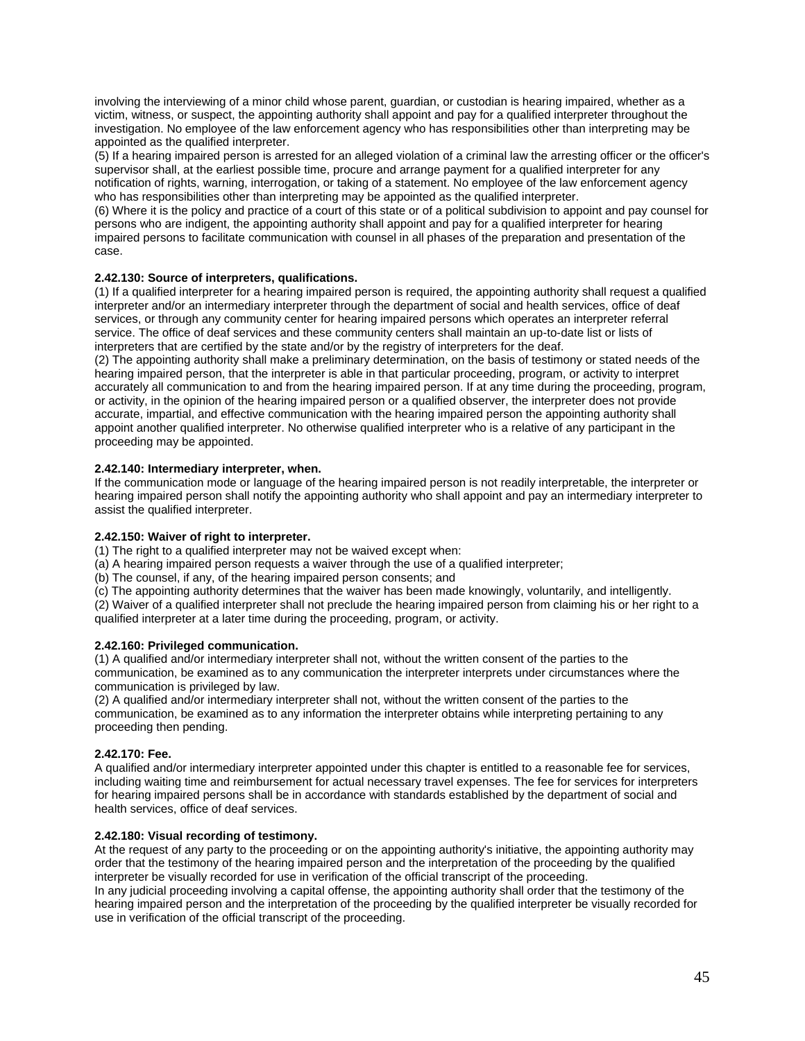involving the interviewing of a minor child whose parent, guardian, or custodian is hearing impaired, whether as a victim, witness, or suspect, the appointing authority shall appoint and pay for a qualified interpreter throughout the investigation. No employee of the law enforcement agency who has responsibilities other than interpreting may be appointed as the qualified interpreter.

(5) If a hearing impaired person is arrested for an alleged violation of a criminal law the arresting officer or the officer's supervisor shall, at the earliest possible time, procure and arrange payment for a qualified interpreter for any notification of rights, warning, interrogation, or taking of a statement. No employee of the law enforcement agency who has responsibilities other than interpreting may be appointed as the qualified interpreter.

(6) Where it is the policy and practice of a court of this state or of a political subdivision to appoint and pay counsel for persons who are indigent, the appointing authority shall appoint and pay for a qualified interpreter for hearing impaired persons to facilitate communication with counsel in all phases of the preparation and presentation of the case.

**2.42.130: Source of interpreters, qualifications.**

(1) If a qualified interpreter for a hearing impaired person is required, the appointing authority shall request a qualified interpreter and/or an intermediary interpreter through the department of social and health services, office of deaf services, or through any community center for hearing impaired persons which operates an interpreter referral service. The office of deaf services and these community centers shall maintain an up-to-date list or lists of interpreters that are certified by the state and/or by the registry of interpreters for the deaf.

(2) The appointing authority shall make a preliminary determination, on the basis of testimony or stated needs of the hearing impaired person, that the interpreter is able in that particular proceeding, program, or activity to interpret accurately all communication to and from the hearing impaired person. If at any time during the proceeding, program, or activity, in the opinion of the hearing impaired person or a qualified observer, the interpreter does not provide accurate, impartial, and effective communication with the hearing impaired person the appointing authority shall appoint another qualified interpreter. No otherwise qualified interpreter who is a relative of any participant in the proceeding may be appointed.

**2.42.140: Intermediary interpreter, when.**

If the communication mode or language of the hearing impaired person is not readily interpretable, the interpreter or hearing impaired person shall notify the appointing authority who shall appoint and pay an intermediary interpreter to assist the qualified interpreter.

**2.42.150: Waiver of right to interpreter.**

(1) The right to a qualified interpreter may not be waived except when:

(a) A hearing impaired person requests a waiver through the use of a qualified interpreter;

(b) The counsel, if any, of the hearing impaired person consents; and

(c) The appointing authority determines that the waiver has been made knowingly, voluntarily, and intelligently.

(2) Waiver of a qualified interpreter shall not preclude the hearing impaired person from claiming his or her right to a qualified interpreter at a later time during the proceeding, program, or activity.

**2.42.160: Privileged communication.**

(1) A qualified and/or intermediary interpreter shall not, without the written consent of the parties to the communication, be examined as to any communication the interpreter interprets under circumstances where the communication is privileged by law.

(2) A qualified and/or intermediary interpreter shall not, without the written consent of the parties to the communication, be examined as to any information the interpreter obtains while interpreting pertaining to any proceeding then pending.

**2.42.170: Fee.**

A qualified and/or intermediary interpreter appointed under this chapter is entitled to a reasonable fee for services, including waiting time and reimbursement for actual necessary travel expenses. The fee for services for interpreters for hearing impaired persons shall be in accordance with standards established by the department of social and health services, office of deaf services.

**2.42.180: Visual recording of testimony.**

At the request of any party to the proceeding or on the appointing authority's initiative, the appointing authority may order that the testimony of the hearing impaired person and the interpretation of the proceeding by the qualified interpreter be visually recorded for use in verification of the official transcript of the proceeding.

In any judicial proceeding involving a capital offense, the appointing authority shall order that the testimony of the hearing impaired person and the interpretation of the proceeding by the qualified interpreter be visually recorded for use in verification of the official transcript of the proceeding.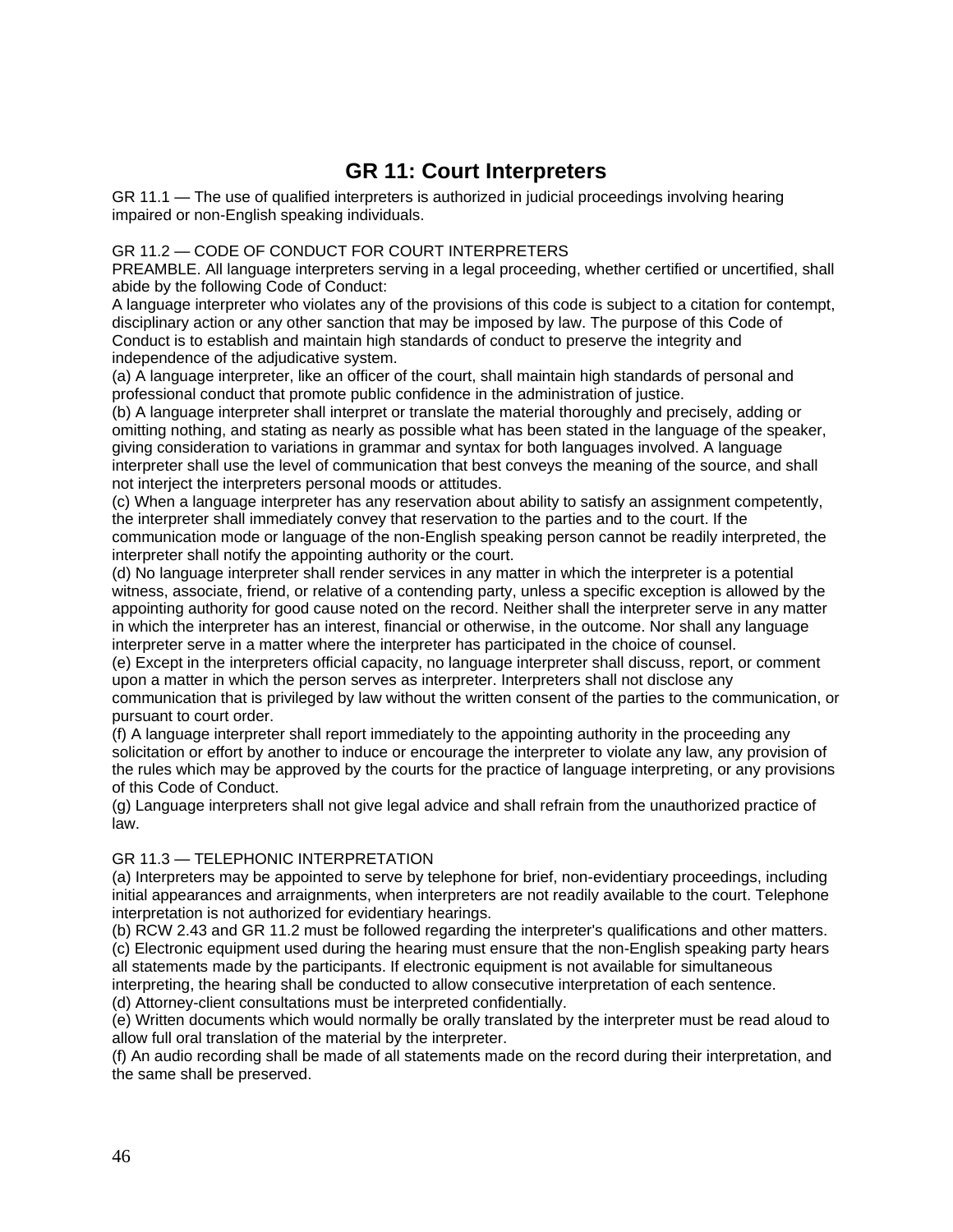# GR 11: Court Interpreters

GR 11.1 — The use of qualified interpreters is authorized in judicial proceedings involving hearing impaired or non-English speaking individuals.

GR 11.2 — CODE OF CONDUCT FOR COURT INTERPRETERS

PREAMBLE. All language interpreters serving in a legal proceeding, whether certified or uncertified, shall abide by the following Code of Conduct:

A language interpreter who violates any of the provisions of this code is subject to a citation for contempt, disciplinary action or any other sanction that may be imposed by law. The purpose of this Code of Conduct is to establish and maintain high standards of conduct to preserve the integrity and independence of the adjudicative system.

(a) A language interpreter, like an officer of the court, shall maintain high standards of personal and professional conduct that promote public confidence in the administration of justice.

(b) A language interpreter shall interpret or translate the material thoroughly and precisely, adding or omitting nothing, and stating as nearly as possible what has been stated in the language of the speaker, giving consideration to variations in grammar and syntax for both languages involved. A language interpreter shall use the level of communication that best conveys the meaning of the source, and shall not interject the interpreters personal moods or attitudes.

(c) When a language interpreter has any reservation about ability to satisfy an assignment competently, the interpreter shall immediately convey that reservation to the parties and to the court. If the communication mode or language of the non-English speaking person cannot be readily interpreted, the interpreter shall notify the appointing authority or the court.

(d) No language interpreter shall render services in any matter in which the interpreter is a potential witness, associate, friend, or relative of a contending party, unless a specific exception is allowed by the appointing authority for good cause noted on the record. Neither shall the interpreter serve in any matter in which the interpreter has an interest, financial or otherwise, in the outcome. Nor shall any language interpreter serve in a matter where the interpreter has participated in the choice of counsel.

(e) Except in the interpreters official capacity, no language interpreter shall discuss, report, or comment upon a matter in which the person serves as interpreter. Interpreters shall not disclose any communication that is privileged by law without the written consent of the parties to the communication, or pursuant to court order.

(f) A language interpreter shall report immediately to the appointing authority in the proceeding any solicitation or effort by another to induce or encourage the interpreter to violate any law, any provision of the rules which may be approved by the courts for the practice of language interpreting, or any provisions of this Code of Conduct.

(g) Language interpreters shall not give legal advice and shall refrain from the unauthorized practice of law.

GR 11.3 — TELEPHONIC INTERPRETATION

(a) Interpreters may be appointed to serve by telephone for brief, non-evidentiary proceedings, including initial appearances and arraignments, when interpreters are not readily available to the court. Telephone interpretation is not authorized for evidentiary hearings.

(b) RCW 2.43 and GR 11.2 must be followed regarding the interpreter's qualifications and other matters.

(c) Electronic equipment used during the hearing must ensure that the non-English speaking party hears all statements made by the participants. If electronic equipment is not available for simultaneous interpreting, the hearing shall be conducted to allow consecutive interpretation of each sentence.

(d) Attorney-client consultations must be interpreted confidentially.

(e) Written documents which would normally be orally translated by the interpreter must be read aloud to allow full oral translation of the material by the interpreter.

(f) An audio recording shall be made of all statements made on the record during their interpretation, and the same shall be preserved.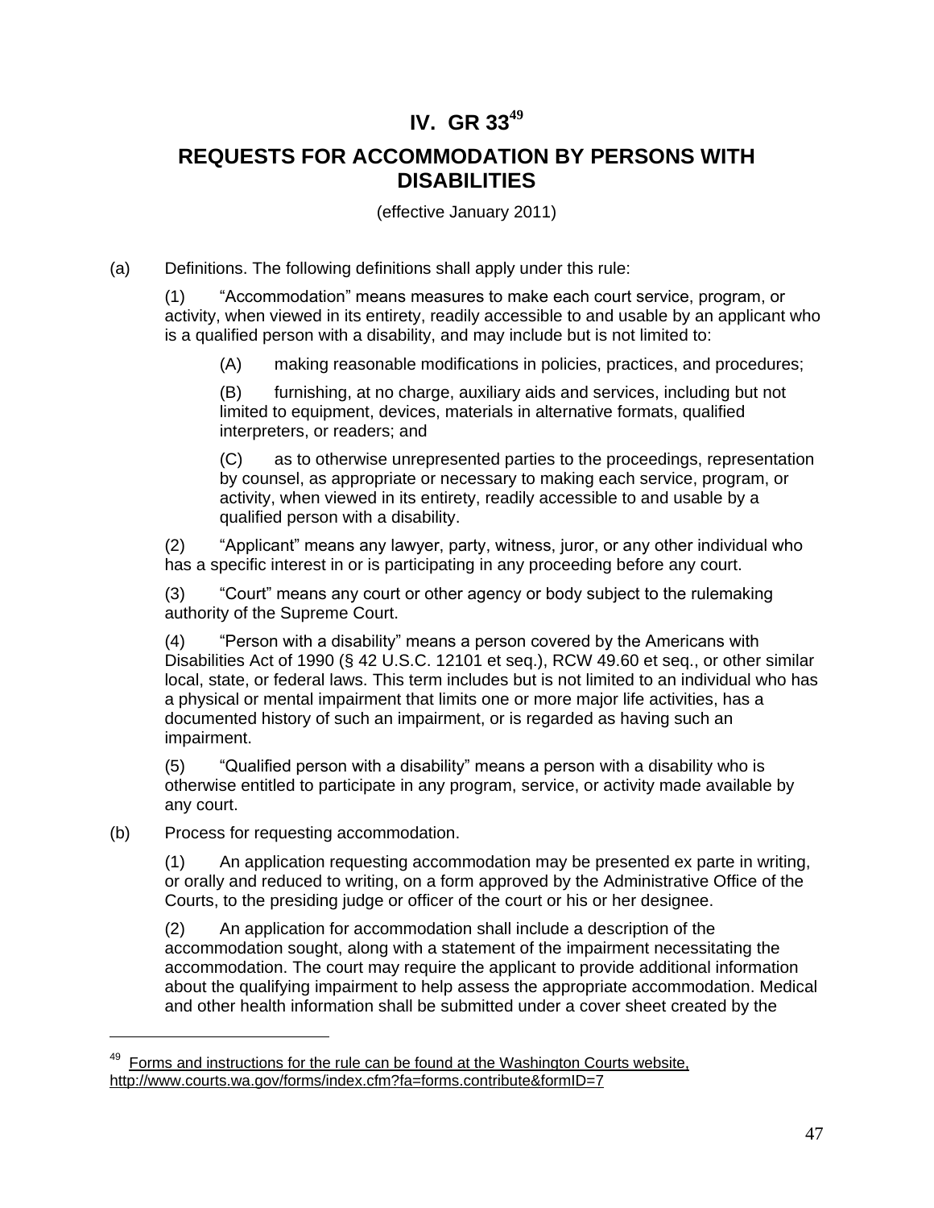# IV. GR 33[49]

## REQUESTS FOR ACCOMMODATION BY PERSONS WITH DISABILITIES

(effective January 2011)

(a) Definitions. The following definitions shall apply under this rule:

(1) "Accommodation" means measures to make each court service, program, or activity, when viewed in its entirety, readily accessible to and usable by an applicant who is a qualified person with a disability, and may include but is not limited to:

(A) making reasonable modifications in policies, practices, and procedures;

(B) furnishing, at no charge, auxiliary aids and services, including but not limited to equipment, devices, materials in alternative formats, qualified interpreters, or readers; and

(C) as to otherwise unrepresented parties to the proceedings, representation by counsel, as appropriate or necessary to making each service, program, or activity, when viewed in its entirety, readily accessible to and usable by a qualified person with a disability.

(2) "Applicant" means any lawyer, party, witness, juror, or any other individual who has a specific interest in or is participating in any proceeding before any court.

(3) "Court" means any court or other agency or body subject to the rulemaking authority of the Supreme Court.

(4) "Person with a disability" means a person covered by the Americans with Disabilities Act of 1990 (§ 42 U.S.C. 12101 et seq.), RCW 49.60 et seq., or other similar local, state, or federal laws. This term includes but is not limited to an individual who has a physical or mental impairment that limits one or more major life activities, has a documented history of such an impairment, or is regarded as having such an impairment.

(5) "Qualified person with a disability" means a person with a disability who is otherwise entitled to participate in any program, service, or activity made available by any court.

(b) Process for requesting accommodation.

(1) An application requesting accommodation may be presented ex parte in writing, or orally and reduced to writing, on a form approved by the Administrative Office of the Courts, to the presiding judge or officer of the court or his or her designee.

(2) An application for accommodation shall include a description of the accommodation sought, along with a statement of the impairment necessitating the accommodation. The court may require the applicant to provide additional information about the qualifying impairment to help assess the appropriate accommodation. Medical and other health information shall be submitted under a cover sheet created by the

---

[49] Forms and instructions for the rule can be found at the Washington Courts website, http://www.courts.wa.gov/forms/index.cfm?fa=forms.contribute&formID=7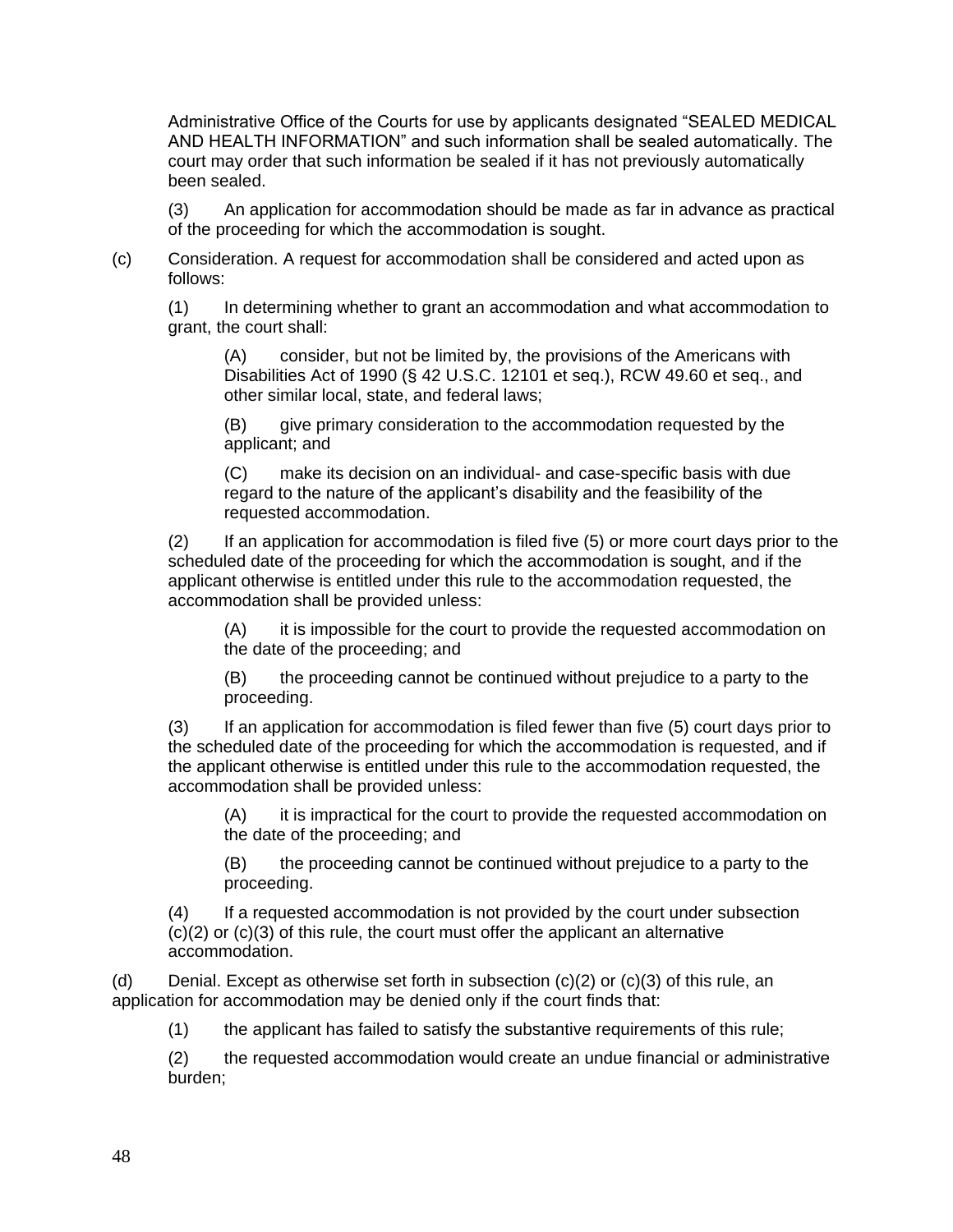Administrative Office of the Courts for use by applicants designated "SEALED MEDICAL AND HEALTH INFORMATION" and such information shall be sealed automatically. The court may order that such information be sealed if it has not previously automatically been sealed.

(3) An application for accommodation should be made as far in advance as practical of the proceeding for which the accommodation is sought.

(c) Consideration. A request for accommodation shall be considered and acted upon as follows:

(1) In determining whether to grant an accommodation and what accommodation to grant, the court shall:

(A) consider, but not be limited by, the provisions of the Americans with Disabilities Act of 1990 (§ 42 U.S.C. 12101 et seq.), RCW 49.60 et seq., and other similar local, state, and federal laws;

(B) give primary consideration to the accommodation requested by the applicant; and

(C) make its decision on an individual- and case-specific basis with due regard to the nature of the applicant's disability and the feasibility of the requested accommodation.

(2) If an application for accommodation is filed five (5) or more court days prior to the scheduled date of the proceeding for which the accommodation is sought, and if the applicant otherwise is entitled under this rule to the accommodation requested, the accommodation shall be provided unless:

(A) it is impossible for the court to provide the requested accommodation on the date of the proceeding; and

(B) the proceeding cannot be continued without prejudice to a party to the proceeding.

(3) If an application for accommodation is filed fewer than five (5) court days prior to the scheduled date of the proceeding for which the accommodation is requested, and if the applicant otherwise is entitled under this rule to the accommodation requested, the accommodation shall be provided unless:

(A) it is impractical for the court to provide the requested accommodation on the date of the proceeding; and

(B) the proceeding cannot be continued without prejudice to a party to the proceeding.

(4) If a requested accommodation is not provided by the court under subsection (c)(2) or (c)(3) of this rule, the court must offer the applicant an alternative accommodation.

(d) Denial. Except as otherwise set forth in subsection (c)(2) or (c)(3) of this rule, an application for accommodation may be denied only if the court finds that:

(1) the applicant has failed to satisfy the substantive requirements of this rule;

(2) the requested accommodation would create an undue financial or administrative burden;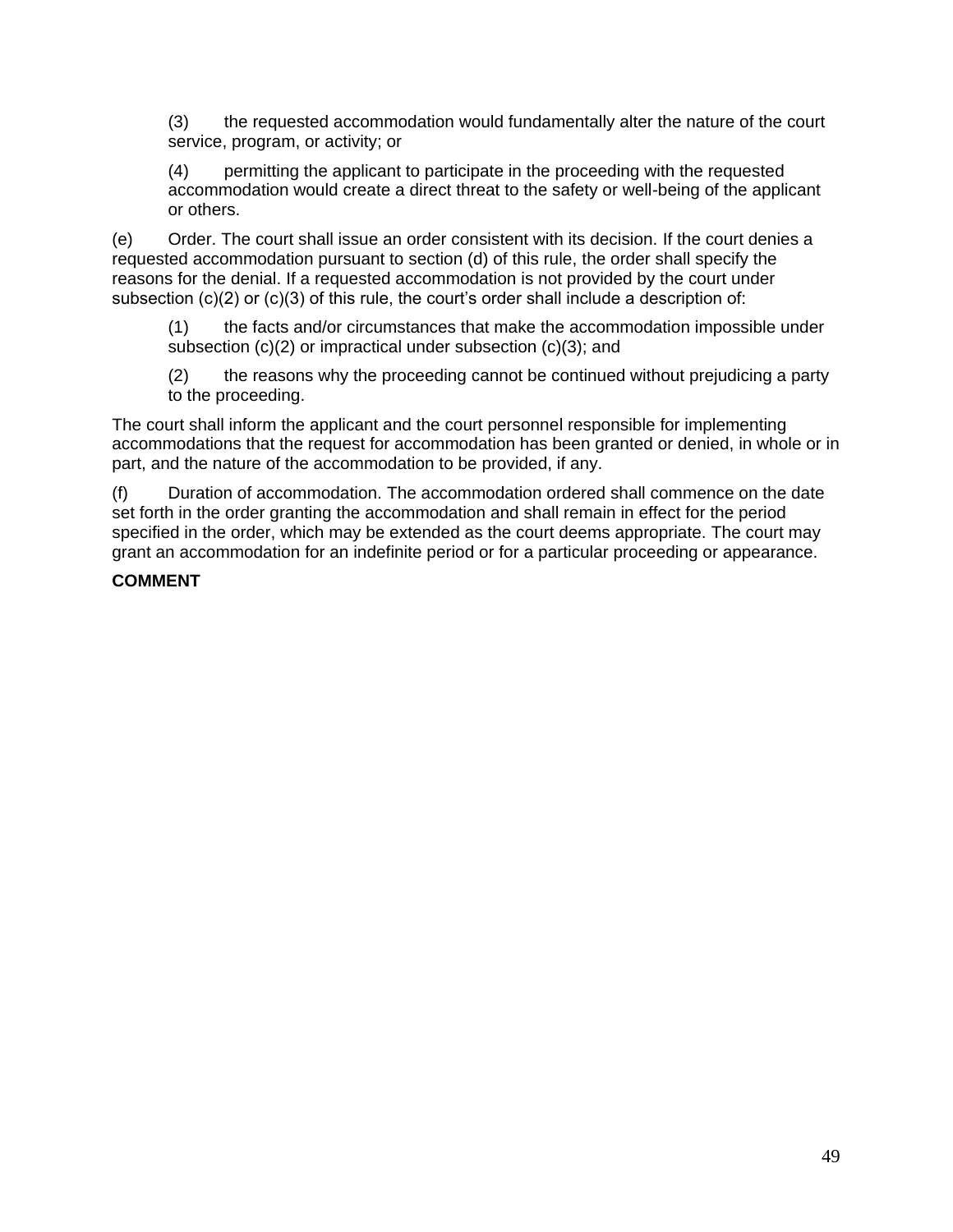(3) the requested accommodation would fundamentally alter the nature of the court service, program, or activity; or

(4) permitting the applicant to participate in the proceeding with the requested accommodation would create a direct threat to the safety or well-being of the applicant or others.

(e) Order. The court shall issue an order consistent with its decision. If the court denies a requested accommodation pursuant to section (d) of this rule, the order shall specify the reasons for the denial. If a requested accommodation is not provided by the court under subsection (c)(2) or (c)(3) of this rule, the court's order shall include a description of:

(1) the facts and/or circumstances that make the accommodation impossible under subsection (c)(2) or impractical under subsection (c)(3); and

(2) the reasons why the proceeding cannot be continued without prejudicing a party to the proceeding.

The court shall inform the applicant and the court personnel responsible for implementing accommodations that the request for accommodation has been granted or denied, in whole or in part, and the nature of the accommodation to be provided, if any.

(f) Duration of accommodation. The accommodation ordered shall commence on the date set forth in the order granting the accommodation and shall remain in effect for the period specified in the order, which may be extended as the court deems appropriate. The court may grant an accommodation for an indefinite period or for a particular proceeding or appearance.

**COMMENT**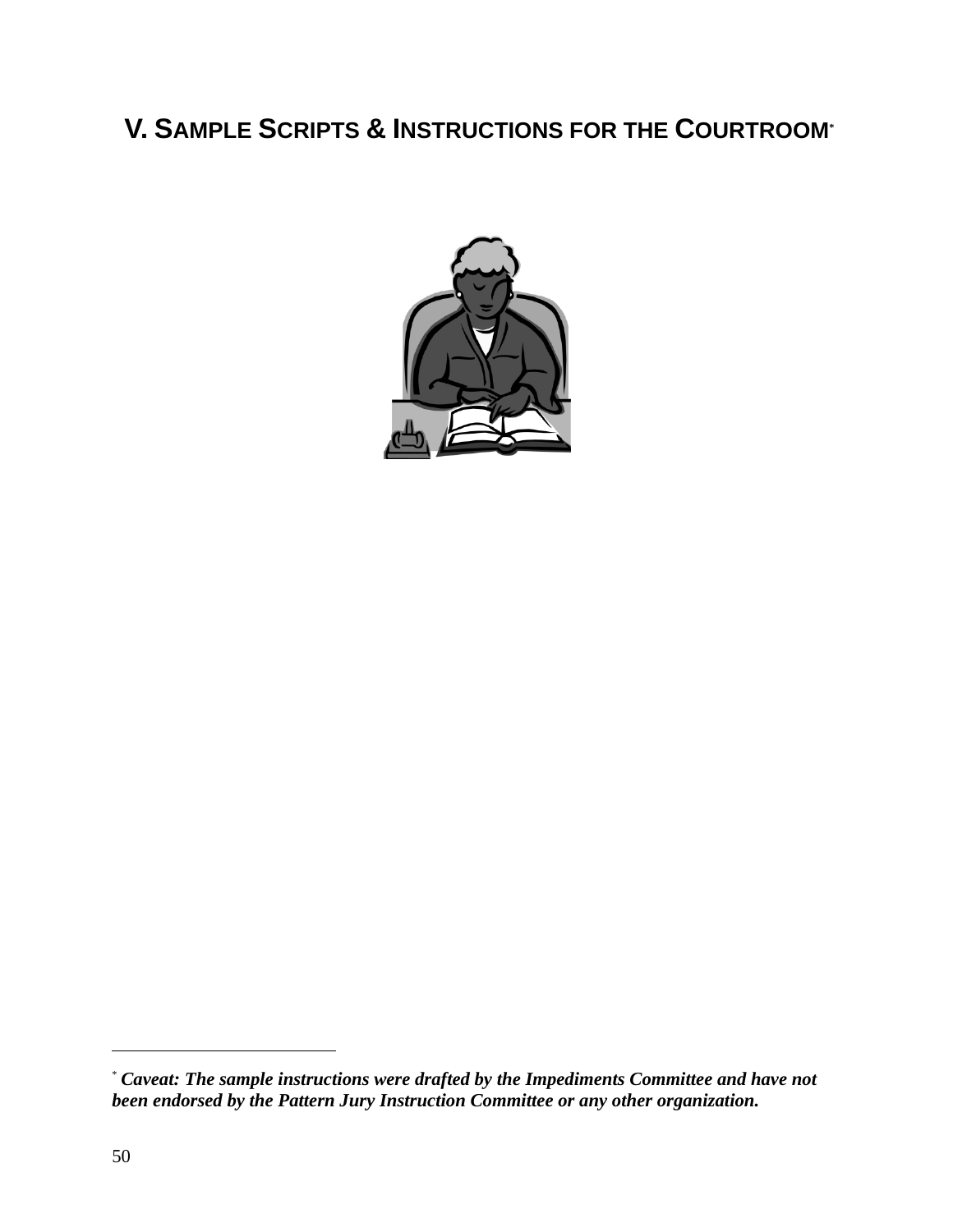# V. Sample Scripts & Instructions for the Courtroom[*]

[*] ***Caveat: The sample instructions were drafted by the Impediments Committee and have not been endorsed by the Pattern Jury Instruction Committee or any other organization.***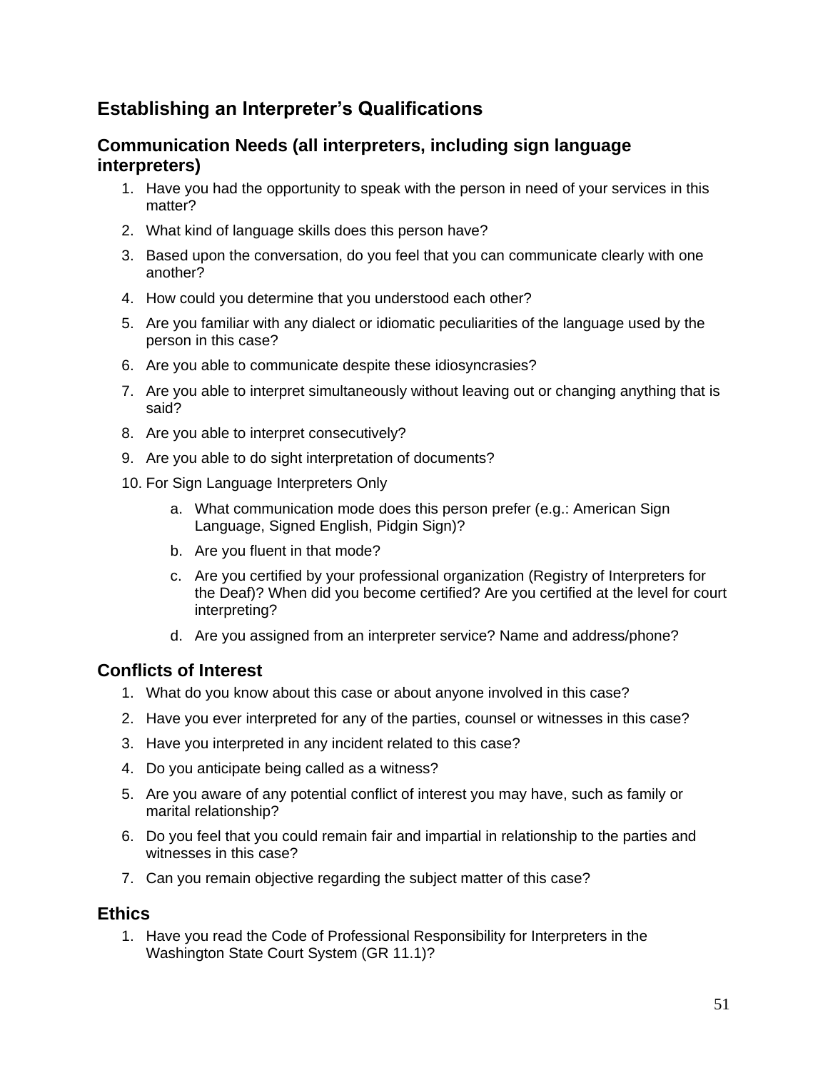## Establishing an Interpreter's Qualifications

### Communication Needs (all interpreters, including sign language interpreters)

1. Have you had the opportunity to speak with the person in need of your services in this matter?
2. What kind of language skills does this person have?
3. Based upon the conversation, do you feel that you can communicate clearly with one another?
4. How could you determine that you understood each other?
5. Are you familiar with any dialect or idiomatic peculiarities of the language used by the person in this case?
6. Are you able to communicate despite these idiosyncrasies?
7. Are you able to interpret simultaneously without leaving out or changing anything that is said?
8. Are you able to interpret consecutively?
9. Are you able to do sight interpretation of documents?
10. For Sign Language Interpreters Only
    a. What communication mode does this person prefer (e.g.: American Sign Language, Signed English, Pidgin Sign)?
    b. Are you fluent in that mode?
    c. Are you certified by your professional organization (Registry of Interpreters for the Deaf)? When did you become certified? Are you certified at the level for court interpreting?
    d. Are you assigned from an interpreter service? Name and address/phone?

### Conflicts of Interest

1. What do you know about this case or about anyone involved in this case?
2. Have you ever interpreted for any of the parties, counsel or witnesses in this case?
3. Have you interpreted in any incident related to this case?
4. Do you anticipate being called as a witness?
5. Are you aware of any potential conflict of interest you may have, such as family or marital relationship?
6. Do you feel that you could remain fair and impartial in relationship to the parties and witnesses in this case?
7. Can you remain objective regarding the subject matter of this case?

### Ethics

1. Have you read the Code of Professional Responsibility for Interpreters in the Washington State Court System (GR 11.1)?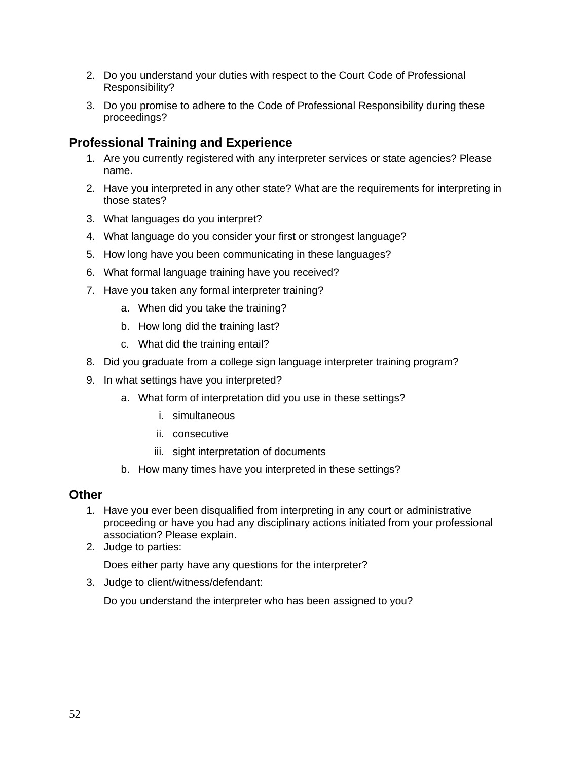2. Do you understand your duties with respect to the Court Code of Professional Responsibility?
3. Do you promise to adhere to the Code of Professional Responsibility during these proceedings?

## Professional Training and Experience

1. Are you currently registered with any interpreter services or state agencies? Please name.
2. Have you interpreted in any other state? What are the requirements for interpreting in those states?
3. What languages do you interpret?
4. What language do you consider your first or strongest language?
5. How long have you been communicating in these languages?
6. What formal language training have you received?
7. Have you taken any formal interpreter training?
   a. When did you take the training?
   b. How long did the training last?
   c. What did the training entail?
8. Did you graduate from a college sign language interpreter training program?
9. In what settings have you interpreted?
   a. What form of interpretation did you use in these settings?
      i. simultaneous
      ii. consecutive
      iii. sight interpretation of documents
   b. How many times have you interpreted in these settings?

## Other

1. Have you ever been disqualified from interpreting in any court or administrative proceeding or have you had any disciplinary actions initiated from your professional association? Please explain.
2. Judge to parties:

   Does either party have any questions for the interpreter?
3. Judge to client/witness/defendant:

   Do you understand the interpreter who has been assigned to you?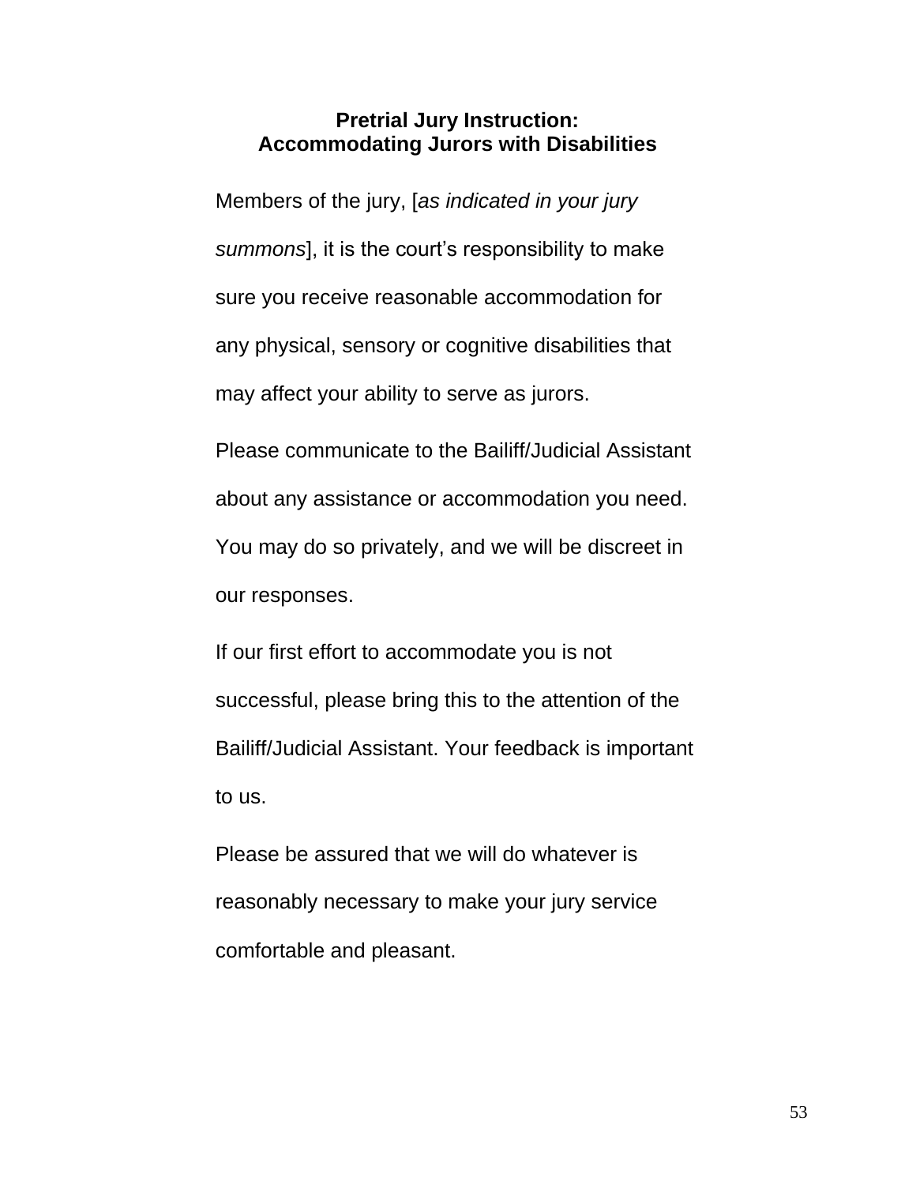## Pretrial Jury Instruction:
## Accommodating Jurors with Disabilities

Members of the jury, [*as indicated in your jury summons*], it is the court's responsibility to make sure you receive reasonable accommodation for any physical, sensory or cognitive disabilities that may affect your ability to serve as jurors.

Please communicate to the Bailiff/Judicial Assistant about any assistance or accommodation you need. You may do so privately, and we will be discreet in our responses.

If our first effort to accommodate you is not successful, please bring this to the attention of the Bailiff/Judicial Assistant. Your feedback is important to us.

Please be assured that we will do whatever is reasonably necessary to make your jury service comfortable and pleasant.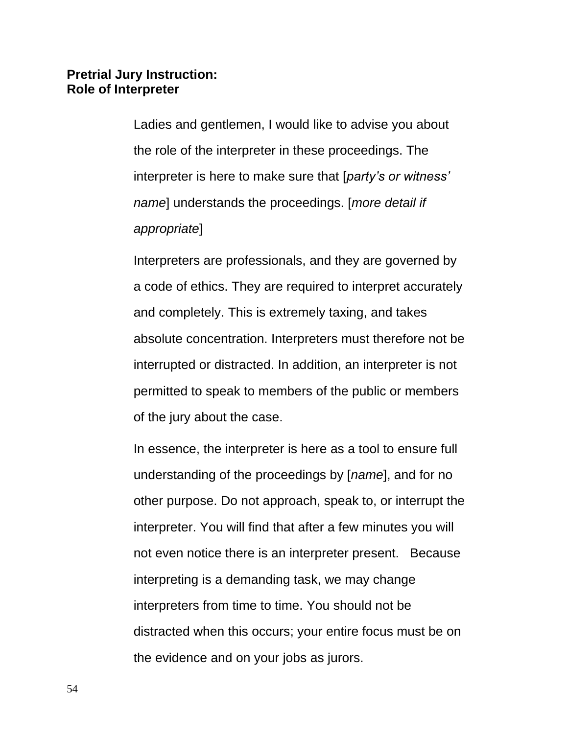**Pretrial Jury Instruction:**
**Role of Interpreter**

Ladies and gentlemen, I would like to advise you about the role of the interpreter in these proceedings. The interpreter is here to make sure that [*party's or witness' name*] understands the proceedings. [*more detail if appropriate*]

Interpreters are professionals, and they are governed by a code of ethics. They are required to interpret accurately and completely. This is extremely taxing, and takes absolute concentration. Interpreters must therefore not be interrupted or distracted. In addition, an interpreter is not permitted to speak to members of the public or members of the jury about the case.

In essence, the interpreter is here as a tool to ensure full understanding of the proceedings by [*name*], and for no other purpose. Do not approach, speak to, or interrupt the interpreter. You will find that after a few minutes you will not even notice there is an interpreter present. Because interpreting is a demanding task, we may change interpreters from time to time. You should not be distracted when this occurs; your entire focus must be on the evidence and on your jobs as jurors.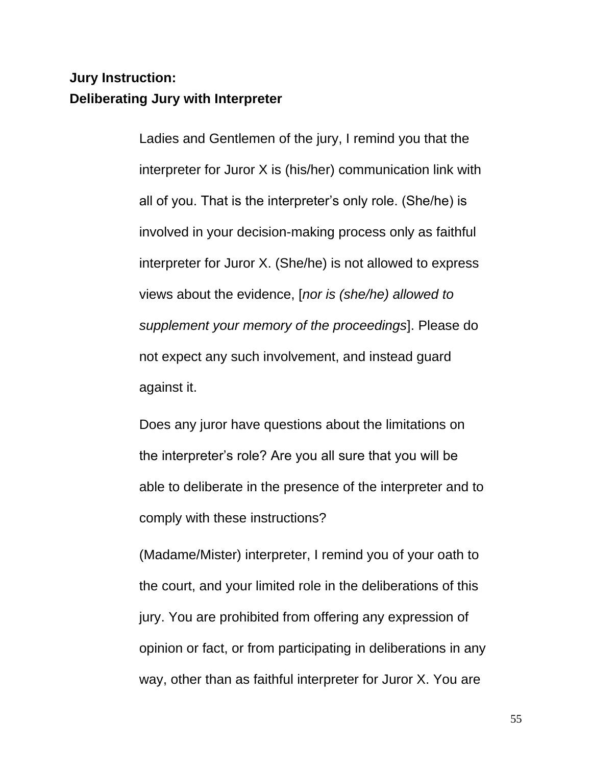**Jury Instruction:**
**Deliberating Jury with Interpreter**

Ladies and Gentlemen of the jury, I remind you that the interpreter for Juror X is (his/her) communication link with all of you. That is the interpreter's only role. (She/he) is involved in your decision-making process only as faithful interpreter for Juror X. (She/he) is not allowed to express views about the evidence, [*nor is (she/he) allowed to supplement your memory of the proceedings*]. Please do not expect any such involvement, and instead guard against it.

Does any juror have questions about the limitations on the interpreter's role? Are you all sure that you will be able to deliberate in the presence of the interpreter and to comply with these instructions?

(Madame/Mister) interpreter, I remind you of your oath to the court, and your limited role in the deliberations of this jury. You are prohibited from offering any expression of opinion or fact, or from participating in deliberations in any way, other than as faithful interpreter for Juror X. You are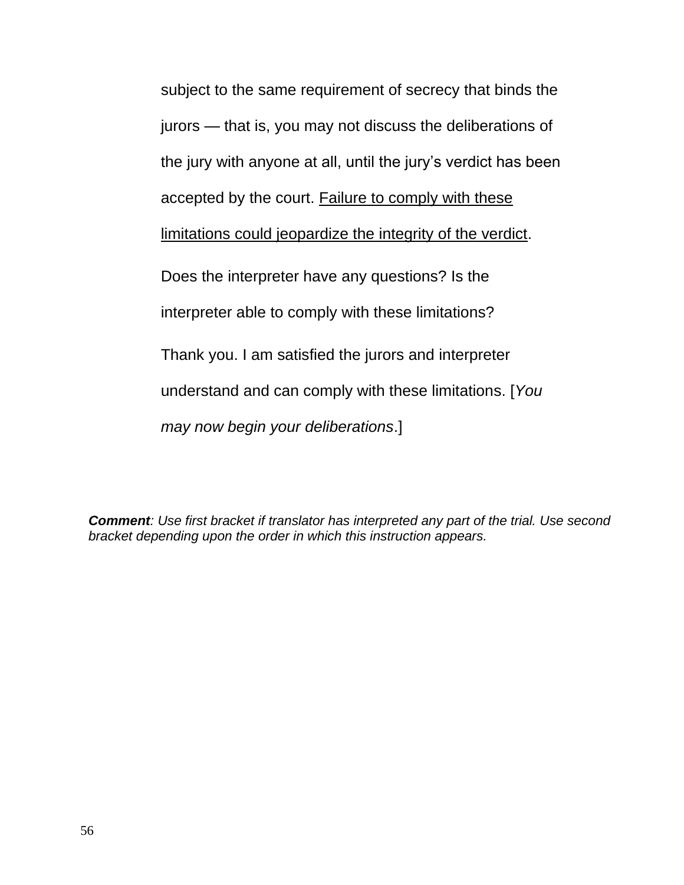subject to the same requirement of secrecy that binds the jurors — that is, you may not discuss the deliberations of the jury with anyone at all, until the jury's verdict has been accepted by the court. <u>Failure to comply with these limitations could jeopardize the integrity of the verdict</u>.

Does the interpreter have any questions? Is the interpreter able to comply with these limitations?

Thank you. I am satisfied the jurors and interpreter understand and can comply with these limitations. [*You may now begin your deliberations*.]

***Comment**: Use first bracket if translator has interpreted any part of the trial. Use second bracket depending upon the order in which this instruction appears.*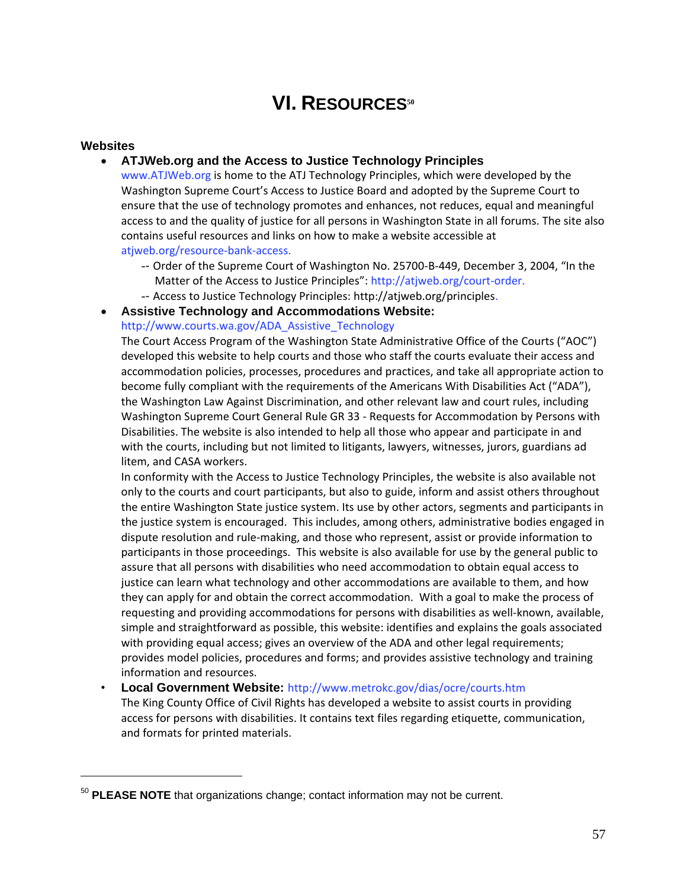# VI. RESOURCES[50]

**Websites**

- **ATJWeb.org and the Access to Justice Technology Principles**
  www.ATJWeb.org is home to the ATJ Technology Principles, which were developed by the Washington Supreme Court's Access to Justice Board and adopted by the Supreme Court to ensure that the use of technology promotes and enhances, not reduces, equal and meaningful access to and the quality of justice for all persons in Washington State in all forums. The site also contains useful resources and links on how to make a website accessible at atjweb.org/resource-bank-access.
  - -- Order of the Supreme Court of Washington No. 25700-B-449, December 3, 2004, "In the Matter of the Access to Justice Principles": http://atjweb.org/court-order.
  - -- Access to Justice Technology Principles: http://atjweb.org/principles.
- **Assistive Technology and Accommodations Website:**
  http://www.courts.wa.gov/ADA_Assistive_Technology
  The Court Access Program of the Washington State Administrative Office of the Courts ("AOC") developed this website to help courts and those who staff the courts evaluate their access and accommodation policies, processes, procedures and practices, and take all appropriate action to become fully compliant with the requirements of the Americans With Disabilities Act ("ADA"), the Washington Law Against Discrimination, and other relevant law and court rules, including Washington Supreme Court General Rule GR 33 - Requests for Accommodation by Persons with Disabilities. The website is also intended to help all those who appear and participate in and with the courts, including but not limited to litigants, lawyers, witnesses, jurors, guardians ad litem, and CASA workers.
  In conformity with the Access to Justice Technology Principles, the website is also available not only to the courts and court participants, but also to guide, inform and assist others throughout the entire Washington State justice system. Its use by other actors, segments and participants in the justice system is encouraged. This includes, among others, administrative bodies engaged in dispute resolution and rule-making, and those who represent, assist or provide information to participants in those proceedings. This website is also available for use by the general public to assure that all persons with disabilities who need accommodation to obtain equal access to justice can learn what technology and other accommodations are available to them, and how they can apply for and obtain the correct accommodation. With a goal to make the process of requesting and providing accommodations for persons with disabilities as well-known, available, simple and straightforward as possible, this website: identifies and explains the goals associated with providing equal access; gives an overview of the ADA and other legal requirements; provides model policies, procedures and forms; and provides assistive technology and training information and resources.
- **Local Government Website:** http://www.metrokc.gov/dias/ocre/courts.htm
  The King County Office of Civil Rights has developed a website to assist courts in providing access for persons with disabilities. It contains text files regarding etiquette, communication, and formats for printed materials.

---

[50] **PLEASE NOTE** that organizations change; contact information may not be current.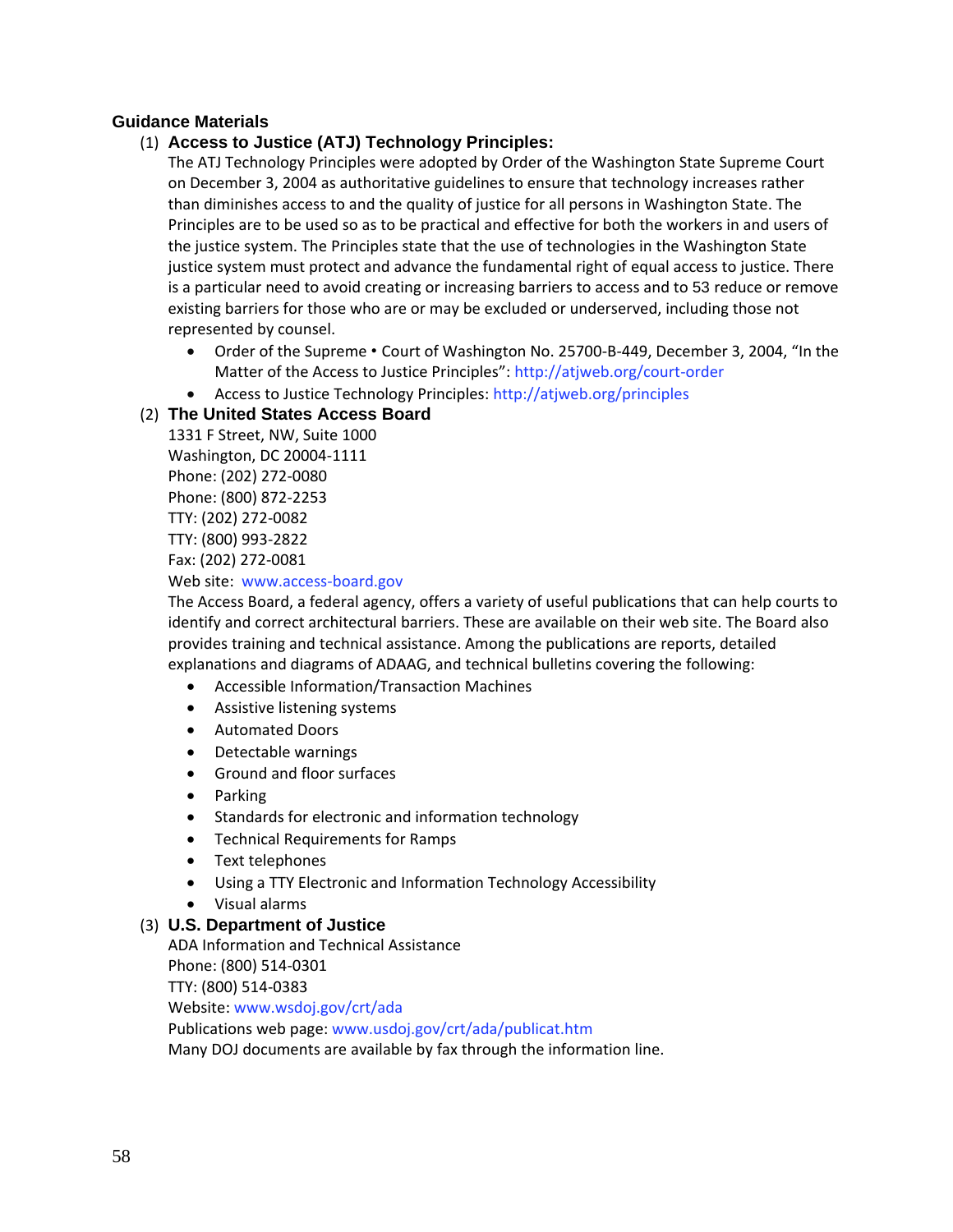## Guidance Materials

(1) **Access to Justice (ATJ) Technology Principles:**

The ATJ Technology Principles were adopted by Order of the Washington State Supreme Court on December 3, 2004 as authoritative guidelines to ensure that technology increases rather than diminishes access to and the quality of justice for all persons in Washington State. The Principles are to be used so as to be practical and effective for both the workers in and users of the justice system. The Principles state that the use of technologies in the Washington State justice system must protect and advance the fundamental right of equal access to justice. There is a particular need to avoid creating or increasing barriers to access and to 53 reduce or remove existing barriers for those who are or may be excluded or underserved, including those not represented by counsel.

- Order of the Supreme • Court of Washington No. 25700-B-449, December 3, 2004, "In the Matter of the Access to Justice Principles": http://atjweb.org/court-order
- Access to Justice Technology Principles: http://atjweb.org/principles

(2) **The United States Access Board**

1331 F Street, NW, Suite 1000
Washington, DC 20004-1111
Phone: (202) 272-0080
Phone: (800) 872-2253
TTY: (202) 272-0082
TTY: (800) 993-2822
Fax: (202) 272-0081
Web site: www.access-board.gov

The Access Board, a federal agency, offers a variety of useful publications that can help courts to identify and correct architectural barriers. These are available on their web site. The Board also provides training and technical assistance. Among the publications are reports, detailed explanations and diagrams of ADAAG, and technical bulletins covering the following:

- Accessible Information/Transaction Machines
- Assistive listening systems
- Automated Doors
- Detectable warnings
- Ground and floor surfaces
- Parking
- Standards for electronic and information technology
- Technical Requirements for Ramps
- Text telephones
- Using a TTY Electronic and Information Technology Accessibility
- Visual alarms

(3) **U.S. Department of Justice**

ADA Information and Technical Assistance
Phone: (800) 514-0301
TTY: (800) 514-0383
Website: www.wsdoj.gov/crt/ada
Publications web page: www.usdoj.gov/crt/ada/publicat.htm
Many DOJ documents are available by fax through the information line.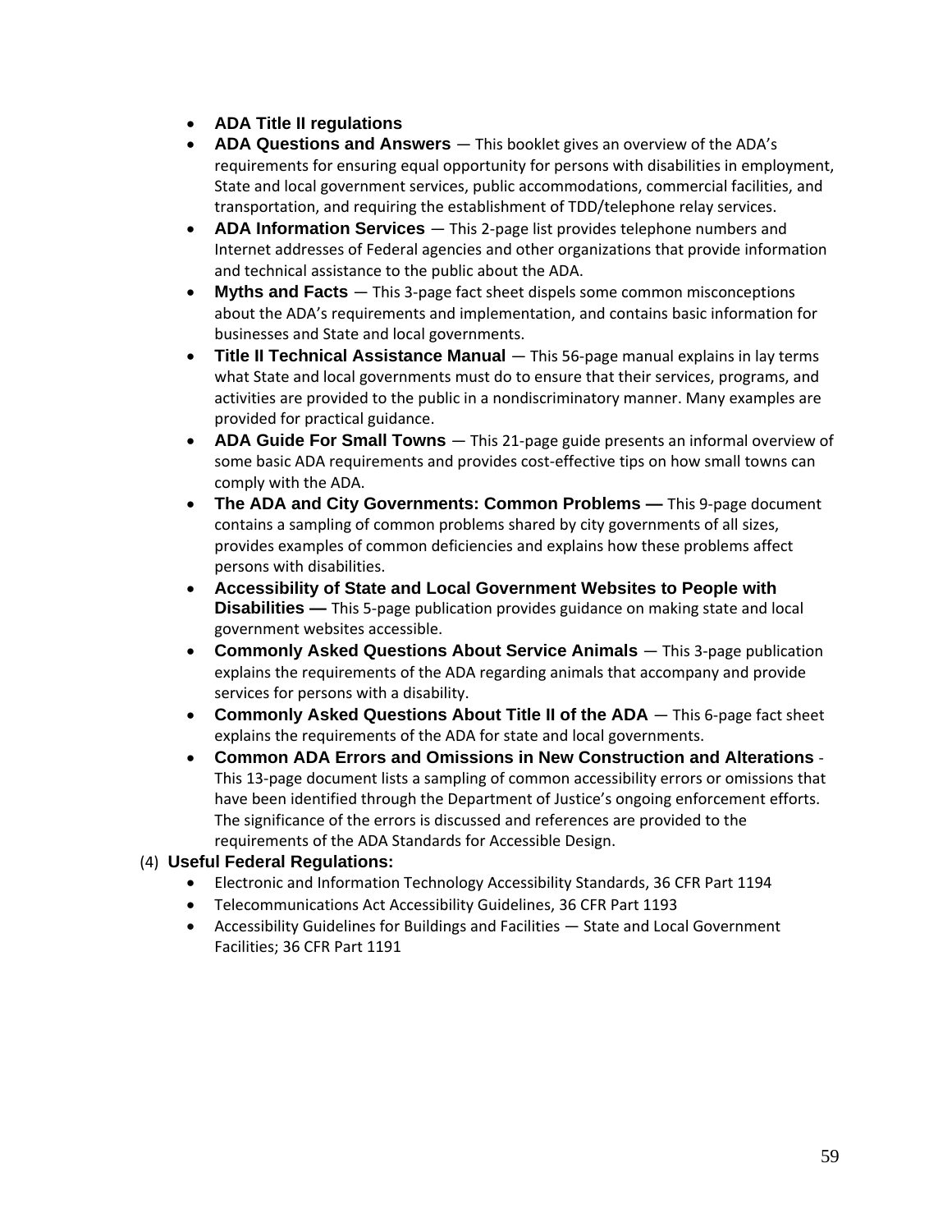- **ADA Title II regulations**
- **ADA Questions and Answers** — This booklet gives an overview of the ADA's requirements for ensuring equal opportunity for persons with disabilities in employment, State and local government services, public accommodations, commercial facilities, and transportation, and requiring the establishment of TDD/telephone relay services.
- **ADA Information Services** — This 2-page list provides telephone numbers and Internet addresses of Federal agencies and other organizations that provide information and technical assistance to the public about the ADA.
- **Myths and Facts** — This 3-page fact sheet dispels some common misconceptions about the ADA's requirements and implementation, and contains basic information for businesses and State and local governments.
- **Title II Technical Assistance Manual** — This 56-page manual explains in lay terms what State and local governments must do to ensure that their services, programs, and activities are provided to the public in a nondiscriminatory manner. Many examples are provided for practical guidance.
- **ADA Guide For Small Towns** — This 21-page guide presents an informal overview of some basic ADA requirements and provides cost-effective tips on how small towns can comply with the ADA.
- **The ADA and City Governments: Common Problems —** This 9-page document contains a sampling of common problems shared by city governments of all sizes, provides examples of common deficiencies and explains how these problems affect persons with disabilities.
- **Accessibility of State and Local Government Websites to People with Disabilities —** This 5-page publication provides guidance on making state and local government websites accessible.
- **Commonly Asked Questions About Service Animals** — This 3-page publication explains the requirements of the ADA regarding animals that accompany and provide services for persons with a disability.
- **Commonly Asked Questions About Title II of the ADA** — This 6-page fact sheet explains the requirements of the ADA for state and local governments.
- **Common ADA Errors and Omissions in New Construction and Alterations** - This 13-page document lists a sampling of common accessibility errors or omissions that have been identified through the Department of Justice's ongoing enforcement efforts. The significance of the errors is discussed and references are provided to the requirements of the ADA Standards for Accessible Design.

(4) **Useful Federal Regulations:**

- Electronic and Information Technology Accessibility Standards, 36 CFR Part 1194
- Telecommunications Act Accessibility Guidelines, 36 CFR Part 1193
- Accessibility Guidelines for Buildings and Facilities — State and Local Government Facilities; 36 CFR Part 1191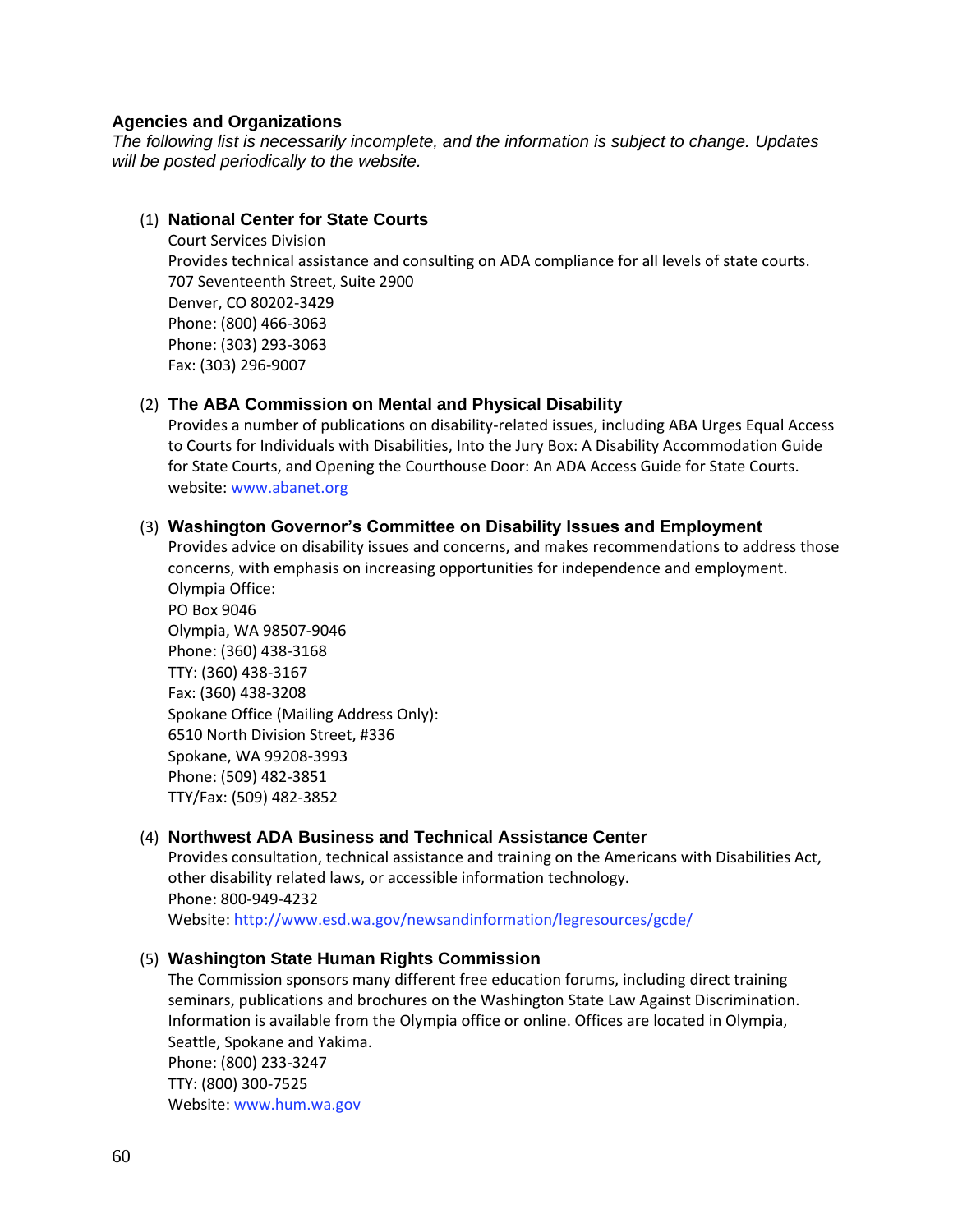### Agencies and Organizations

*The following list is necessarily incomplete, and the information is subject to change. Updates will be posted periodically to the website.*

(1) **National Center for State Courts**
Court Services Division
Provides technical assistance and consulting on ADA compliance for all levels of state courts.
707 Seventeenth Street, Suite 2900
Denver, CO 80202-3429
Phone: (800) 466-3063
Phone: (303) 293-3063
Fax: (303) 296-9007

(2) **The ABA Commission on Mental and Physical Disability**
Provides a number of publications on disability-related issues, including ABA Urges Equal Access to Courts for Individuals with Disabilities, Into the Jury Box: A Disability Accommodation Guide for State Courts, and Opening the Courthouse Door: An ADA Access Guide for State Courts.
website: www.abanet.org

(3) **Washington Governor's Committee on Disability Issues and Employment**
Provides advice on disability issues and concerns, and makes recommendations to address those concerns, with emphasis on increasing opportunities for independence and employment.
Olympia Office:
PO Box 9046
Olympia, WA 98507-9046
Phone: (360) 438-3168
TTY: (360) 438-3167
Fax: (360) 438-3208
Spokane Office (Mailing Address Only):
6510 North Division Street, #336
Spokane, WA 99208-3993
Phone: (509) 482-3851
TTY/Fax: (509) 482-3852

(4) **Northwest ADA Business and Technical Assistance Center**
Provides consultation, technical assistance and training on the Americans with Disabilities Act, other disability related laws, or accessible information technology.
Phone: 800-949-4232
Website: http://www.esd.wa.gov/newsandinformation/legresources/gcde/

(5) **Washington State Human Rights Commission**
The Commission sponsors many different free education forums, including direct training seminars, publications and brochures on the Washington State Law Against Discrimination. Information is available from the Olympia office or online. Offices are located in Olympia, Seattle, Spokane and Yakima.
Phone: (800) 233-3247
TTY: (800) 300-7525
Website: www.hum.wa.gov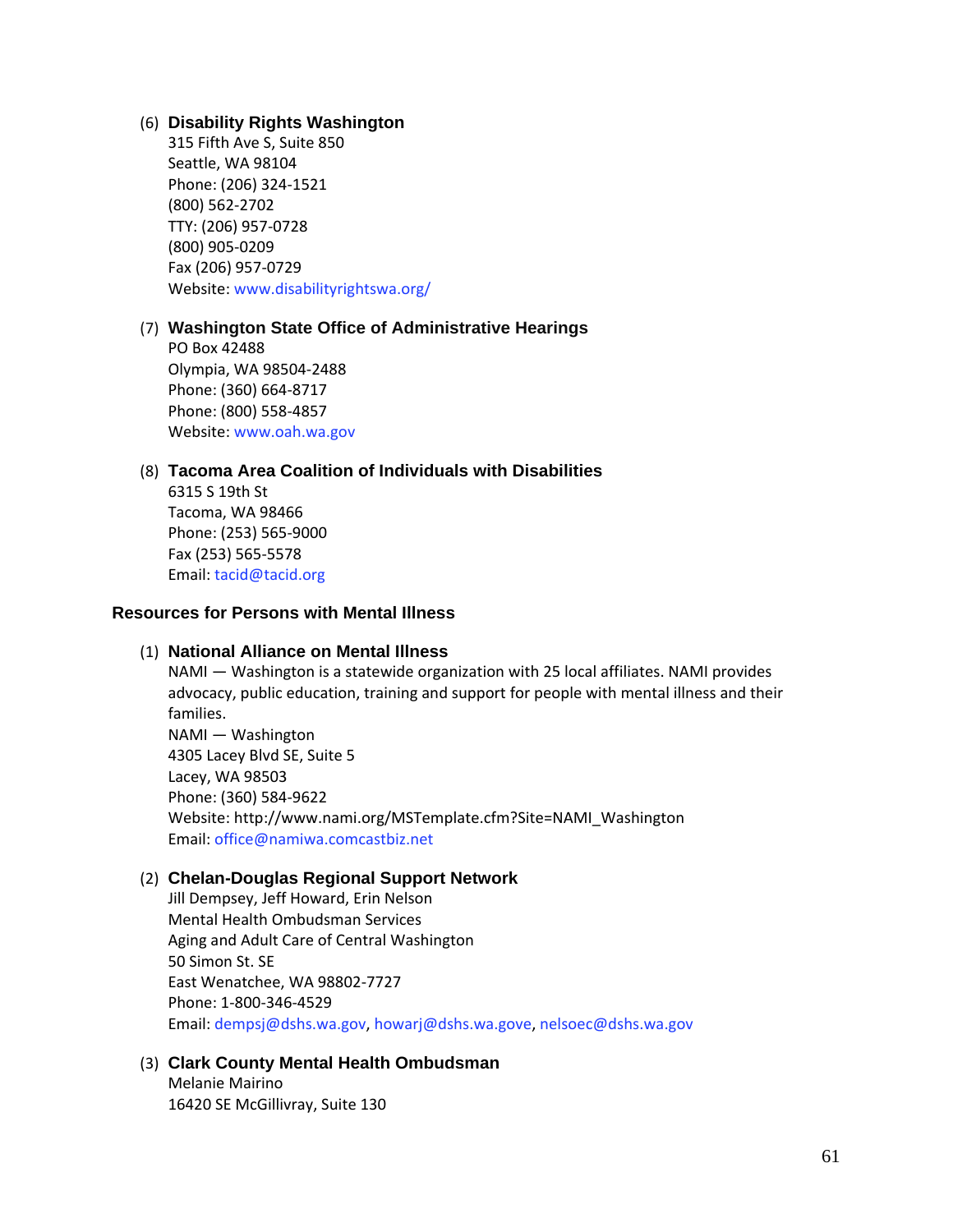(6) **Disability Rights Washington**
315 Fifth Ave S, Suite 850
Seattle, WA 98104
Phone: (206) 324-1521
(800) 562-2702
TTY: (206) 957-0728
(800) 905-0209
Fax (206) 957-0729
Website: www.disabilityrightswa.org/

(7) **Washington State Office of Administrative Hearings**
PO Box 42488
Olympia, WA 98504-2488
Phone: (360) 664-8717
Phone: (800) 558-4857
Website: www.oah.wa.gov

(8) **Tacoma Area Coalition of Individuals with Disabilities**
6315 S 19th St
Tacoma, WA 98466
Phone: (253) 565-9000
Fax (253) 565-5578
Email: tacid@tacid.org

### Resources for Persons with Mental Illness

(1) **National Alliance on Mental Illness**
NAMI — Washington is a statewide organization with 25 local affiliates. NAMI provides advocacy, public education, training and support for people with mental illness and their families.
NAMI — Washington
4305 Lacey Blvd SE, Suite 5
Lacey, WA 98503
Phone: (360) 584-9622
Website: http://www.nami.org/MSTemplate.cfm?Site=NAMI_Washington
Email: office@namiwa.comcastbiz.net

(2) **Chelan-Douglas Regional Support Network**
Jill Dempsey, Jeff Howard, Erin Nelson
Mental Health Ombudsman Services
Aging and Adult Care of Central Washington
50 Simon St. SE
East Wenatchee, WA 98802-7727
Phone: 1-800-346-4529
Email: dempsj@dshs.wa.gov, howarj@dshs.wa.gove, nelsoec@dshs.wa.gov

(3) **Clark County Mental Health Ombudsman**
Melanie Mairino
16420 SE McGillivray, Suite 130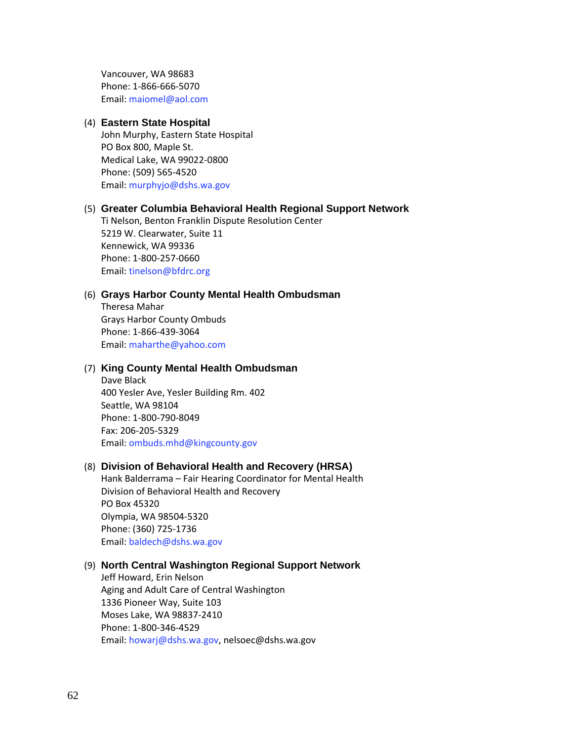Vancouver, WA 98683  
Phone: 1-866-666-5070  
Email: maiomel@aol.com

(4) **Eastern State Hospital**  
John Murphy, Eastern State Hospital  
PO Box 800, Maple St.  
Medical Lake, WA 99022-0800  
Phone: (509) 565-4520  
Email: murphyjo@dshs.wa.gov

(5) **Greater Columbia Behavioral Health Regional Support Network**  
Ti Nelson, Benton Franklin Dispute Resolution Center  
5219 W. Clearwater, Suite 11  
Kennewick, WA 99336  
Phone: 1-800-257-0660  
Email: tinelson@bfdrc.org

(6) **Grays Harbor County Mental Health Ombudsman**  
Theresa Mahar  
Grays Harbor County Ombuds  
Phone: 1-866-439-3064  
Email: maharthe@yahoo.com

(7) **King County Mental Health Ombudsman**  
Dave Black  
400 Yesler Ave, Yesler Building Rm. 402  
Seattle, WA 98104  
Phone: 1-800-790-8049  
Fax: 206-205-5329  
Email: ombuds.mhd@kingcounty.gov

(8) **Division of Behavioral Health and Recovery (HRSA)**  
Hank Balderrama – Fair Hearing Coordinator for Mental Health  
Division of Behavioral Health and Recovery  
PO Box 45320  
Olympia, WA 98504-5320  
Phone: (360) 725-1736  
Email: baldech@dshs.wa.gov

(9) **North Central Washington Regional Support Network**  
Jeff Howard, Erin Nelson  
Aging and Adult Care of Central Washington  
1336 Pioneer Way, Suite 103  
Moses Lake, WA 98837-2410  
Phone: 1-800-346-4529  
Email: howarj@dshs.wa.gov, nelsoec@dshs.wa.gov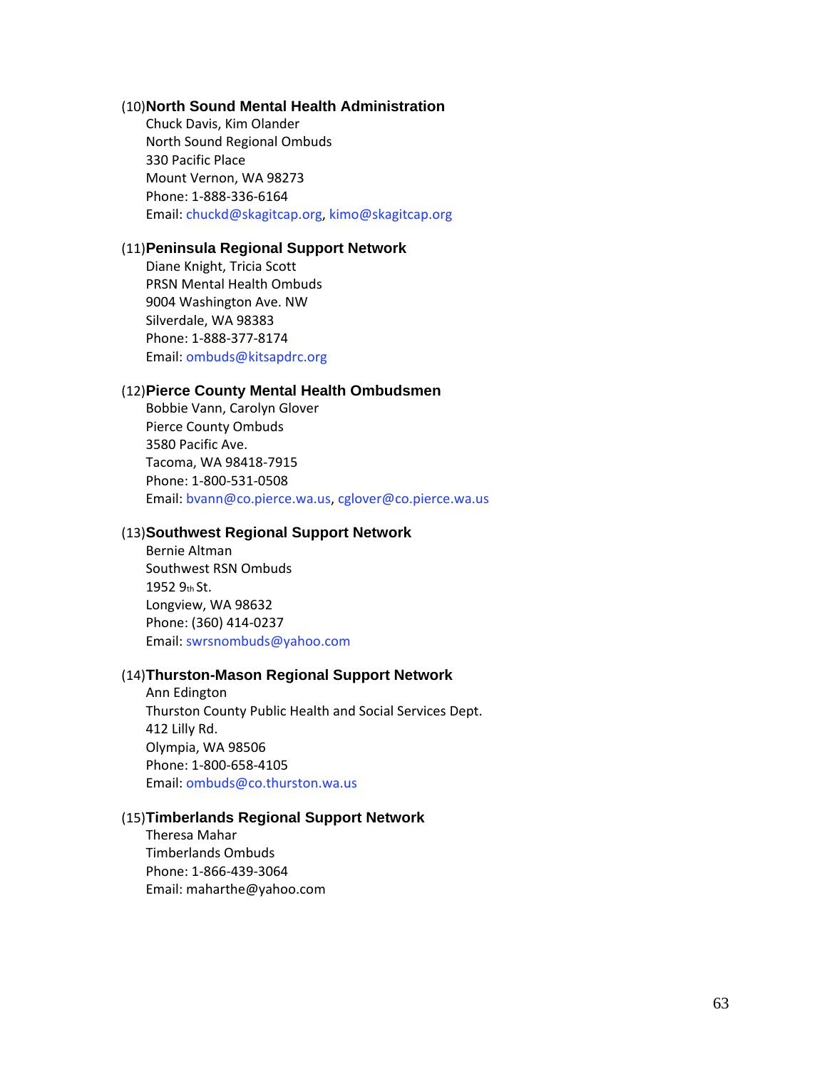(10)**North Sound Mental Health Administration**

Chuck Davis, Kim Olander
North Sound Regional Ombuds
330 Pacific Place
Mount Vernon, WA 98273
Phone: 1-888-336-6164
Email: chuckd@skagitcap.org, kimo@skagitcap.org

(11)**Peninsula Regional Support Network**

Diane Knight, Tricia Scott
PRSN Mental Health Ombuds
9004 Washington Ave. NW
Silverdale, WA 98383
Phone: 1-888-377-8174
Email: ombuds@kitsapdrc.org

(12)**Pierce County Mental Health Ombudsmen**

Bobbie Vann, Carolyn Glover
Pierce County Ombuds
3580 Pacific Ave.
Tacoma, WA 98418-7915
Phone: 1-800-531-0508
Email: bvann@co.pierce.wa.us, cglover@co.pierce.wa.us

(13)**Southwest Regional Support Network**

Bernie Altman
Southwest RSN Ombuds
1952 9th St.
Longview, WA 98632
Phone: (360) 414-0237
Email: swrsnombuds@yahoo.com

(14)**Thurston-Mason Regional Support Network**

Ann Edington
Thurston County Public Health and Social Services Dept.
412 Lilly Rd.
Olympia, WA 98506
Phone: 1-800-658-4105
Email: ombuds@co.thurston.wa.us

(15)**Timberlands Regional Support Network**

Theresa Mahar
Timberlands Ombuds
Phone: 1-866-439-3064
Email: maharthe@yahoo.com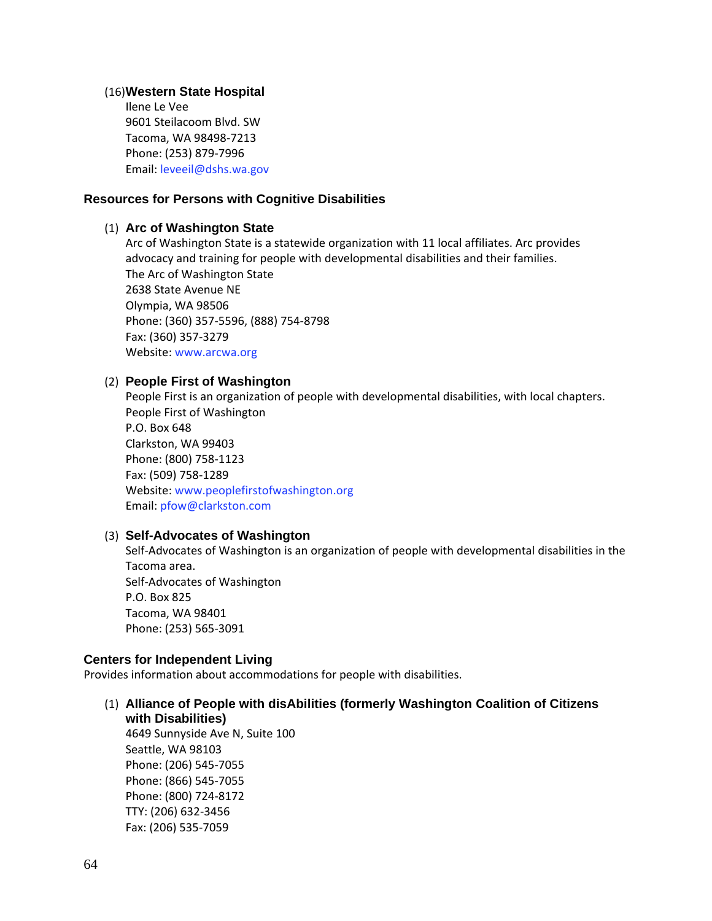(16) **Western State Hospital**
Ilene Le Vee
9601 Steilacoom Blvd. SW
Tacoma, WA 98498-7213
Phone: (253) 879-7996
Email: leveeil@dshs.wa.gov

### Resources for Persons with Cognitive Disabilities

(1) **Arc of Washington State**
Arc of Washington State is a statewide organization with 11 local affiliates. Arc provides advocacy and training for people with developmental disabilities and their families.
The Arc of Washington State
2638 State Avenue NE
Olympia, WA 98506
Phone: (360) 357-5596, (888) 754-8798
Fax: (360) 357-3279
Website: www.arcwa.org

(2) **People First of Washington**
People First is an organization of people with developmental disabilities, with local chapters.
People First of Washington
P.O. Box 648
Clarkston, WA 99403
Phone: (800) 758-1123
Fax: (509) 758-1289
Website: www.peoplefirstofwashington.org
Email: pfow@clarkston.com

(3) **Self-Advocates of Washington**
Self-Advocates of Washington is an organization of people with developmental disabilities in the Tacoma area.
Self-Advocates of Washington
P.O. Box 825
Tacoma, WA 98401
Phone: (253) 565-3091

### Centers for Independent Living

Provides information about accommodations for people with disabilities.

(1) **Alliance of People with disAbilities (formerly Washington Coalition of Citizens with Disabilities)**
4649 Sunnyside Ave N, Suite 100
Seattle, WA 98103
Phone: (206) 545-7055
Phone: (866) 545-7055
Phone: (800) 724-8172
TTY: (206) 632-3456
Fax: (206) 535-7059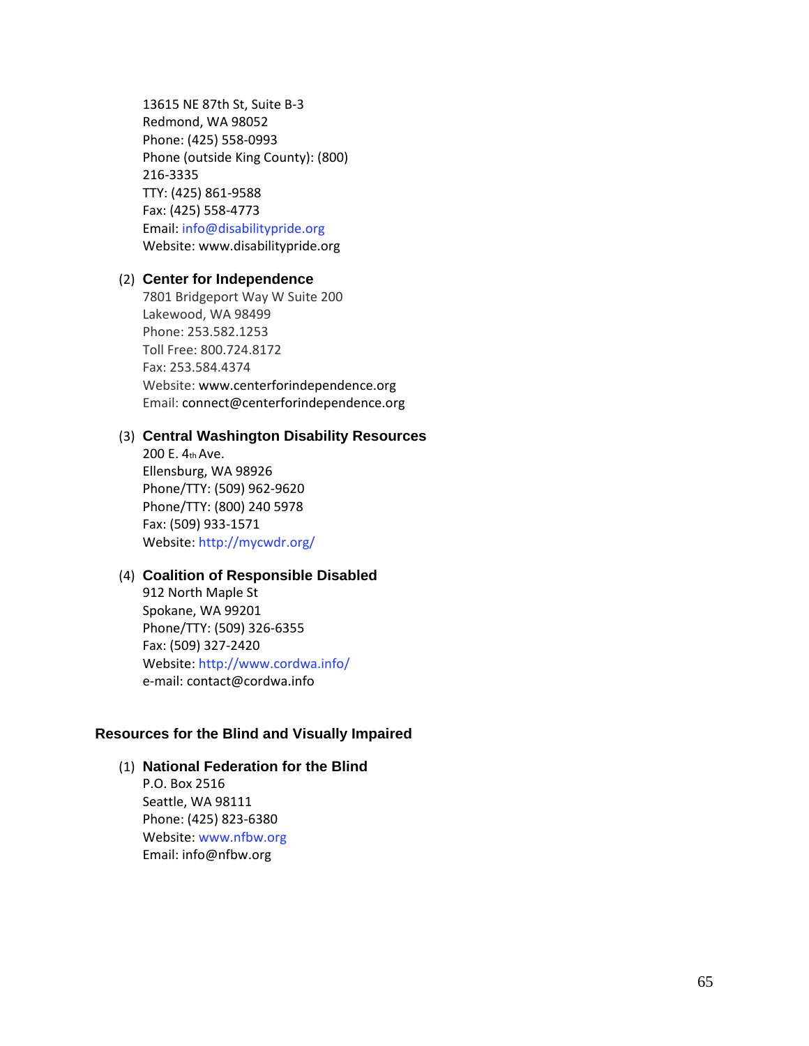13615 NE 87th St, Suite B-3
Redmond, WA 98052
Phone: (425) 558-0993
Phone (outside King County): (800) 216-3335
TTY: (425) 861-9588
Fax: (425) 558-4773
Email: info@disabilitypride.org
Website: www.disabilitypride.org

(2) **Center for Independence**
7801 Bridgeport Way W Suite 200
Lakewood, WA 98499
Phone: 253.582.1253
Toll Free: 800.724.8172
Fax: 253.584.4374
Website: www.centerforindependence.org
Email: connect@centerforindependence.org

(3) **Central Washington Disability Resources**
200 E. 4th Ave.
Ellensburg, WA 98926
Phone/TTY: (509) 962-9620
Phone/TTY: (800) 240 5978
Fax: (509) 933-1571
Website: http://mycwdr.org/

(4) **Coalition of Responsible Disabled**
912 North Maple St
Spokane, WA 99201
Phone/TTY: (509) 326-6355
Fax: (509) 327-2420
Website: http://www.cordwa.info/
e-mail: contact@cordwa.info

### Resources for the Blind and Visually Impaired

(1) **National Federation for the Blind**
P.O. Box 2516
Seattle, WA 98111
Phone: (425) 823-6380
Website: www.nfbw.org
Email: info@nfbw.org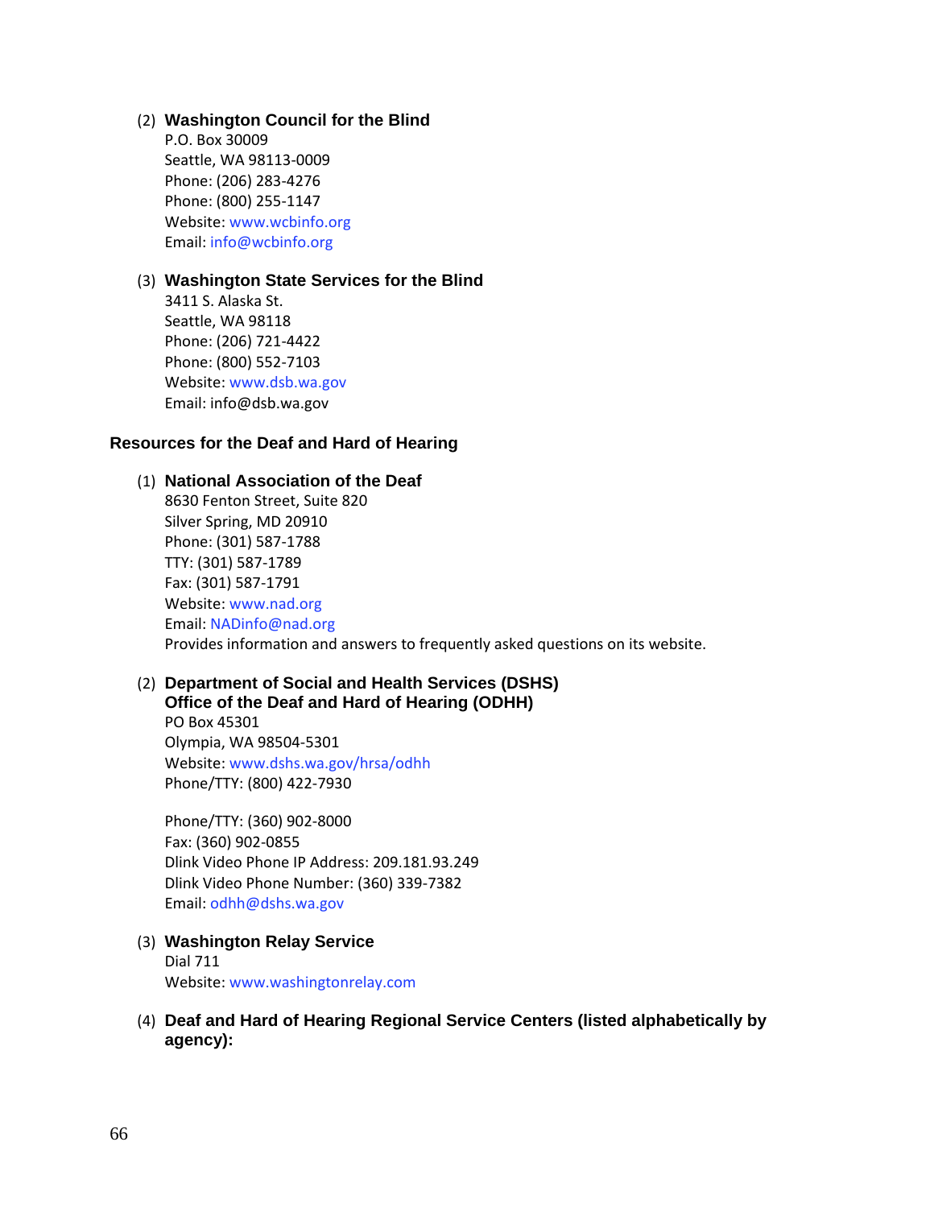(2) **Washington Council for the Blind**
P.O. Box 30009
Seattle, WA 98113-0009
Phone: (206) 283-4276
Phone: (800) 255-1147
Website: www.wcbinfo.org
Email: info@wcbinfo.org

(3) **Washington State Services for the Blind**
3411 S. Alaska St.
Seattle, WA 98118
Phone: (206) 721-4422
Phone: (800) 552-7103
Website: www.dsb.wa.gov
Email: info@dsb.wa.gov

### Resources for the Deaf and Hard of Hearing

(1) **National Association of the Deaf**
8630 Fenton Street, Suite 820
Silver Spring, MD 20910
Phone: (301) 587-1788
TTY: (301) 587-1789
Fax: (301) 587-1791
Website: www.nad.org
Email: NADinfo@nad.org
Provides information and answers to frequently asked questions on its website.

(2) **Department of Social and Health Services (DSHS)**
**Office of the Deaf and Hard of Hearing (ODHH)**
PO Box 45301
Olympia, WA 98504-5301
Website: www.dshs.wa.gov/hrsa/odhh
Phone/TTY: (800) 422-7930

Phone/TTY: (360) 902-8000
Fax: (360) 902-0855
Dlink Video Phone IP Address: 209.181.93.249
Dlink Video Phone Number: (360) 339-7382
Email: odhh@dshs.wa.gov

(3) **Washington Relay Service**
Dial 711
Website: www.washingtonrelay.com

(4) **Deaf and Hard of Hearing Regional Service Centers (listed alphabetically by agency):**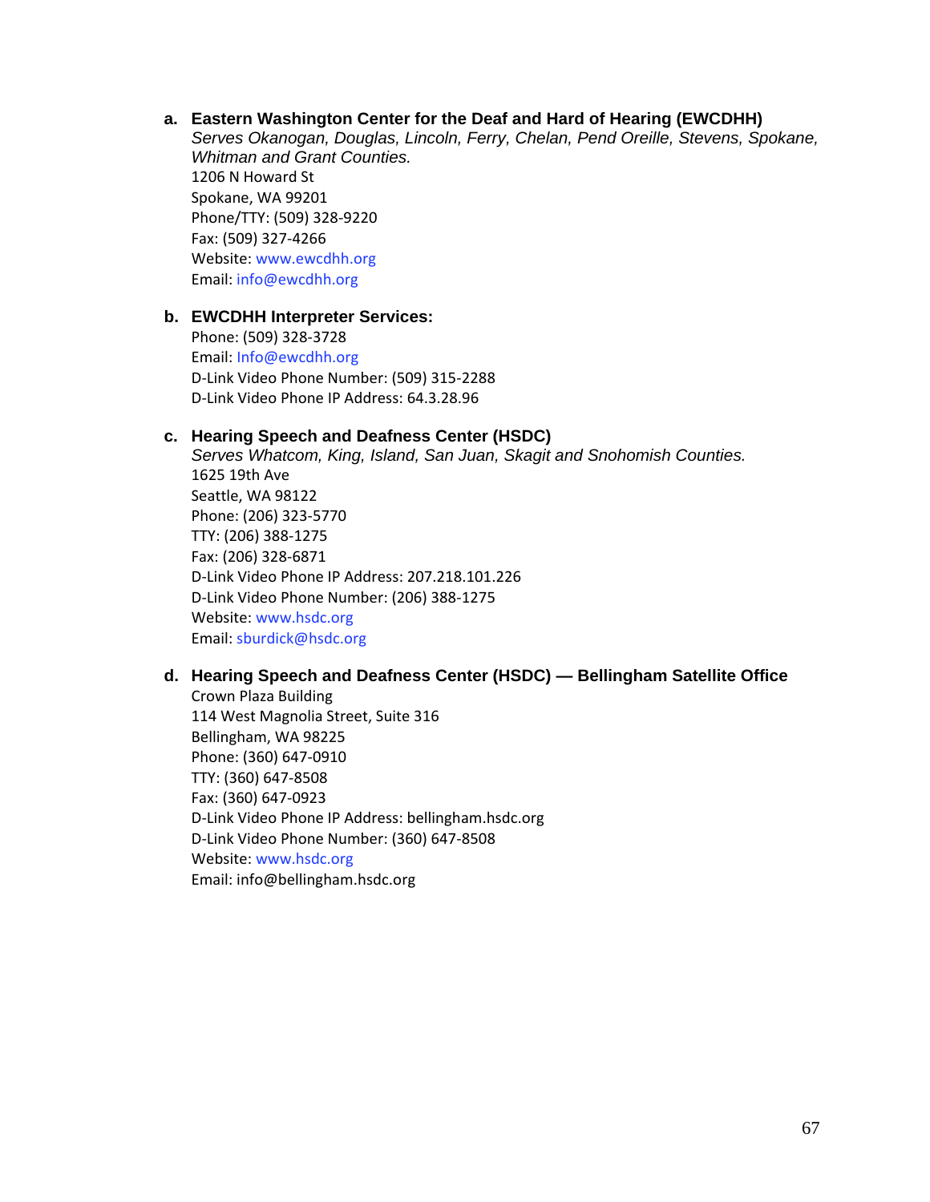a. **Eastern Washington Center for the Deaf and Hard of Hearing (EWCDHH)**
   *Serves Okanogan, Douglas, Lincoln, Ferry, Chelan, Pend Oreille, Stevens, Spokane, Whitman and Grant Counties.*
   1206 N Howard St
   Spokane, WA 99201
   Phone/TTY: (509) 328-9220
   Fax: (509) 327-4266
   Website: www.ewcdhh.org
   Email: info@ewcdhh.org

b. **EWCDHH Interpreter Services:**
   Phone: (509) 328-3728
   Email: Info@ewcdhh.org
   D-Link Video Phone Number: (509) 315-2288
   D-Link Video Phone IP Address: 64.3.28.96

c. **Hearing Speech and Deafness Center (HSDC)**
   *Serves Whatcom, King, Island, San Juan, Skagit and Snohomish Counties.*
   1625 19th Ave
   Seattle, WA 98122
   Phone: (206) 323-5770
   TTY: (206) 388-1275
   Fax: (206) 328-6871
   D-Link Video Phone IP Address: 207.218.101.226
   D-Link Video Phone Number: (206) 388-1275
   Website: www.hsdc.org
   Email: sburdick@hsdc.org

d. **Hearing Speech and Deafness Center (HSDC) — Bellingham Satellite Office**
   Crown Plaza Building
   114 West Magnolia Street, Suite 316
   Bellingham, WA 98225
   Phone: (360) 647-0910
   TTY: (360) 647-8508
   Fax: (360) 647-0923
   D-Link Video Phone IP Address: bellingham.hsdc.org
   D-Link Video Phone Number: (360) 647-8508
   Website: www.hsdc.org
   Email: info@bellingham.hsdc.org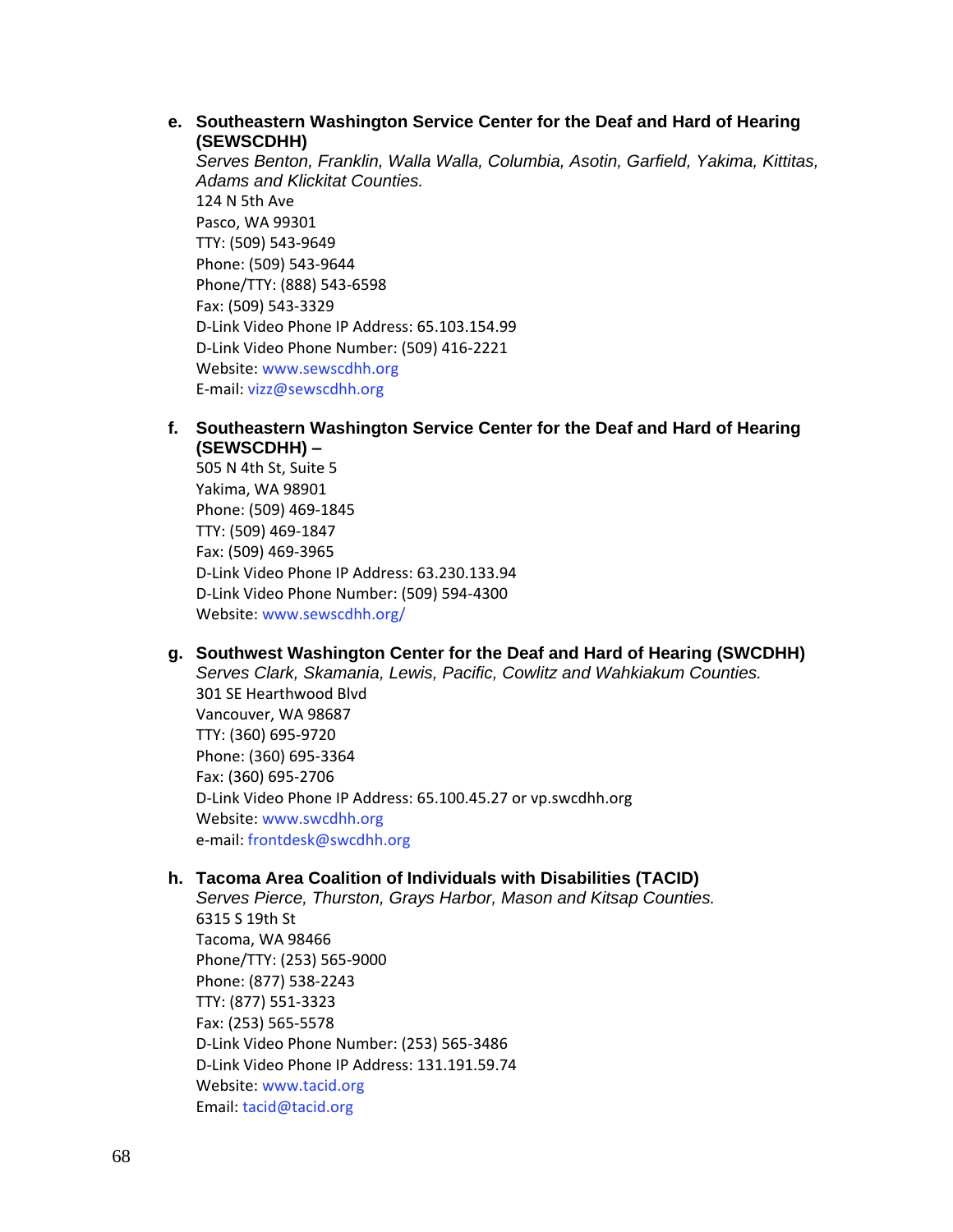e. **Southeastern Washington Service Center for the Deaf and Hard of Hearing (SEWSCDHH)**
   *Serves Benton, Franklin, Walla Walla, Columbia, Asotin, Garfield, Yakima, Kittitas, Adams and Klickitat Counties.*
   124 N 5th Ave
   Pasco, WA 99301
   TTY: (509) 543-9649
   Phone: (509) 543-9644
   Phone/TTY: (888) 543-6598
   Fax: (509) 543-3329
   D-Link Video Phone IP Address: 65.103.154.99
   D-Link Video Phone Number: (509) 416-2221
   Website: www.sewscdhh.org
   E-mail: vizz@sewscdhh.org

f. **Southeastern Washington Service Center for the Deaf and Hard of Hearing (SEWSCDHH) –**
   505 N 4th St, Suite 5
   Yakima, WA 98901
   Phone: (509) 469-1845
   TTY: (509) 469-1847
   Fax: (509) 469-3965
   D-Link Video Phone IP Address: 63.230.133.94
   D-Link Video Phone Number: (509) 594-4300
   Website: www.sewscdhh.org/

g. **Southwest Washington Center for the Deaf and Hard of Hearing (SWCDHH)**
   *Serves Clark, Skamania, Lewis, Pacific, Cowlitz and Wahkiakum Counties.*
   301 SE Hearthwood Blvd
   Vancouver, WA 98687
   TTY: (360) 695-9720
   Phone: (360) 695-3364
   Fax: (360) 695-2706
   D-Link Video Phone IP Address: 65.100.45.27 or vp.swcdhh.org
   Website: www.swcdhh.org
   e-mail: frontdesk@swcdhh.org

h. **Tacoma Area Coalition of Individuals with Disabilities (TACID)**
   *Serves Pierce, Thurston, Grays Harbor, Mason and Kitsap Counties.*
   6315 S 19th St
   Tacoma, WA 98466
   Phone/TTY: (253) 565-9000
   Phone: (877) 538-2243
   TTY: (877) 551-3323
   Fax: (253) 565-5578
   D-Link Video Phone Number: (253) 565-3486
   D-Link Video Phone IP Address: 131.191.59.74
   Website: www.tacid.org
   Email: tacid@tacid.org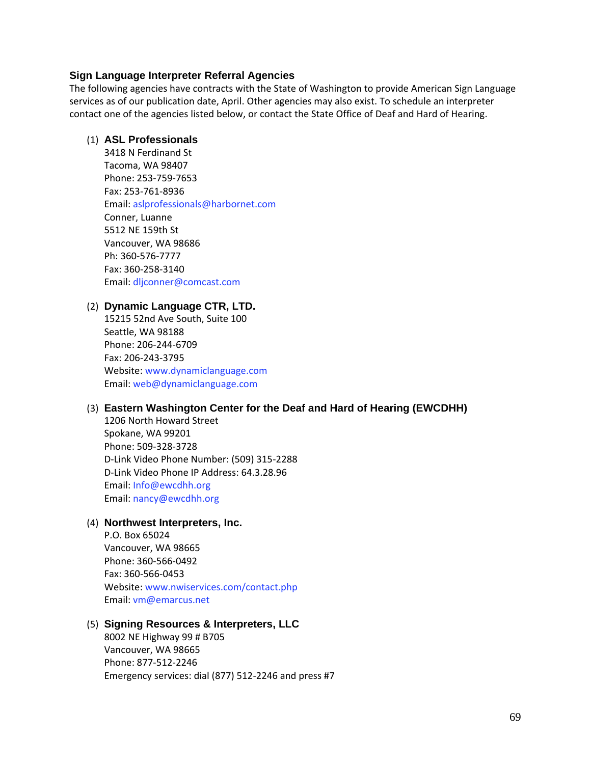### Sign Language Interpreter Referral Agencies

The following agencies have contracts with the State of Washington to provide American Sign Language services as of our publication date, April. Other agencies may also exist. To schedule an interpreter contact one of the agencies listed below, or contact the State Office of Deaf and Hard of Hearing.

(1) **ASL Professionals**
3418 N Ferdinand St
Tacoma, WA 98407
Phone: 253-759-7653
Fax: 253-761-8936
Email: aslprofessionals@harbornet.com
Conner, Luanne
5512 NE 159th St
Vancouver, WA 98686
Ph: 360-576-7777
Fax: 360-258-3140
Email: dljconner@comcast.com

(2) **Dynamic Language CTR, LTD.**
15215 52nd Ave South, Suite 100
Seattle, WA 98188
Phone: 206-244-6709
Fax: 206-243-3795
Website: www.dynamiclanguage.com
Email: web@dynamiclanguage.com

(3) **Eastern Washington Center for the Deaf and Hard of Hearing (EWCDHH)**
1206 North Howard Street
Spokane, WA 99201
Phone: 509-328-3728
D-Link Video Phone Number: (509) 315-2288
D-Link Video Phone IP Address: 64.3.28.96
Email: Info@ewcdhh.org
Email: nancy@ewcdhh.org

(4) **Northwest Interpreters, Inc.**
P.O. Box 65024
Vancouver, WA 98665
Phone: 360-566-0492
Fax: 360-566-0453
Website: www.nwiservices.com/contact.php
Email: vm@emarcus.net

(5) **Signing Resources & Interpreters, LLC**
8002 NE Highway 99 # B705
Vancouver, WA 98665
Phone: 877-512-2246
Emergency services: dial (877) 512-2246 and press #7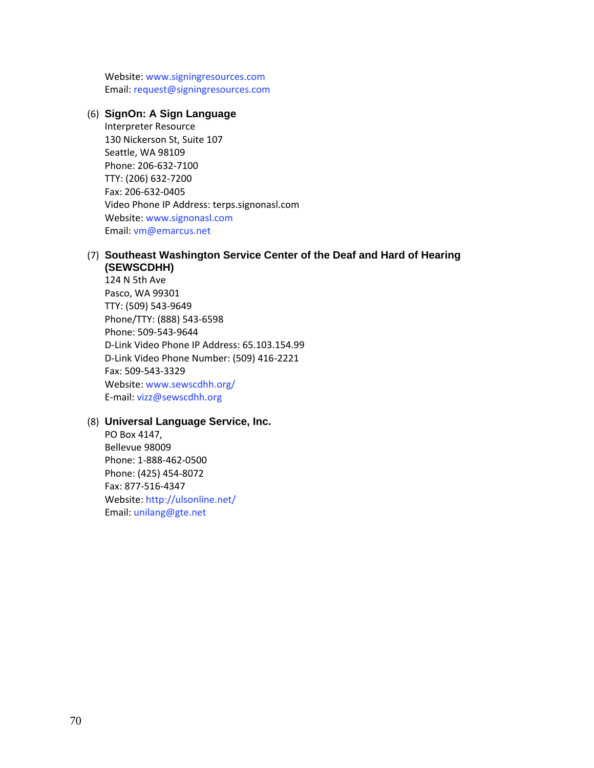Website: www.signingresources.com
Email: request@signingresources.com

(6) **SignOn: A Sign Language**
Interpreter Resource
130 Nickerson St, Suite 107
Seattle, WA 98109
Phone: 206-632-7100
TTY: (206) 632-7200
Fax: 206-632-0405
Video Phone IP Address: terps.signonasl.com
Website: www.signonasl.com
Email: vm@emarcus.net

(7) **Southeast Washington Service Center of the Deaf and Hard of Hearing (SEWSCDHH)**
124 N 5th Ave
Pasco, WA 99301
TTY: (509) 543-9649
Phone/TTY: (888) 543-6598
Phone: 509-543-9644
D-Link Video Phone IP Address: 65.103.154.99
D-Link Video Phone Number: (509) 416-2221
Fax: 509-543-3329
Website: www.sewscdhh.org/
E-mail: vizz@sewscdhh.org

(8) **Universal Language Service, Inc.**
PO Box 4147,
Bellevue 98009
Phone: 1-888-462-0500
Phone: (425) 454-8072
Fax: 877-516-4347
Website: http://ulsonline.net/
Email: unilang@gte.net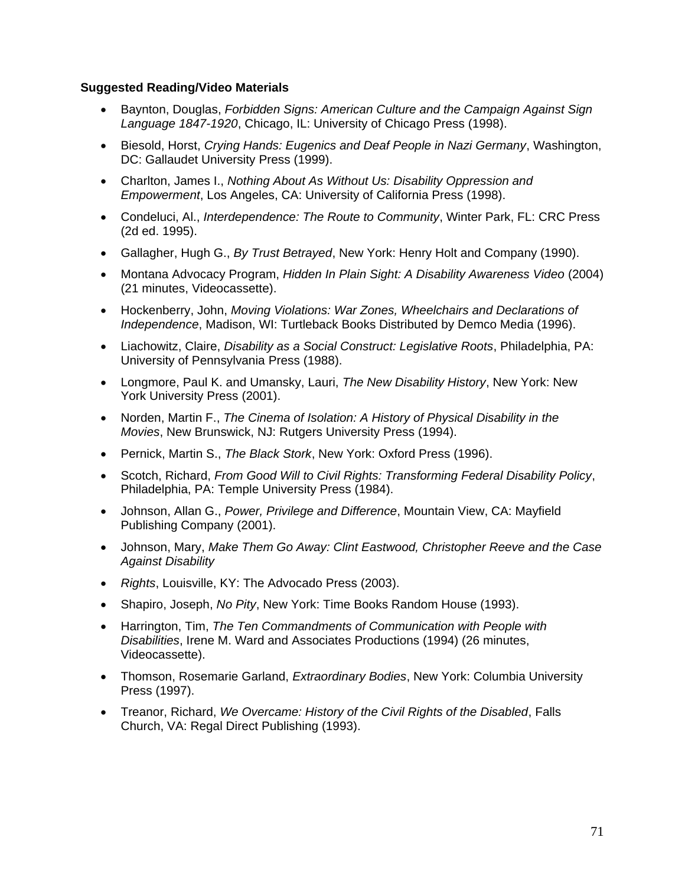**Suggested Reading/Video Materials**

- Baynton, Douglas, *Forbidden Signs: American Culture and the Campaign Against Sign Language 1847-1920*, Chicago, IL: University of Chicago Press (1998).
- Biesold, Horst, *Crying Hands: Eugenics and Deaf People in Nazi Germany*, Washington, DC: Gallaudet University Press (1999).
- Charlton, James I., *Nothing About As Without Us: Disability Oppression and Empowerment*, Los Angeles, CA: University of California Press (1998).
- Condeluci, Al., *Interdependence: The Route to Community*, Winter Park, FL: CRC Press (2d ed. 1995).
- Gallagher, Hugh G., *By Trust Betrayed*, New York: Henry Holt and Company (1990).
- Montana Advocacy Program, *Hidden In Plain Sight: A Disability Awareness Video* (2004) (21 minutes, Videocassette).
- Hockenberry, John, *Moving Violations: War Zones, Wheelchairs and Declarations of Independence*, Madison, WI: Turtleback Books Distributed by Demco Media (1996).
- Liachowitz, Claire, *Disability as a Social Construct: Legislative Roots*, Philadelphia, PA: University of Pennsylvania Press (1988).
- Longmore, Paul K. and Umansky, Lauri, *The New Disability History*, New York: New York University Press (2001).
- Norden, Martin F., *The Cinema of Isolation: A History of Physical Disability in the Movies*, New Brunswick, NJ: Rutgers University Press (1994).
- Pernick, Martin S., *The Black Stork*, New York: Oxford Press (1996).
- Scotch, Richard, *From Good Will to Civil Rights: Transforming Federal Disability Policy*, Philadelphia, PA: Temple University Press (1984).
- Johnson, Allan G., *Power, Privilege and Difference*, Mountain View, CA: Mayfield Publishing Company (2001).
- Johnson, Mary, *Make Them Go Away: Clint Eastwood, Christopher Reeve and the Case Against Disability*
- *Rights*, Louisville, KY: The Advocado Press (2003).
- Shapiro, Joseph, *No Pity*, New York: Time Books Random House (1993).
- Harrington, Tim, *The Ten Commandments of Communication with People with Disabilities*, Irene M. Ward and Associates Productions (1994) (26 minutes, Videocassette).
- Thomson, Rosemarie Garland, *Extraordinary Bodies*, New York: Columbia University Press (1997).
- Treanor, Richard, *We Overcame: History of the Civil Rights of the Disabled*, Falls Church, VA: Regal Direct Publishing (1993).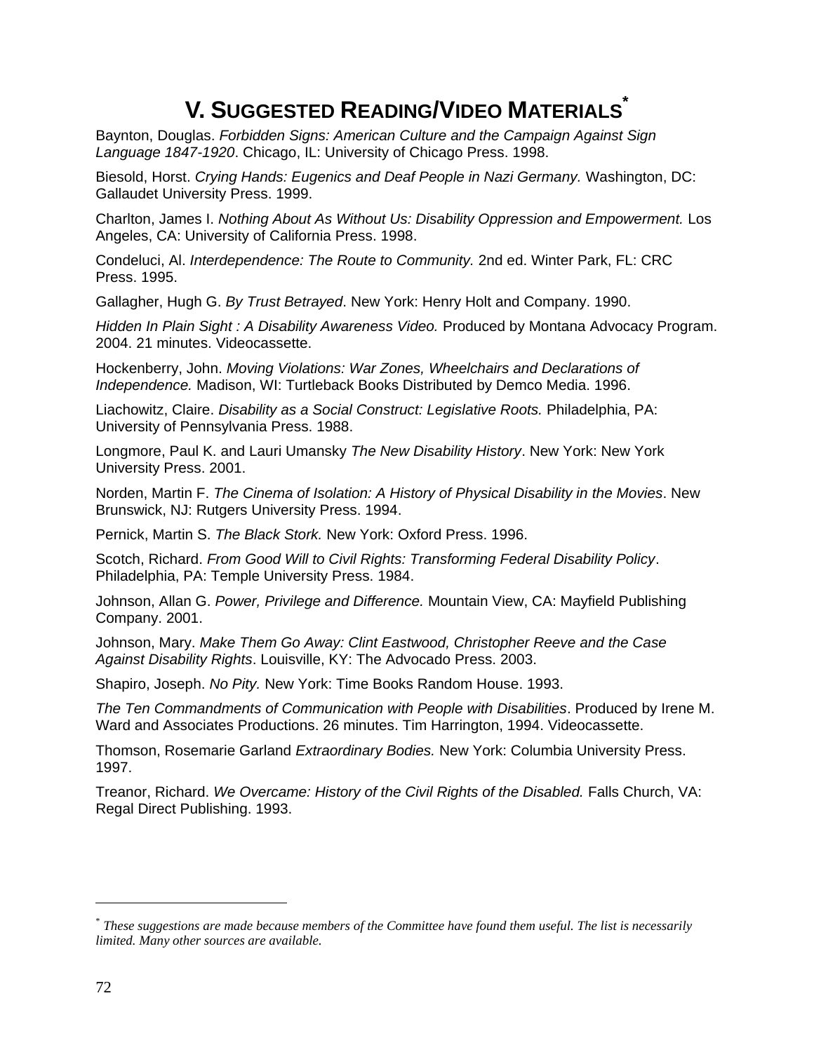# V. Suggested Reading/Video Materials[*]

Baynton, Douglas. *Forbidden Signs: American Culture and the Campaign Against Sign Language 1847-1920*. Chicago, IL: University of Chicago Press. 1998.

Biesold, Horst. *Crying Hands: Eugenics and Deaf People in Nazi Germany.* Washington, DC: Gallaudet University Press. 1999.

Charlton, James I. *Nothing About As Without Us: Disability Oppression and Empowerment.* Los Angeles, CA: University of California Press. 1998.

Condeluci, Al. *Interdependence: The Route to Community.* 2nd ed. Winter Park, FL: CRC Press. 1995.

Gallagher, Hugh G. *By Trust Betrayed*. New York: Henry Holt and Company. 1990.

*Hidden In Plain Sight : A Disability Awareness Video.* Produced by Montana Advocacy Program. 2004. 21 minutes. Videocassette.

Hockenberry, John. *Moving Violations: War Zones, Wheelchairs and Declarations of Independence.* Madison, WI: Turtleback Books Distributed by Demco Media. 1996.

Liachowitz, Claire. *Disability as a Social Construct: Legislative Roots.* Philadelphia, PA: University of Pennsylvania Press. 1988.

Longmore, Paul K. and Lauri Umansky *The New Disability History*. New York: New York University Press. 2001.

Norden, Martin F. *The Cinema of Isolation: A History of Physical Disability in the Movies*. New Brunswick, NJ: Rutgers University Press. 1994.

Pernick, Martin S. *The Black Stork.* New York: Oxford Press. 1996.

Scotch, Richard. *From Good Will to Civil Rights: Transforming Federal Disability Policy*. Philadelphia, PA: Temple University Press. 1984.

Johnson, Allan G. *Power, Privilege and Difference.* Mountain View, CA: Mayfield Publishing Company. 2001.

Johnson, Mary. *Make Them Go Away: Clint Eastwood, Christopher Reeve and the Case Against Disability Rights*. Louisville, KY: The Advocado Press. 2003.

Shapiro, Joseph. *No Pity.* New York: Time Books Random House. 1993.

*The Ten Commandments of Communication with People with Disabilities*. Produced by Irene M. Ward and Associates Productions. 26 minutes. Tim Harrington, 1994. Videocassette.

Thomson, Rosemarie Garland *Extraordinary Bodies.* New York: Columbia University Press. 1997.

Treanor, Richard. *We Overcame: History of the Civil Rights of the Disabled.* Falls Church, VA: Regal Direct Publishing. 1993.

---

[*] *These suggestions are made because members of the Committee have found them useful. The list is necessarily limited. Many other sources are available.*